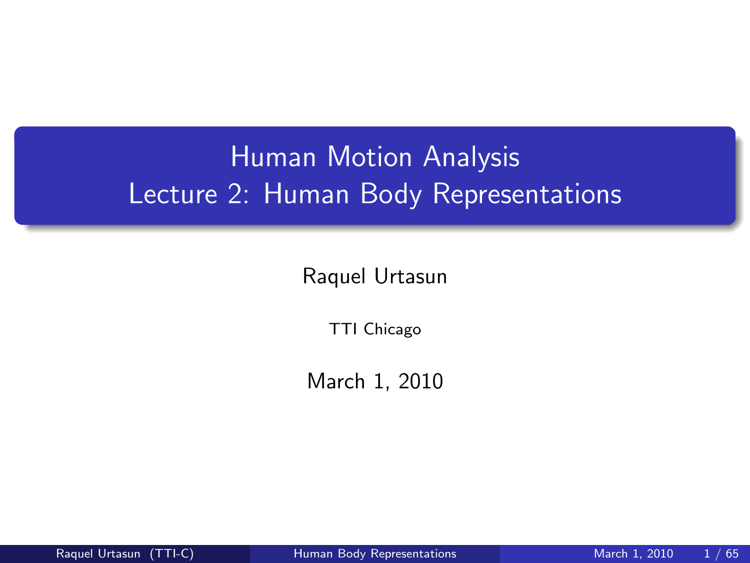# Human Motion Analysis
## Lecture 2: Human Body Representations

Raquel Urtasun

TTI Chicago

March 1, 2010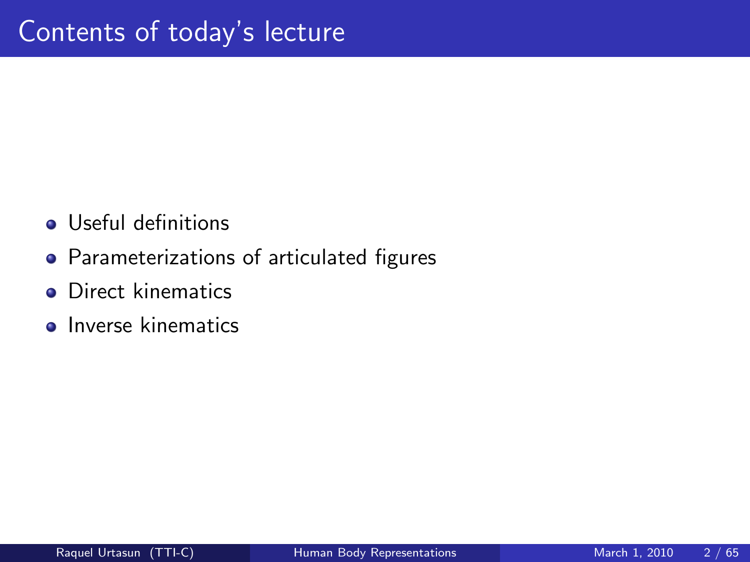# Contents of today's lecture

- Useful definitions
- Parameterizations of articulated figures
- Direct kinematics
- Inverse kinematics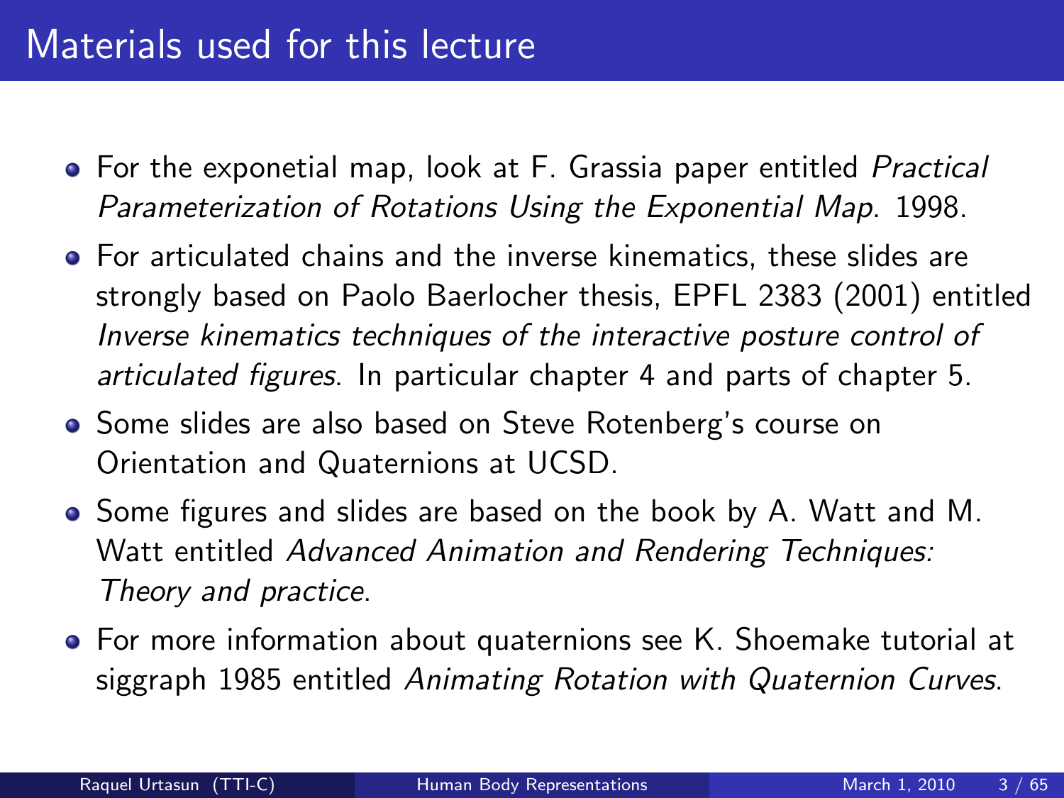# Materials used for this lecture

- For the exponetial map, look at F. Grassia paper entitled *Practical Parameterization of Rotations Using the Exponential Map*. 1998.
- For articulated chains and the inverse kinematics, these slides are strongly based on Paolo Baerlocher thesis, EPFL 2383 (2001) entitled *Inverse kinematics techniques of the interactive posture control of articulated figures*. In particular chapter 4 and parts of chapter 5.
- Some slides are also based on Steve Rotenberg's course on Orientation and Quaternions at UCSD.
- Some figures and slides are based on the book by A. Watt and M. Watt entitled *Advanced Animation and Rendering Techniques: Theory and practice*.
- For more information about quaternions see K. Shoemake tutorial at siggraph 1985 entitled *Animating Rotation with Quaternion Curves*.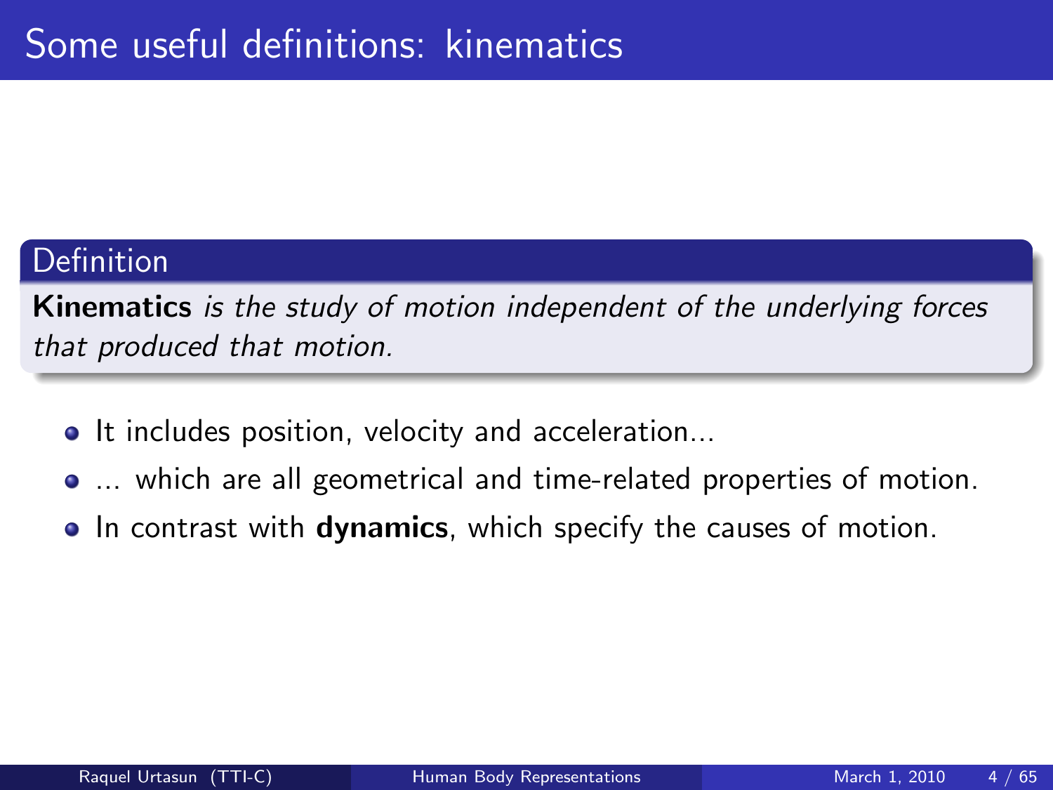# Some useful definitions: kinematics

**Definition**

**Kinematics** *is the study of motion independent of the underlying forces that produced that motion.*

- It includes position, velocity and acceleration...
- ... which are all geometrical and time-related properties of motion.
- In contrast with **dynamics**, which specify the causes of motion.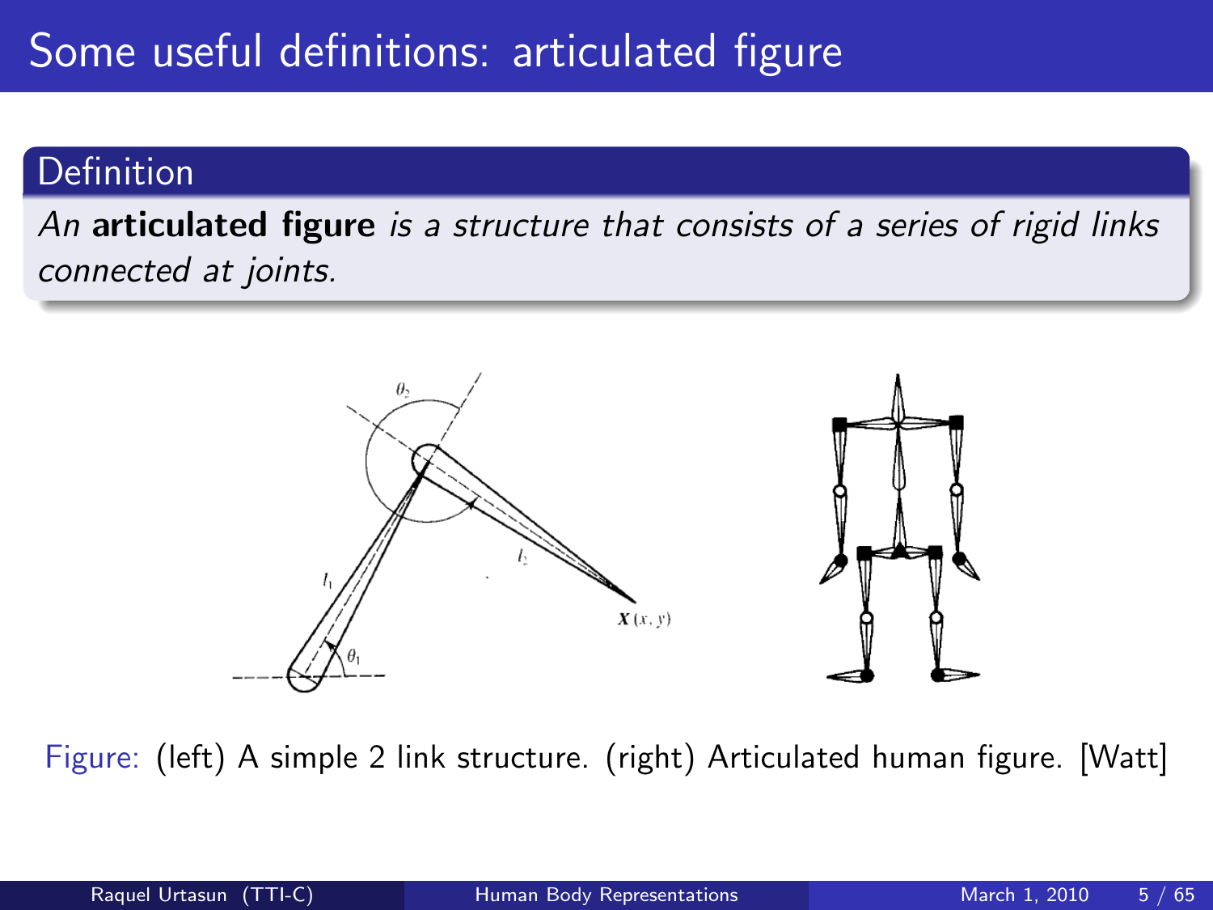# Some useful definitions: articulated figure

## Definition

*An* **articulated figure** *is a structure that consists of a series of rigid links connected at joints.*

Figure: (left) A simple 2 link structure. (right) Articulated human figure. [Watt]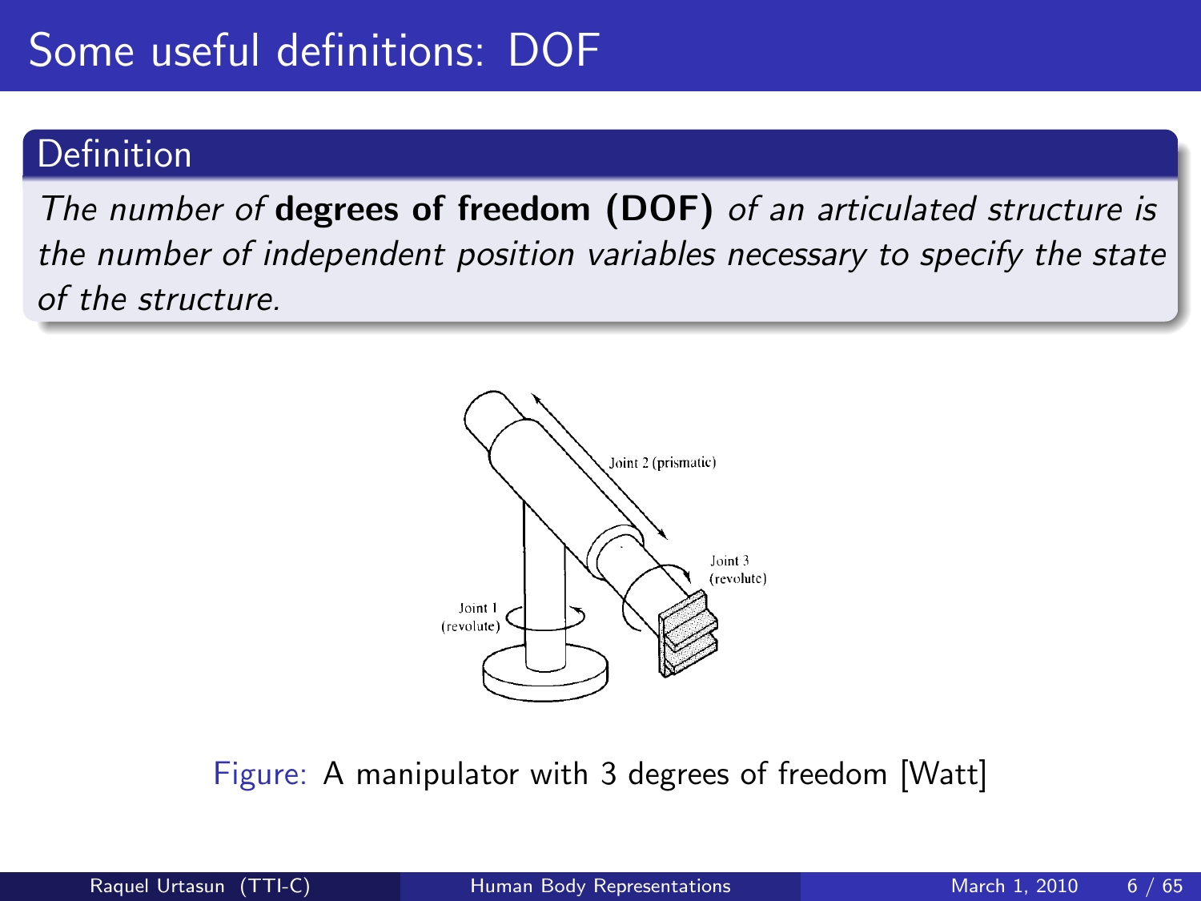# Some useful definitions: DOF

**Definition**

*The number of* **degrees of freedom (DOF)** *of an articulated structure is the number of independent position variables necessary to specify the state of the structure.*

Figure: A manipulator with 3 degrees of freedom [Watt]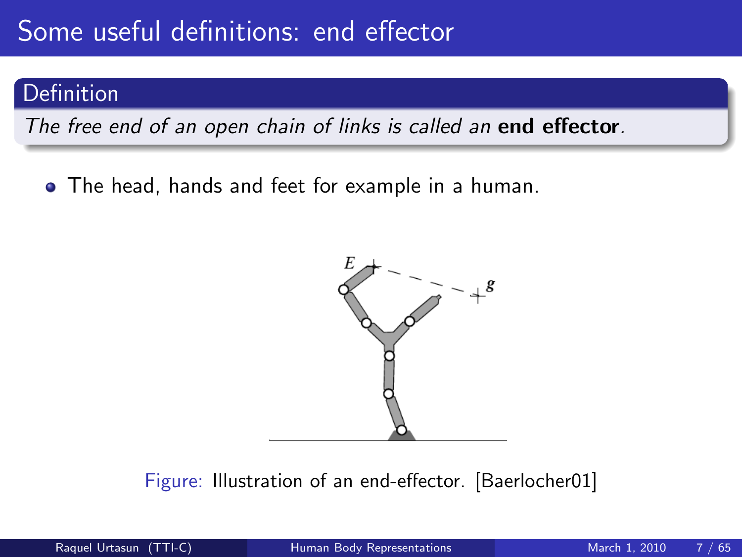# Some useful definitions: end effector

**Definition**

*The free end of an open chain of links is called an* **end effector**.

- The head, hands and feet for example in a human.

Figure: Illustration of an end-effector. [Baerlocher01]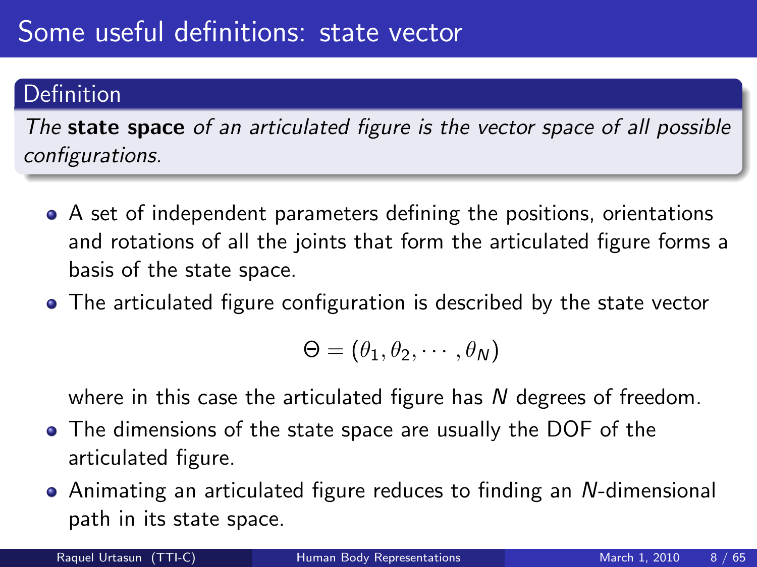# Some useful definitions: state vector

**Definition**

*The* **state space** *of an articulated figure is the vector space of all possible configurations.*

- A set of independent parameters defining the positions, orientations and rotations of all the joints that form the articulated figure forms a basis of the state space.
- The articulated figure configuration is described by the state vector

$$\Theta = (\theta_1, \theta_2, \cdots, \theta_N)$$

  where in this case the articulated figure has $N$ degrees of freedom.
- The dimensions of the state space are usually the DOF of the articulated figure.
- Animating an articulated figure reduces to finding an $N$-dimensional path in its state space.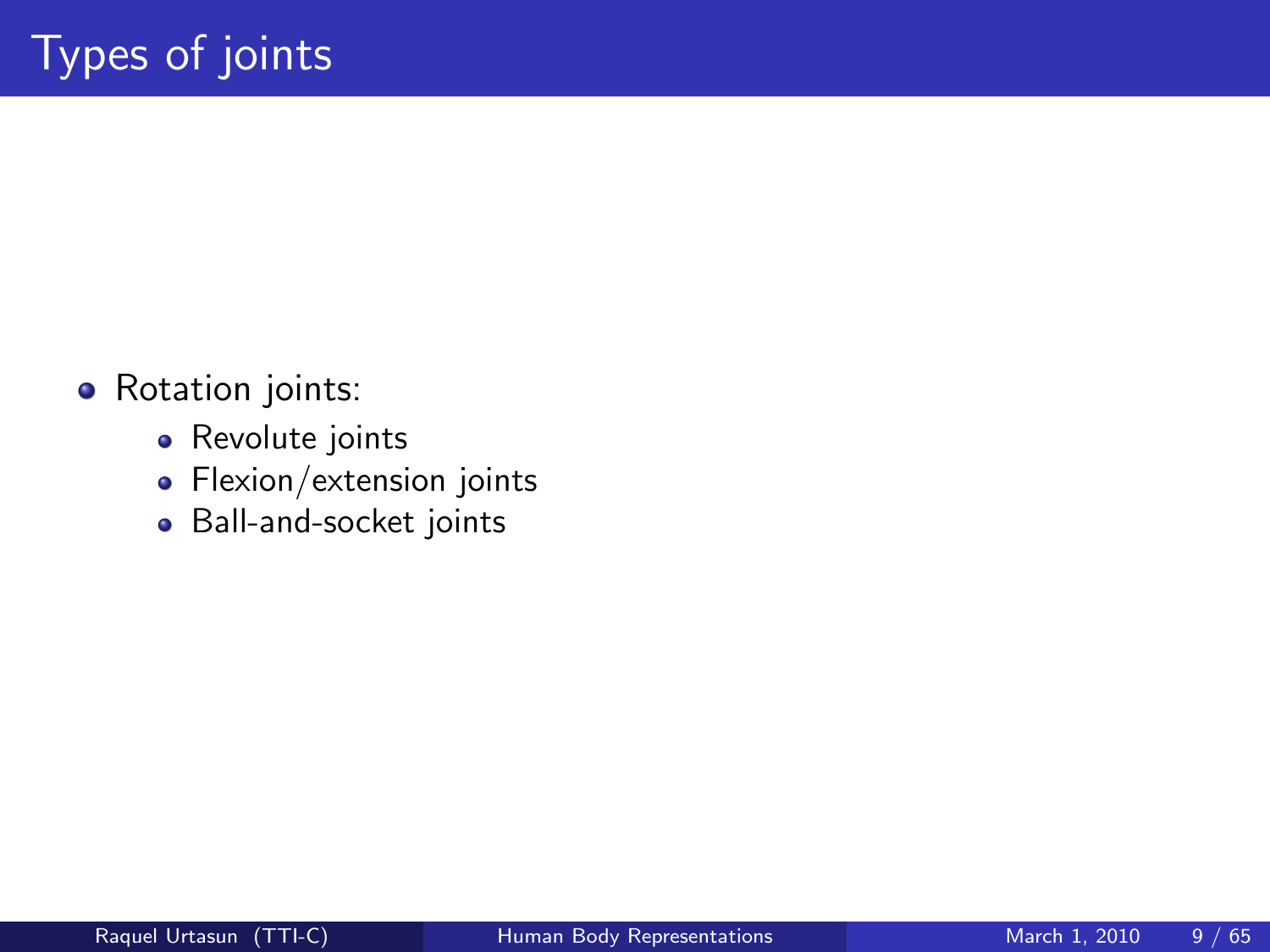# Types of joints

- Rotation joints:
  - Revolute joints
  - Flexion/extension joints
  - Ball-and-socket joints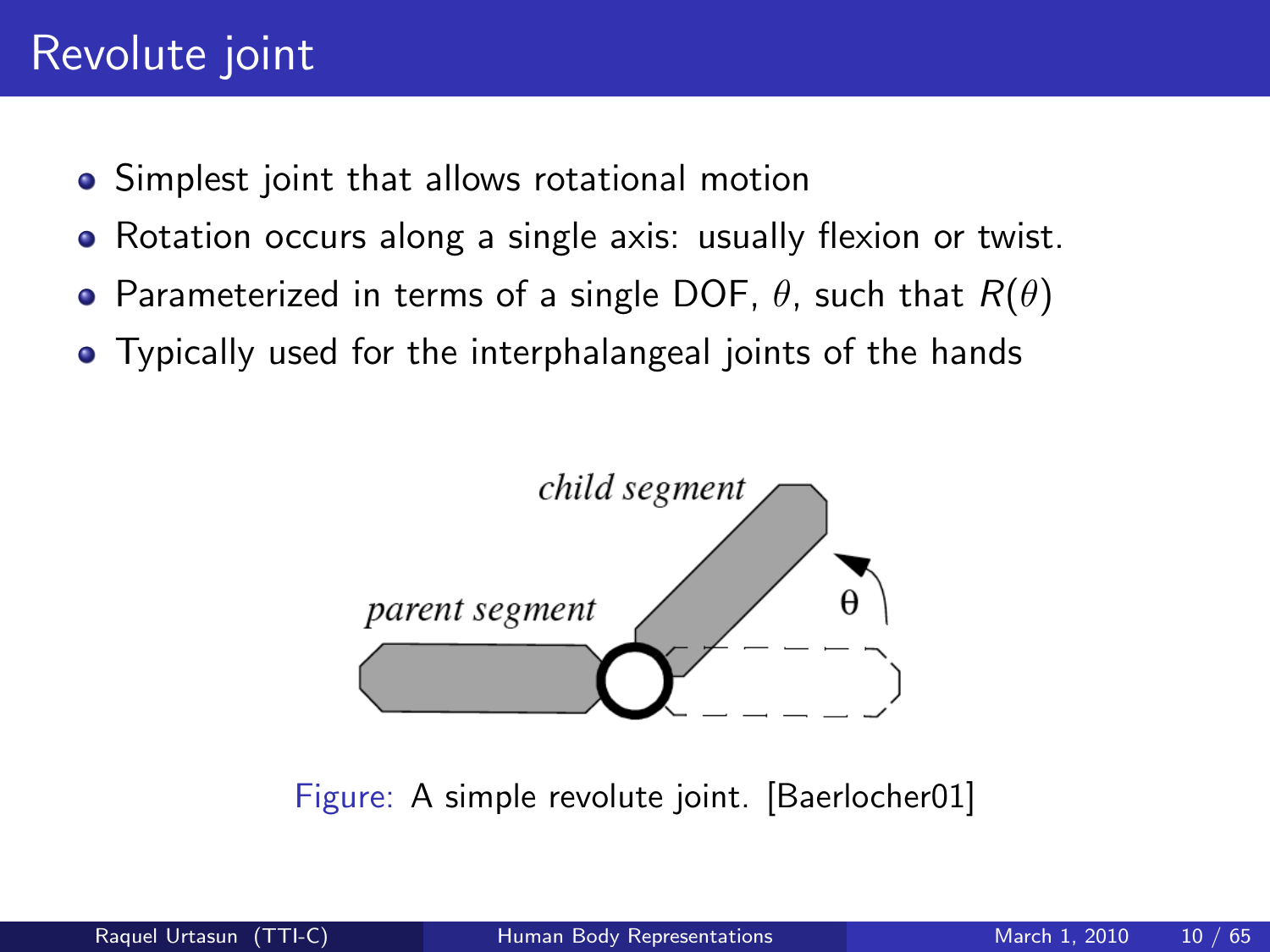# Revolute joint

- Simplest joint that allows rotational motion
- Rotation occurs along a single axis: usually flexion or twist.
- Parameterized in terms of a single DOF, $\theta$, such that $R(\theta)$
- Typically used for the interphalangeal joints of the hands

Figure: A simple revolute joint. [Baerlocher01]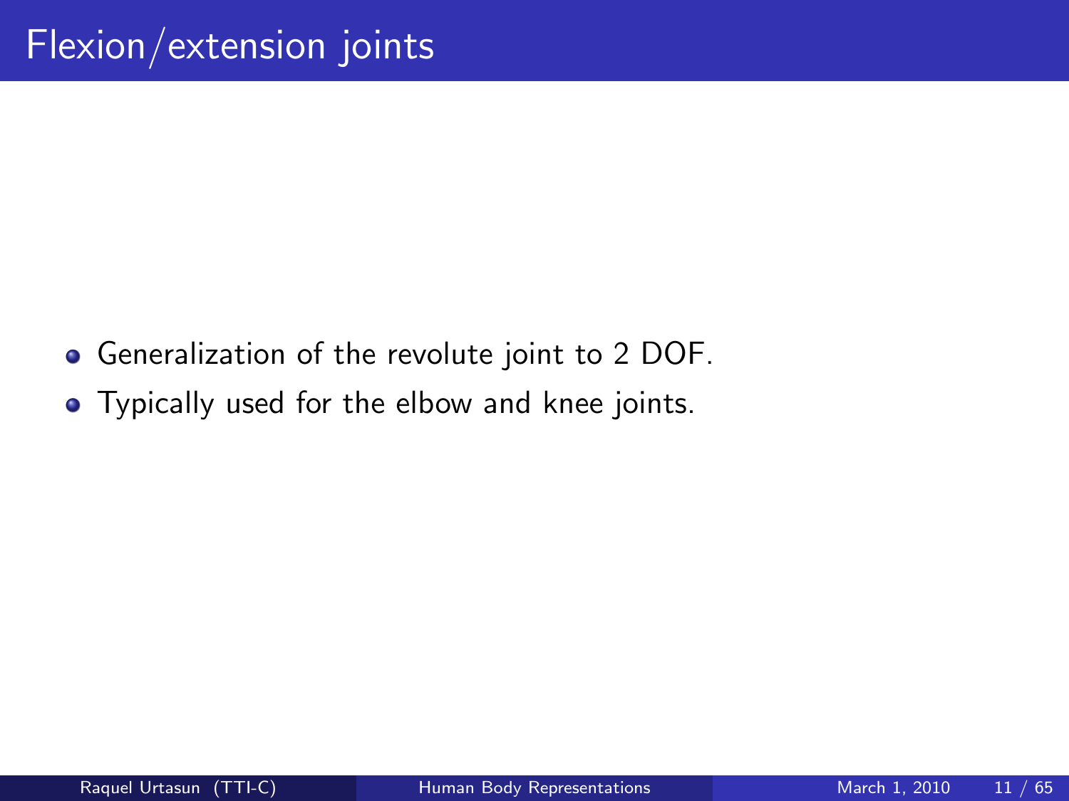# Flexion/extension joints

- Generalization of the revolute joint to 2 DOF.
- Typically used for the elbow and knee joints.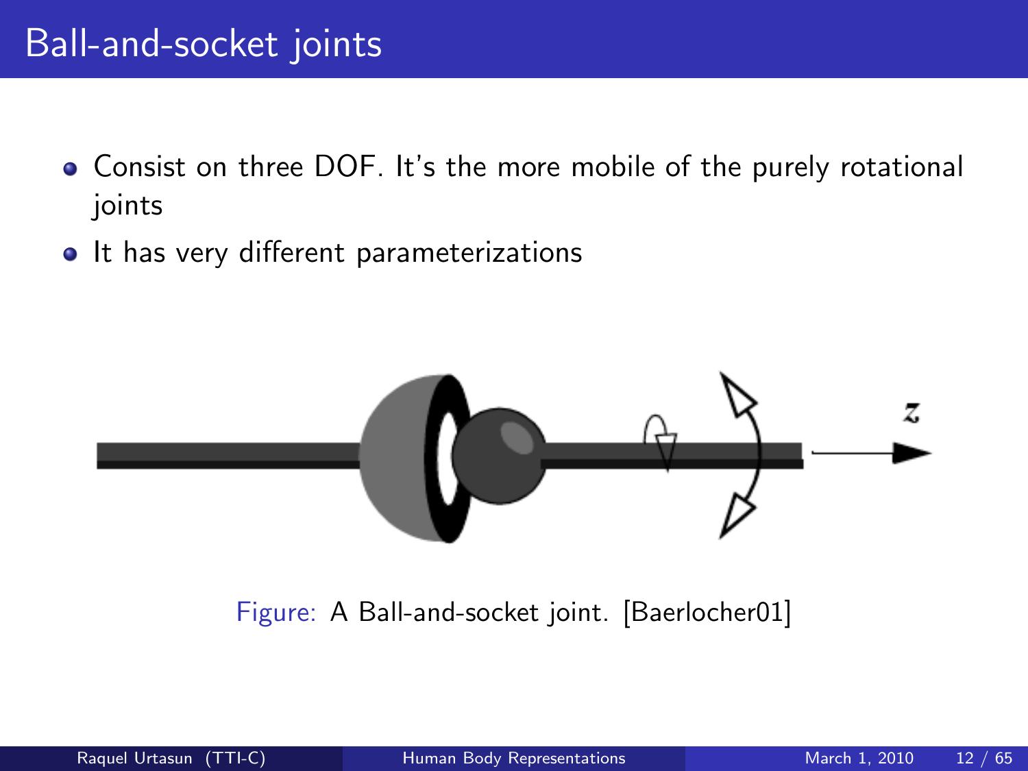# Ball-and-socket joints

- Consist on three DOF. It's the more mobile of the purely rotational joints
- It has very different parameterizations

Figure: A Ball-and-socket joint. [Baerlocher01]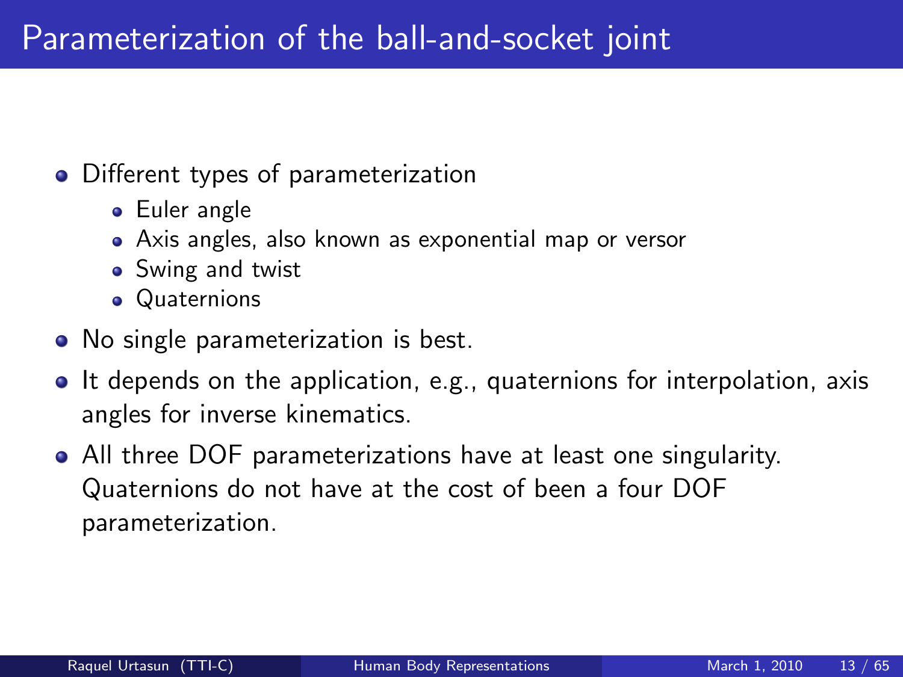# Parameterization of the ball-and-socket joint

- Different types of parameterization
  - Euler angle
  - Axis angles, also known as exponential map or versor
  - Swing and twist
  - Quaternions
- No single parameterization is best.
- It depends on the application, e.g., quaternions for interpolation, axis angles for inverse kinematics.
- All three DOF parameterizations have at least one singularity. Quaternions do not have at the cost of been a four DOF parameterization.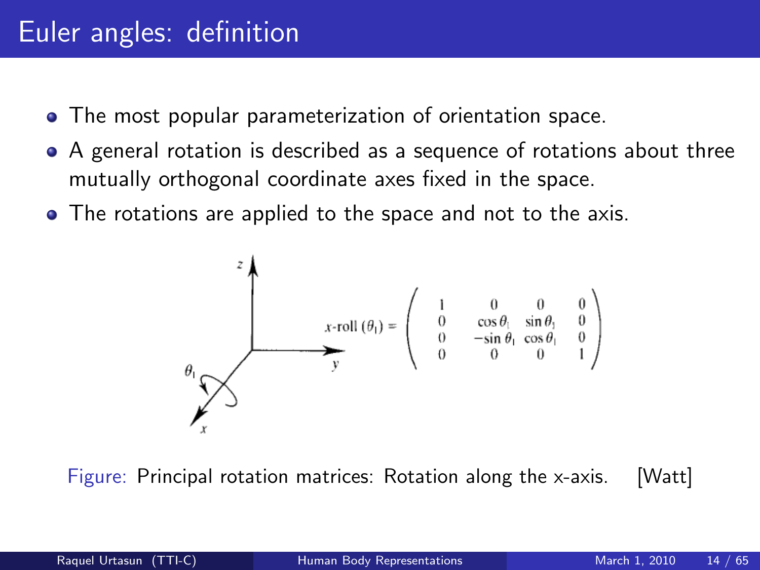# Euler angles: definition

- The most popular parameterization of orientation space.
- A general rotation is described as a sequence of rotations about three mutually orthogonal coordinate axes fixed in the space.
- The rotations are applied to the space and not to the axis.

$$
x\text{-roll}(\theta_1) = \begin{pmatrix} 1 & 0 & 0 & 0 \\ 0 & \cos\theta_1 & \sin\theta_1 & 0 \\ 0 & -\sin\theta_1 & \cos\theta_1 & 0 \\ 0 & 0 & 0 & 1 \end{pmatrix}
$$

Figure: Principal rotation matrices: Rotation along the x-axis. [Watt]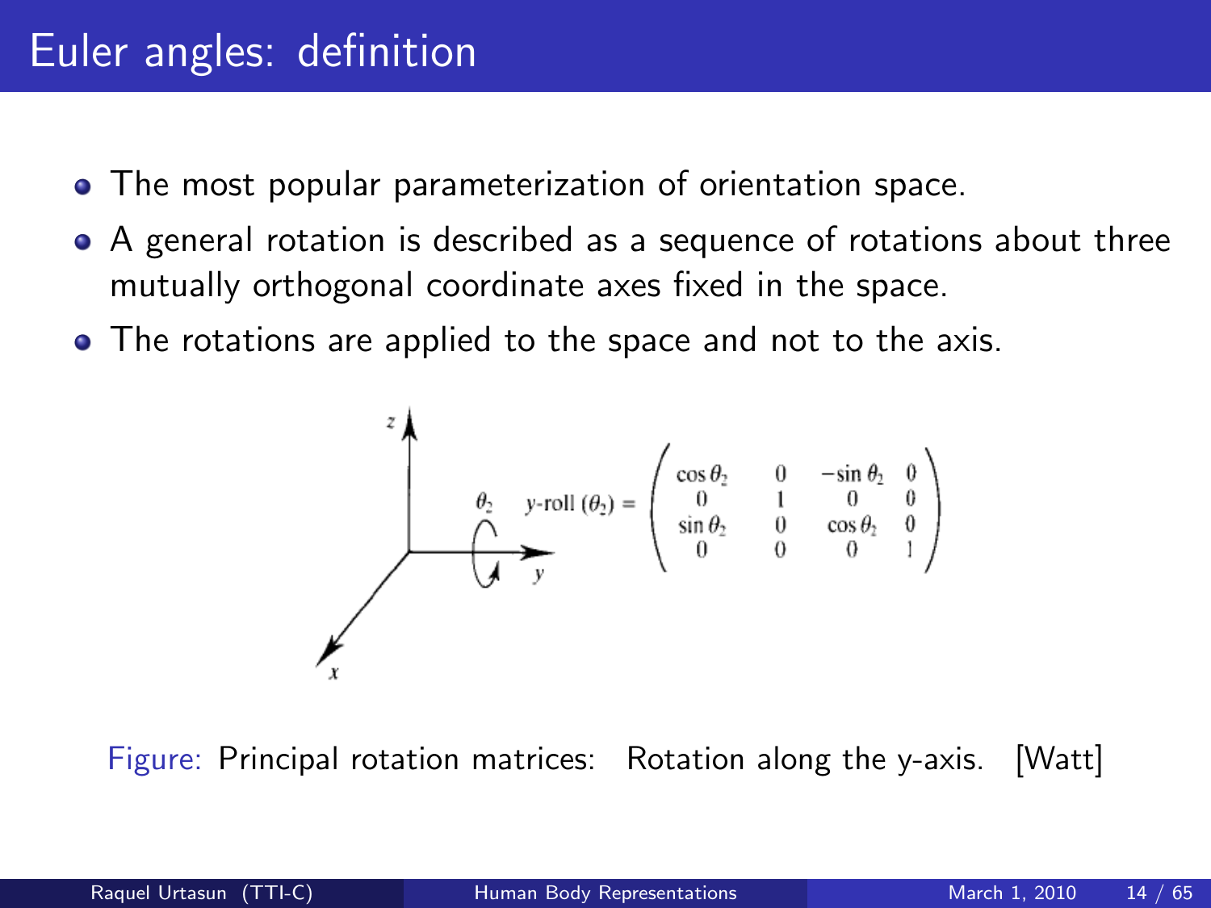# Euler angles: definition

- The most popular parameterization of orientation space.
- A general rotation is described as a sequence of rotations about three mutually orthogonal coordinate axes fixed in the space.
- The rotations are applied to the space and not to the axis.

$$
y\text{-roll}(\theta_2) = \begin{pmatrix} \cos\theta_2 & 0 & -\sin\theta_2 & 0 \\ 0 & 1 & 0 & 0 \\ \sin\theta_2 & 0 & \cos\theta_2 & 0 \\ 0 & 0 & 0 & 1 \end{pmatrix}
$$

Figure: Principal rotation matrices: Rotation along the y-axis. [Watt]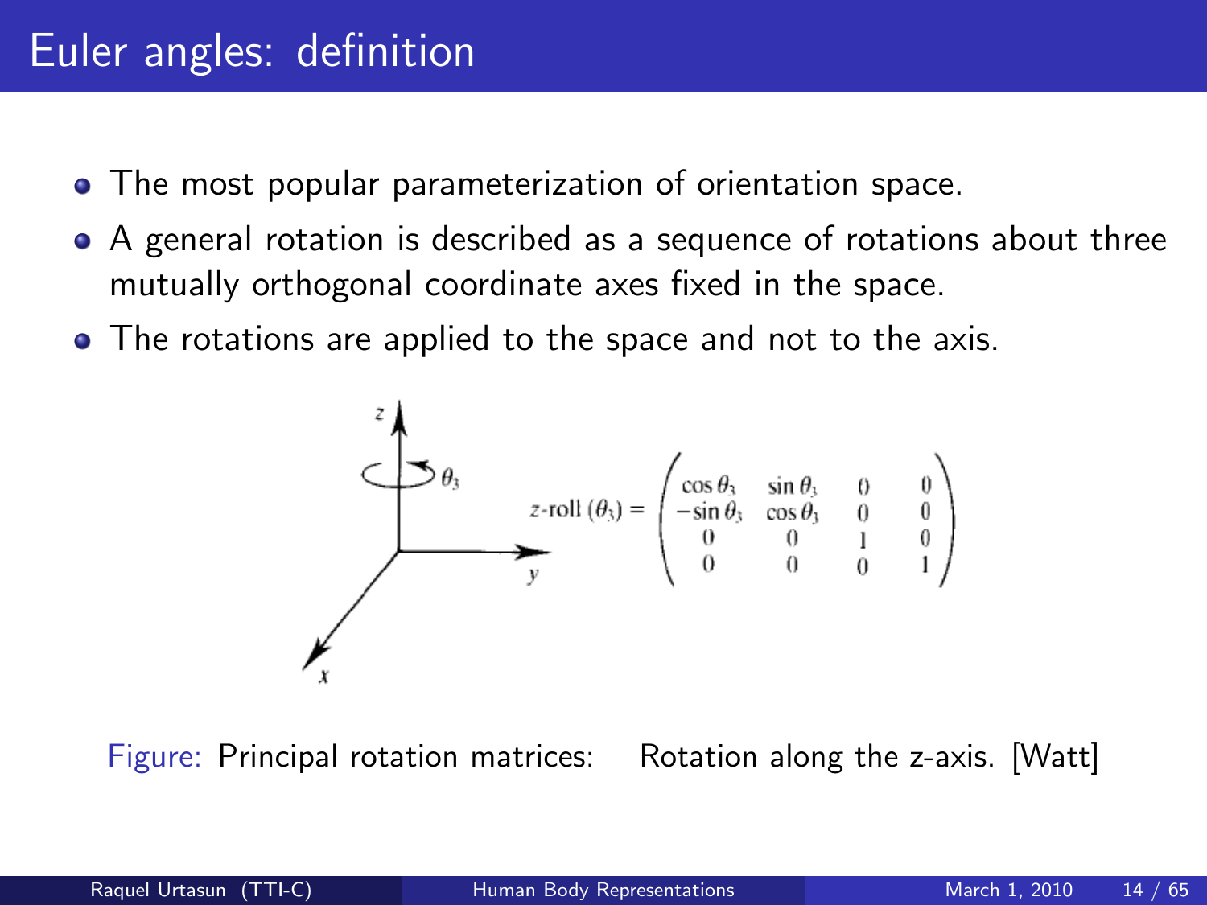# Euler angles: definition

- The most popular parameterization of orientation space.
- A general rotation is described as a sequence of rotations about three mutually orthogonal coordinate axes fixed in the space.
- The rotations are applied to the space and not to the axis.

$$z\text{-roll}(\theta_3) = \begin{pmatrix} \cos\theta_3 & \sin\theta_3 & 0 & 0 \\ -\sin\theta_3 & \cos\theta_3 & 0 & 0 \\ 0 & 0 & 1 & 0 \\ 0 & 0 & 0 & 1 \end{pmatrix}$$

Figure: Principal rotation matrices: Rotation along the z-axis. [Watt]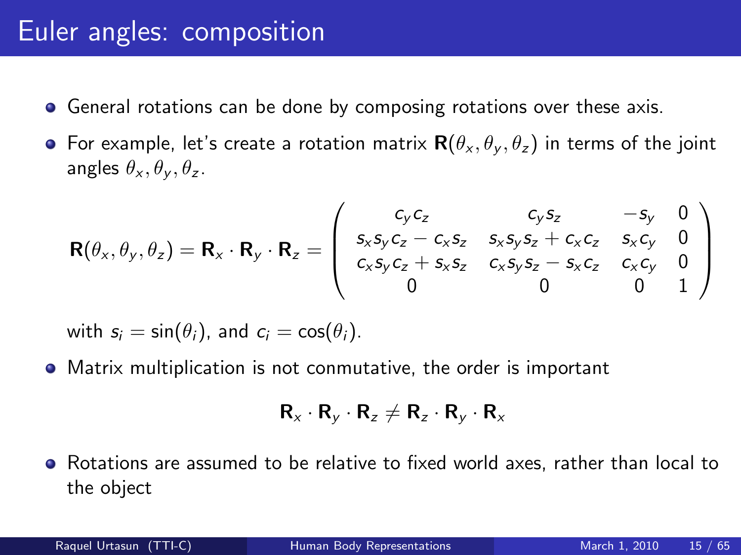# Euler angles: composition

- General rotations can be done by composing rotations over these axis.
- For example, let's create a rotation matrix $\mathbf{R}(\theta_x, \theta_y, \theta_z)$ in terms of the joint angles $\theta_x, \theta_y, \theta_z$.

$$
\mathbf{R}(\theta_x, \theta_y, \theta_z) = \mathbf{R}_x \cdot \mathbf{R}_y \cdot \mathbf{R}_z = \begin{pmatrix} c_y c_z & c_y s_z & -s_y & 0 \\ s_x s_y c_z - c_x s_z & s_x s_y s_z + c_x c_z & s_x c_y & 0 \\ c_x s_y c_z + s_x s_z & c_x s_y s_z - s_x c_z & c_x c_y & 0 \\ 0 & 0 & 0 & 1 \end{pmatrix}
$$

  with $s_i = \sin(\theta_i)$, and $c_i = \cos(\theta_i)$.

- Matrix multiplication is not conmutative, the order is important

$$
\mathbf{R}_x \cdot \mathbf{R}_y \cdot \mathbf{R}_z \neq \mathbf{R}_z \cdot \mathbf{R}_y \cdot \mathbf{R}_x
$$

- Rotations are assumed to be relative to fixed world axes, rather than local to the object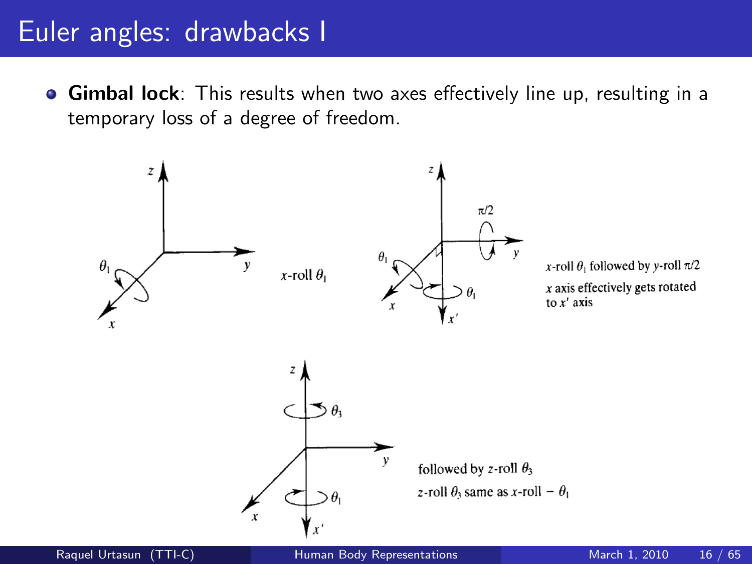# Euler angles: drawbacks I

- **Gimbal lock**: This results when two axes effectively line up, resulting in a temporary loss of a degree of freedom.

$x$-roll $\theta_1$

$x$-roll $\theta_1$ followed by $y$-roll $\pi/2$

$x$ axis effectively gets rotated to $x'$ axis

followed by $z$-roll $\theta_3$

$z$-roll $\theta_3$ same as $x$-roll $-\theta_1$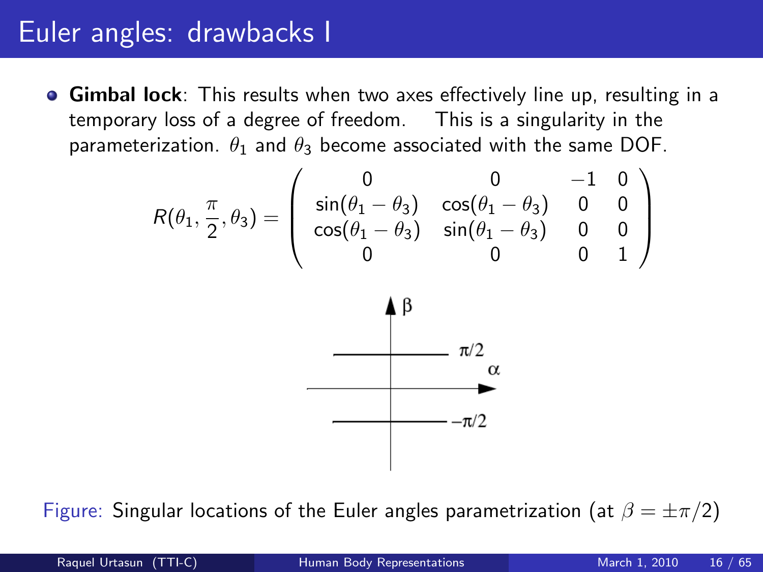# Euler angles: drawbacks I

- **Gimbal lock**: This results when two axes effectively line up, resulting in a temporary loss of a degree of freedom. This is a singularity in the parameterization. $\theta_1$ and $\theta_3$ become associated with the same DOF.

$$R(\theta_1, \frac{\pi}{2}, \theta_3) = \begin{pmatrix} 0 & 0 & -1 & 0 \\ \sin(\theta_1 - \theta_3) & \cos(\theta_1 - \theta_3) & 0 & 0 \\ \cos(\theta_1 - \theta_3) & \sin(\theta_1 - \theta_3) & 0 & 0 \\ 0 & 0 & 0 & 1 \end{pmatrix}$$

Figure: Singular locations of the Euler angles parametrization (at $\beta = \pm\pi/2$)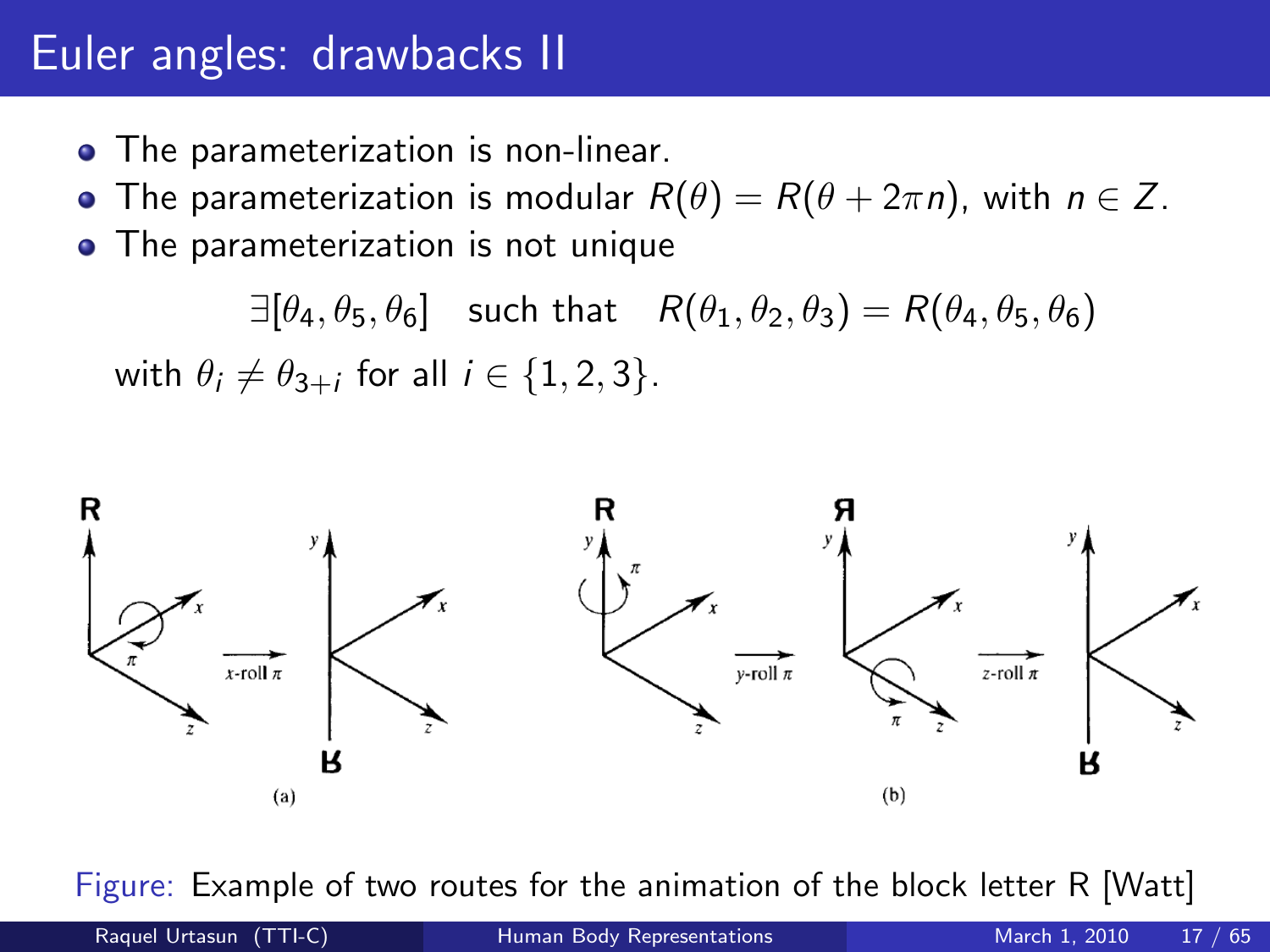# Euler angles: drawbacks II

- The parameterization is non-linear.
- The parameterization is modular $R(\theta) = R(\theta + 2\pi n)$, with $n \in Z$.
- The parameterization is not unique

$$\exists[\theta_4, \theta_5, \theta_6] \quad \text{such that} \quad R(\theta_1, \theta_2, \theta_3) = R(\theta_4, \theta_5, \theta_6)$$

with $\theta_i \neq \theta_{3+i}$ for all $i \in \{1, 2, 3\}$.

Figure: Example of two routes for the animation of the block letter R [Watt]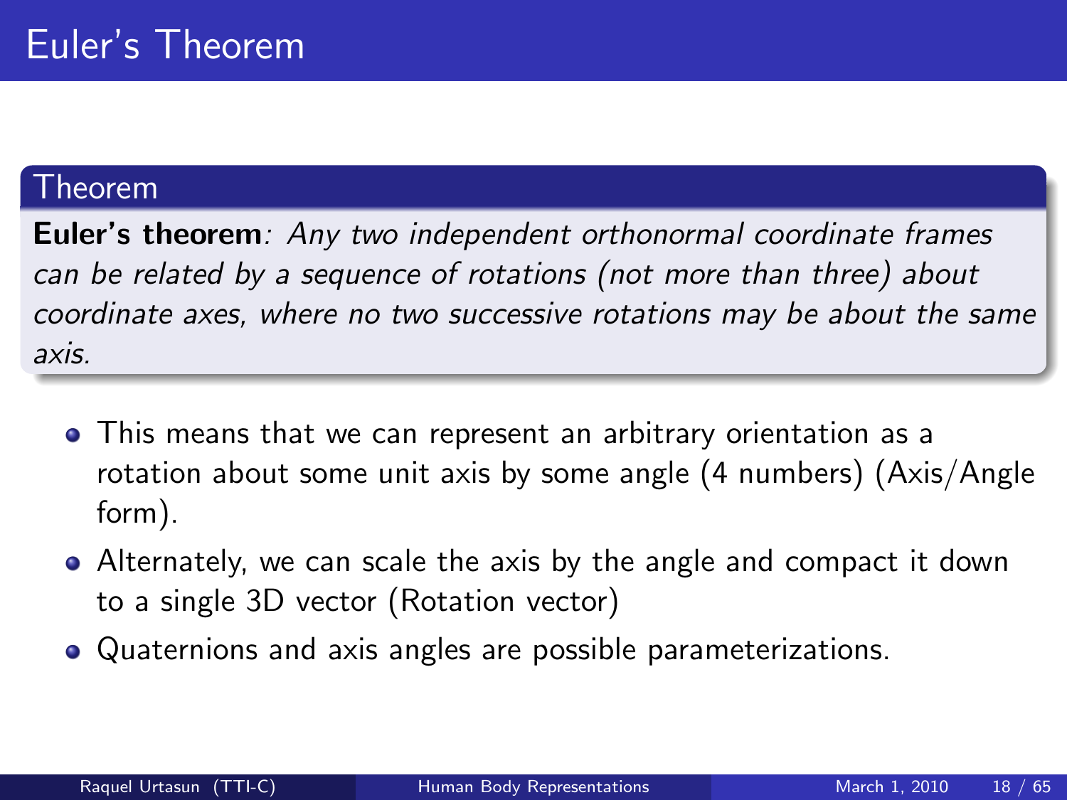# Euler's Theorem

**Theorem**

**Euler's theorem**: *Any two independent orthonormal coordinate frames can be related by a sequence of rotations (not more than three) about coordinate axes, where no two successive rotations may be about the same axis.*

- This means that we can represent an arbitrary orientation as a rotation about some unit axis by some angle (4 numbers) (Axis/Angle form).
- Alternately, we can scale the axis by the angle and compact it down to a single 3D vector (Rotation vector)
- Quaternions and axis angles are possible parameterizations.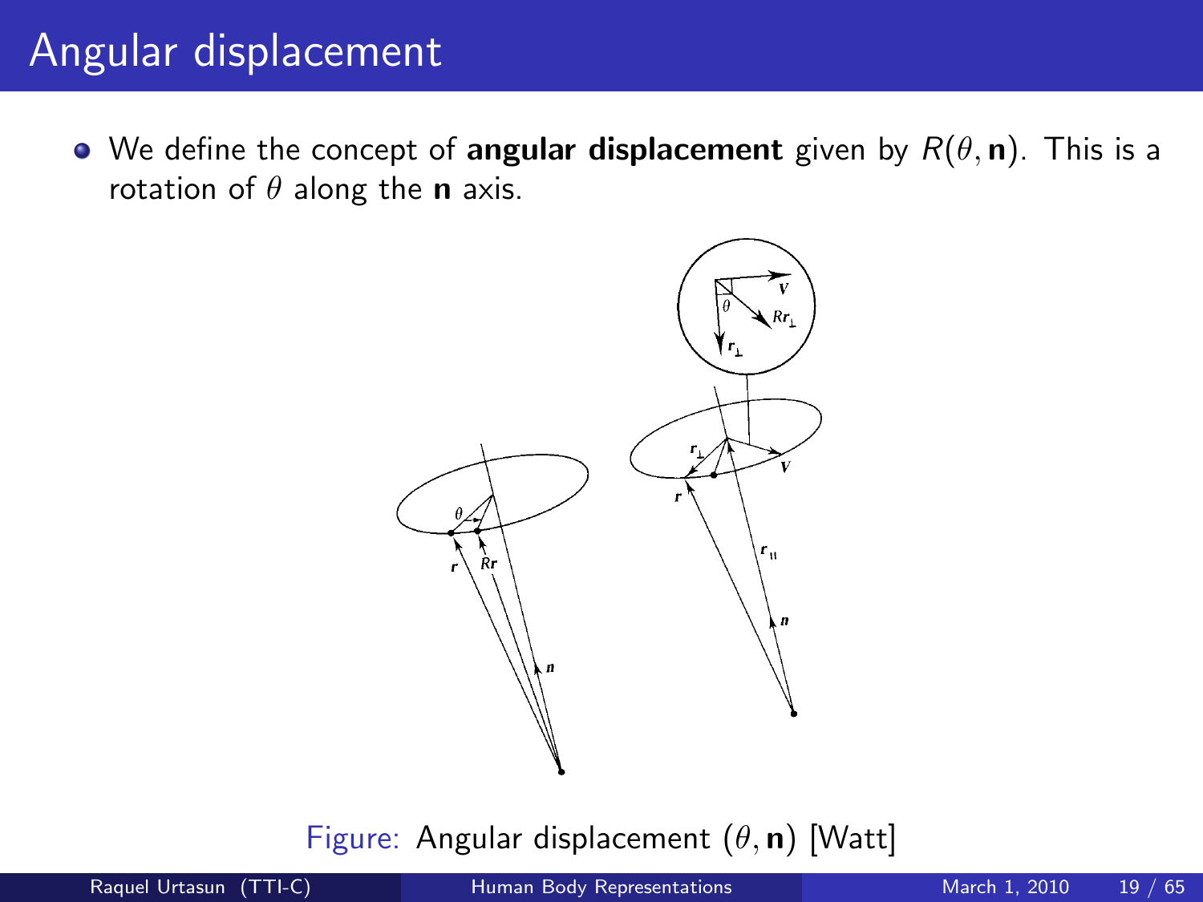# Angular displacement

- We define the concept of **angular displacement** given by $R(\theta, \mathbf{n})$. This is a rotation of $\theta$ along the $\mathbf{n}$ axis.

Figure: Angular displacement $(\theta, \mathbf{n})$ [Watt]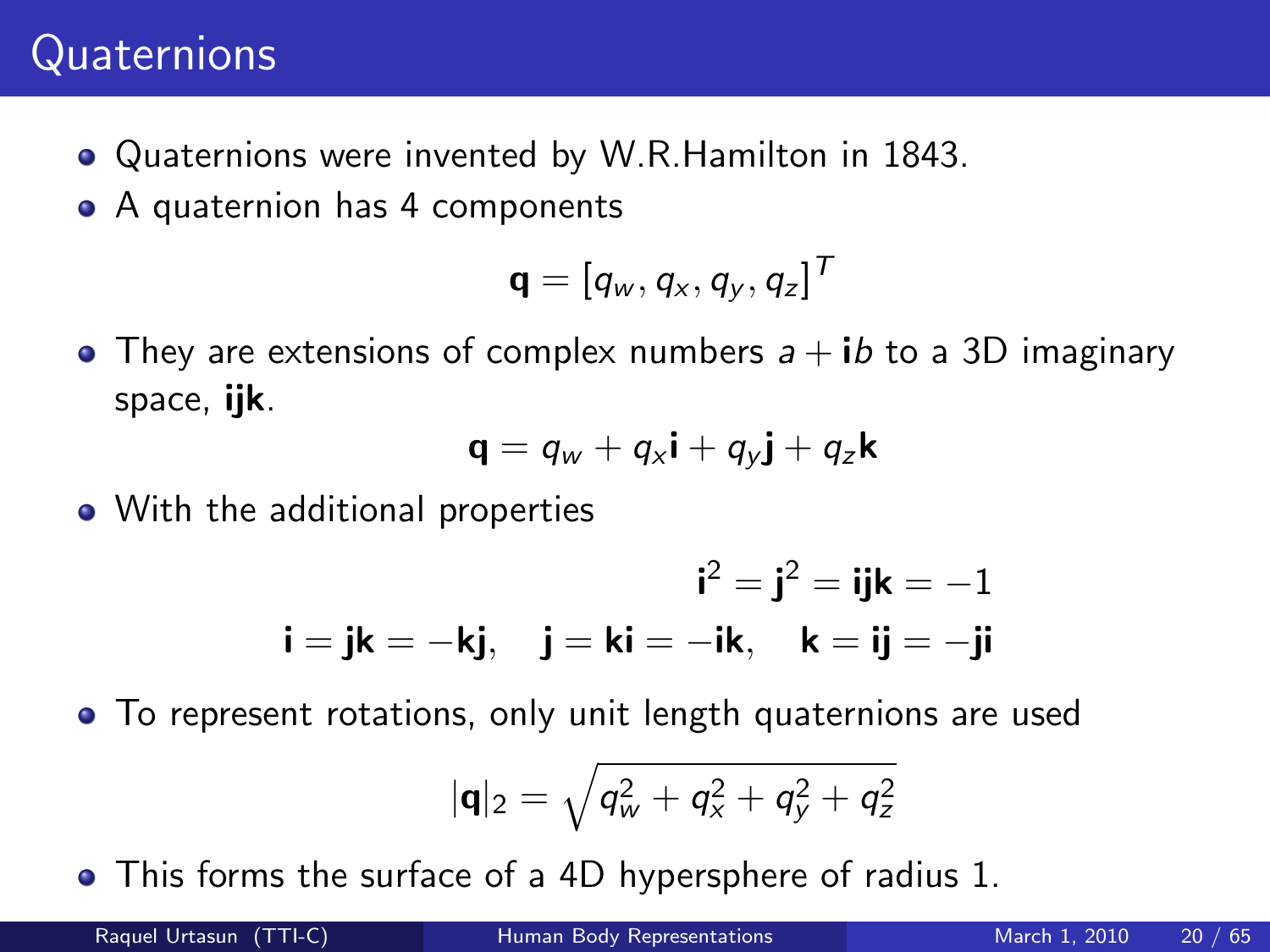# Quaternions

- Quaternions were invented by W.R.Hamilton in 1843.
- A quaternion has 4 components

$$\mathbf{q} = [q_w, q_x, q_y, q_z]^T$$

- They are extensions of complex numbers $a + \mathbf{i}b$ to a 3D imaginary space, **ijk**.

$$\mathbf{q} = q_w + q_x\mathbf{i} + q_y\mathbf{j} + q_z\mathbf{k}$$

- With the additional properties

$$\mathbf{i}^2 = \mathbf{j}^2 = \mathbf{ijk} = -1$$

$$\mathbf{i} = \mathbf{jk} = -\mathbf{kj}, \quad \mathbf{j} = \mathbf{ki} = -\mathbf{ik}, \quad \mathbf{k} = \mathbf{ij} = -\mathbf{ji}$$

- To represent rotations, only unit length quaternions are used

$$|\mathbf{q}|_2 = \sqrt{q_w^2 + q_x^2 + q_y^2 + q_z^2}$$

- This forms the surface of a 4D hypersphere of radius 1.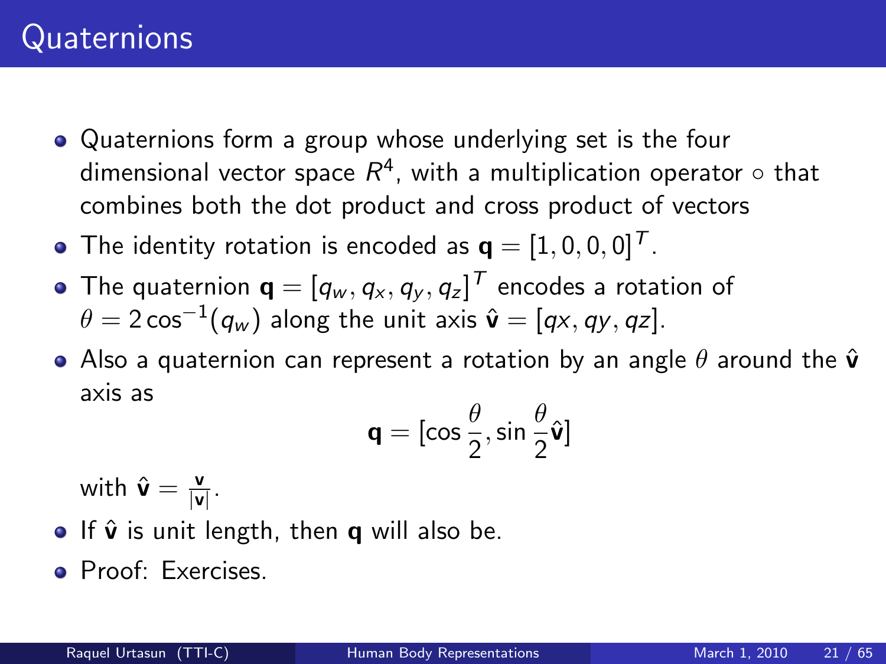# Quaternions

- Quaternions form a group whose underlying set is the four dimensional vector space $R^4$, with a multiplication operator $\circ$ that combines both the dot product and cross product of vectors
- The identity rotation is encoded as $\mathbf{q} = [1, 0, 0, 0]^T$.
- The quaternion $\mathbf{q} = [q_w, q_x, q_y, q_z]^T$ encodes a rotation of $\theta = 2\cos^{-1}(q_w)$ along the unit axis $\hat{\mathbf{v}} = [qx, qy, qz]$.
- Also a quaternion can represent a rotation by an angle $\theta$ around the $\hat{\mathbf{v}}$ axis as

$$\mathbf{q} = [\cos\frac{\theta}{2}, \sin\frac{\theta}{2}\hat{\mathbf{v}}]$$

  with $\hat{\mathbf{v}} = \frac{\mathbf{v}}{|\mathbf{v}|}$.
- If $\hat{\mathbf{v}}$ is unit length, then $\mathbf{q}$ will also be.
- Proof: Exercises.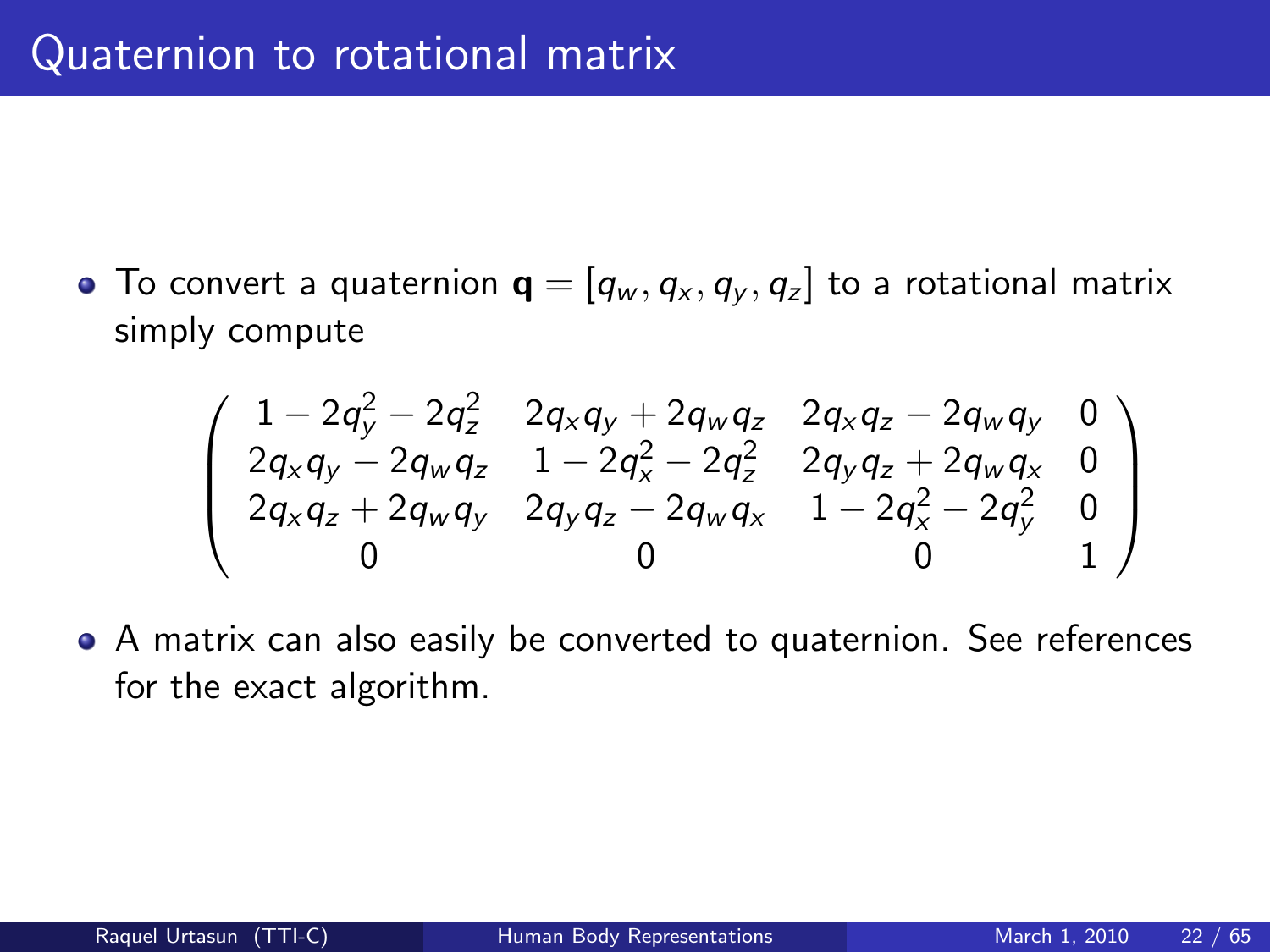# Quaternion to rotational matrix

- To convert a quaternion $\mathbf{q} = [q_w, q_x, q_y, q_z]$ to a rotational matrix simply compute

$$
\begin{pmatrix}
1 - 2q_y^2 - 2q_z^2 & 2q_xq_y + 2q_wq_z & 2q_xq_z - 2q_wq_y & 0 \\
2q_xq_y - 2q_wq_z & 1 - 2q_x^2 - 2q_z^2 & 2q_yq_z + 2q_wq_x & 0 \\
2q_xq_z + 2q_wq_y & 2q_yq_z - 2q_wq_x & 1 - 2q_x^2 - 2q_y^2 & 0 \\
0 & 0 & 0 & 1
\end{pmatrix}
$$

- A matrix can also easily be converted to quaternion. See references for the exact algorithm.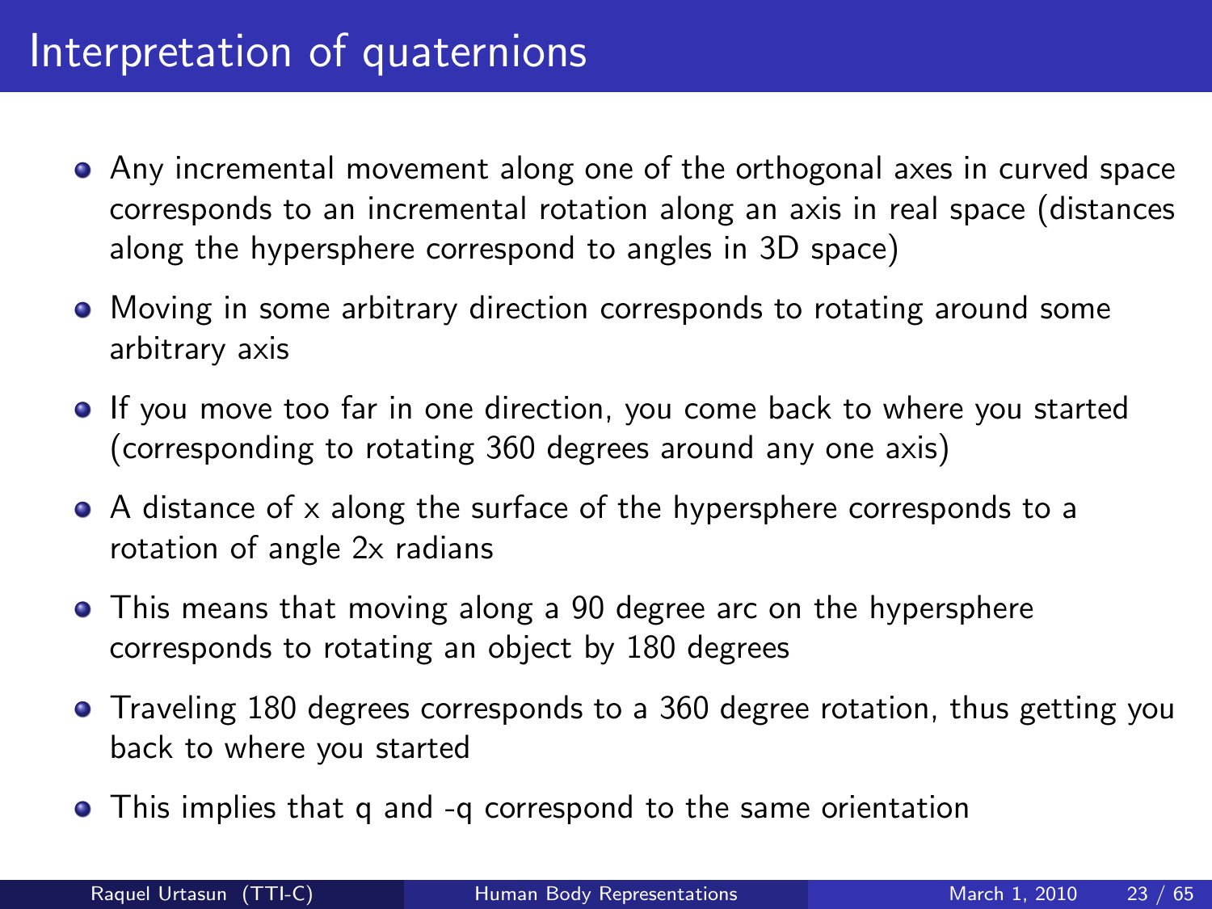# Interpretation of quaternions

- Any incremental movement along one of the orthogonal axes in curved space corresponds to an incremental rotation along an axis in real space (distances along the hypersphere correspond to angles in 3D space)
- Moving in some arbitrary direction corresponds to rotating around some arbitrary axis
- If you move too far in one direction, you come back to where you started (corresponding to rotating 360 degrees around any one axis)
- A distance of $x$ along the surface of the hypersphere corresponds to a rotation of angle $2x$ radians
- This means that moving along a 90 degree arc on the hypersphere corresponds to rotating an object by 180 degrees
- Traveling 180 degrees corresponds to a 360 degree rotation, thus getting you back to where you started
- This implies that $q$ and $-q$ correspond to the same orientation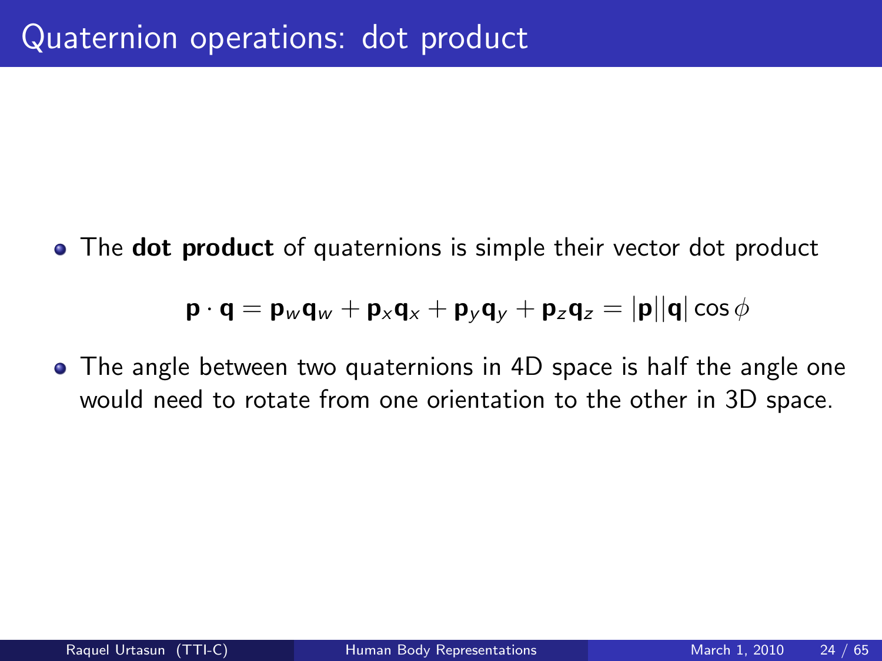# Quaternion operations: dot product

- The **dot product** of quaternions is simple their vector dot product

$$\mathbf{p} \cdot \mathbf{q} = \mathbf{p}_w \mathbf{q}_w + \mathbf{p}_x \mathbf{q}_x + \mathbf{p}_y \mathbf{q}_y + \mathbf{p}_z \mathbf{q}_z = |\mathbf{p}||\mathbf{q}| \cos \phi$$

- The angle between two quaternions in 4D space is half the angle one would need to rotate from one orientation to the other in 3D space.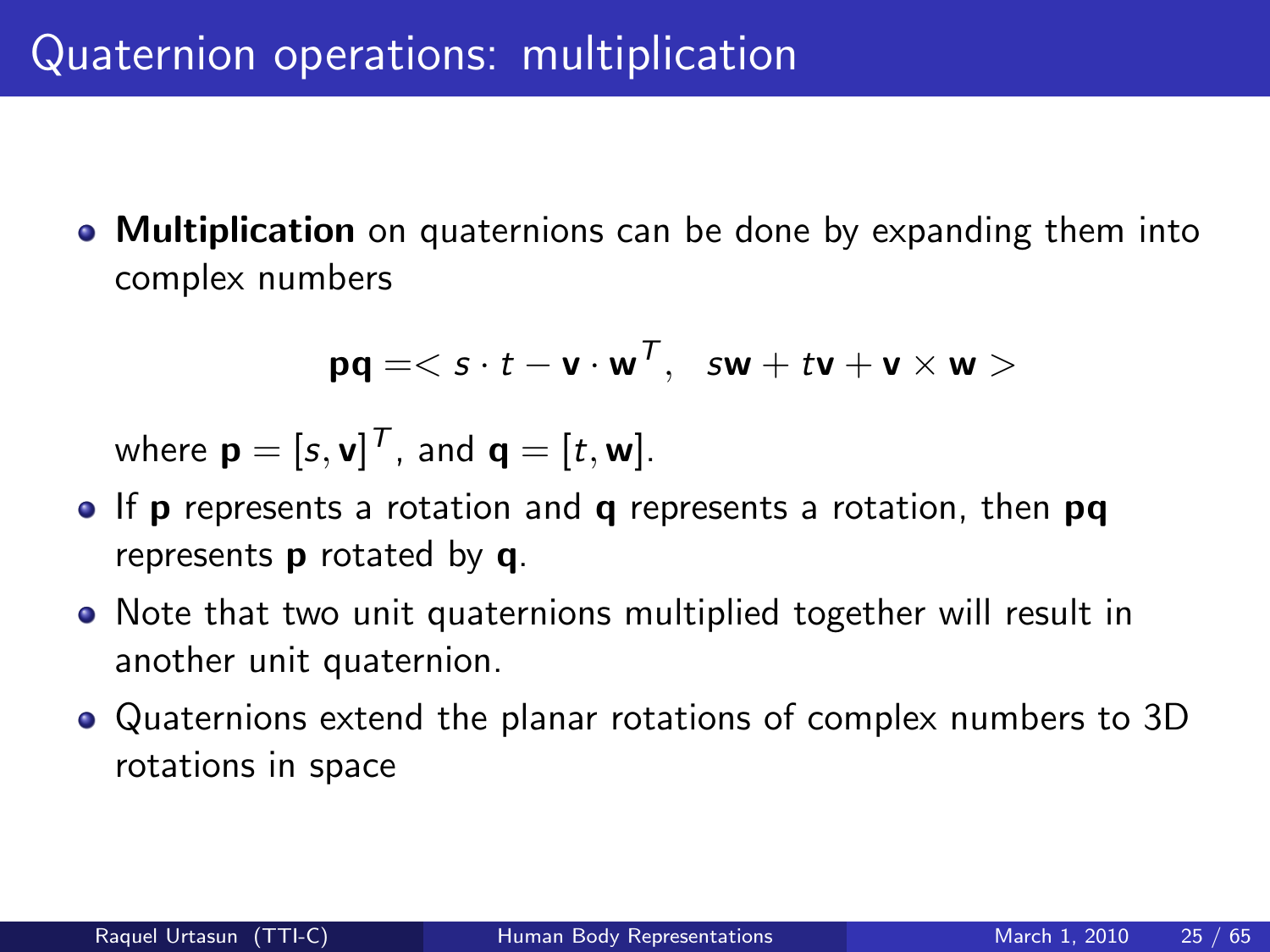# Quaternion operations: multiplication

- **Multiplication** on quaternions can be done by expanding them into complex numbers

$$\mathbf{pq} = < s \cdot t - \mathbf{v} \cdot \mathbf{w}^T, \quad s\mathbf{w} + t\mathbf{v} + \mathbf{v} \times \mathbf{w} >$$

  where $\mathbf{p} = [s, \mathbf{v}]^T$, and $\mathbf{q} = [t, \mathbf{w}]$.

- If **p** represents a rotation and **q** represents a rotation, then **pq** represents **p** rotated by **q**.
- Note that two unit quaternions multiplied together will result in another unit quaternion.
- Quaternions extend the planar rotations of complex numbers to 3D rotations in space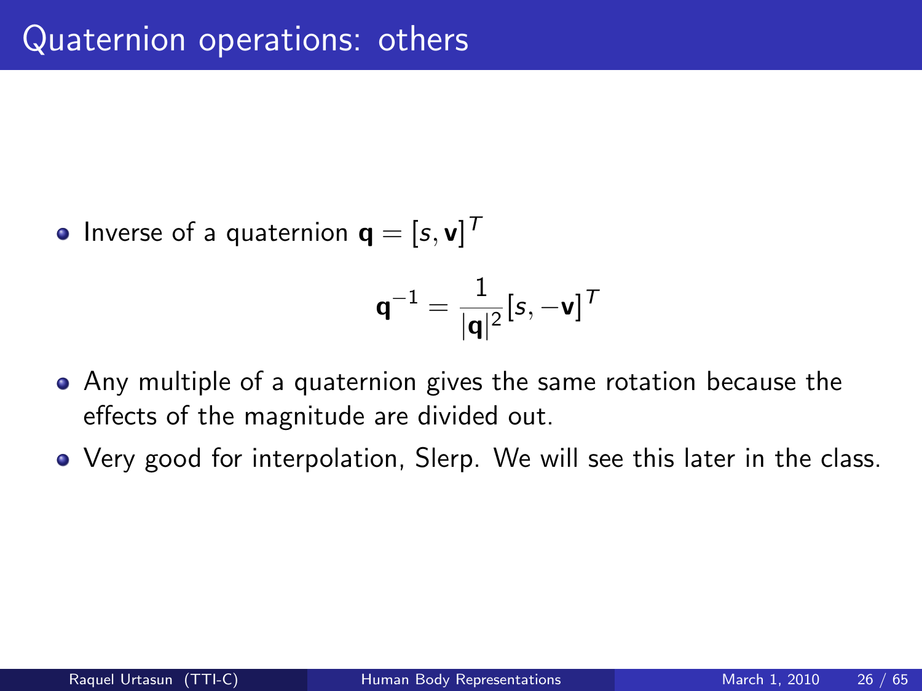# Quaternion operations: others

- Inverse of a quaternion $\mathbf{q} = [s, \mathbf{v}]^T$

$$\mathbf{q}^{-1} = \frac{1}{|\mathbf{q}|^2}[s, -\mathbf{v}]^T$$

- Any multiple of a quaternion gives the same rotation because the effects of the magnitude are divided out.
- Very good for interpolation, Slerp. We will see this later in the class.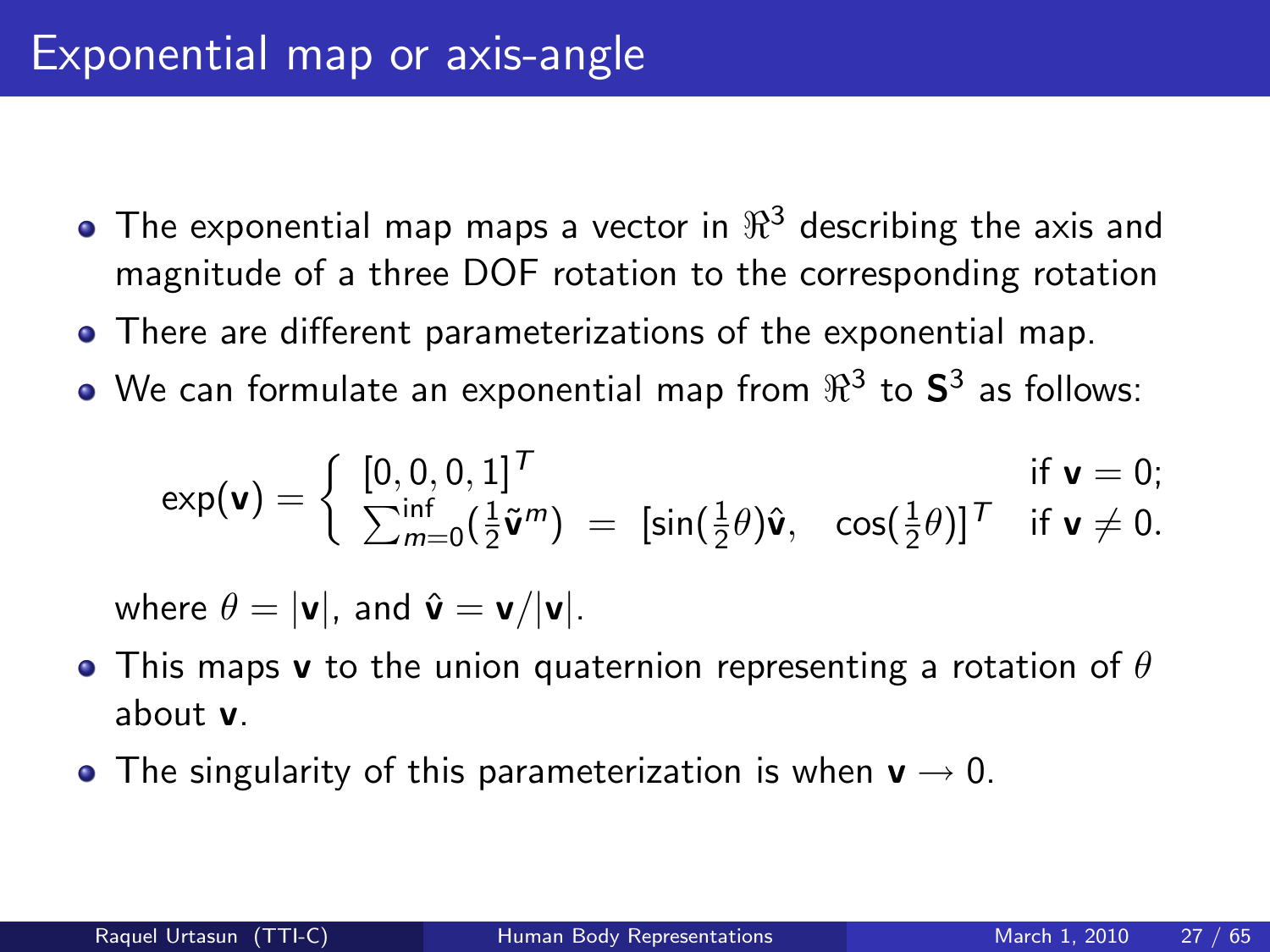# Exponential map or axis-angle

- The exponential map maps a vector in $\Re^3$ describing the axis and magnitude of a three DOF rotation to the corresponding rotation
- There are different parameterizations of the exponential map.
- We can formulate an exponential map from $\Re^3$ to $\mathbf{S}^3$ as follows:

$$\exp(\mathbf{v}) = \begin{cases} [0, 0, 0, 1]^T & \text{if } \mathbf{v} = 0; \\ \sum_{m=0}^{\text{inf}} (\frac{1}{2}\tilde{\mathbf{v}}^m) \; = \; [\sin(\frac{1}{2}\theta)\hat{\mathbf{v}}, \quad \cos(\frac{1}{2}\theta)]^T & \text{if } \mathbf{v} \neq 0. \end{cases}$$

  where $\theta = |\mathbf{v}|$, and $\hat{\mathbf{v}} = \mathbf{v}/|\mathbf{v}|$.

- This maps $\mathbf{v}$ to the union quaternion representing a rotation of $\theta$ about $\mathbf{v}$.
- The singularity of this parameterization is when $\mathbf{v} \rightarrow 0$.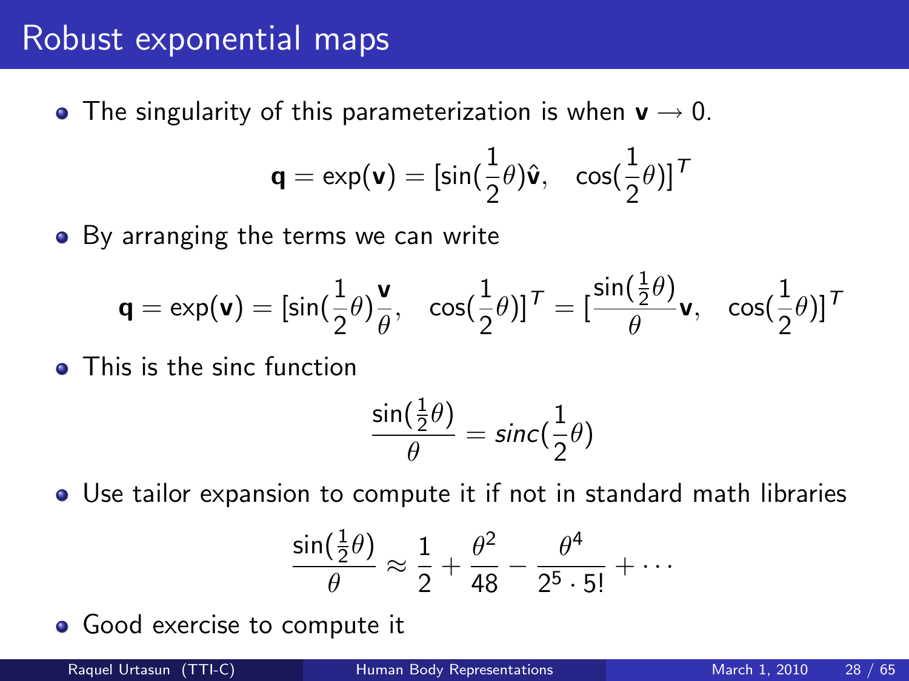# Robust exponential maps

- The singularity of this parameterization is when $\mathbf{v} \to 0$.

$$\mathbf{q} = \exp(\mathbf{v}) = [\sin(\frac{1}{2}\theta)\hat{\mathbf{v}}, \quad \cos(\frac{1}{2}\theta)]^T$$

- By arranging the terms we can write

$$\mathbf{q} = \exp(\mathbf{v}) = [\sin(\frac{1}{2}\theta)\frac{\mathbf{v}}{\theta}, \quad \cos(\frac{1}{2}\theta)]^T = [\frac{\sin(\frac{1}{2}\theta)}{\theta}\mathbf{v}, \quad \cos(\frac{1}{2}\theta)]^T$$

- This is the sinc function

$$\frac{\sin(\frac{1}{2}\theta)}{\theta} = sinc(\frac{1}{2}\theta)$$

- Use tailor expansion to compute it if not in standard math libraries

$$\frac{\sin(\frac{1}{2}\theta)}{\theta} \approx \frac{1}{2} + \frac{\theta^2}{48} - \frac{\theta^4}{2^5 \cdot 5!} + \cdots$$

- Good exercise to compute it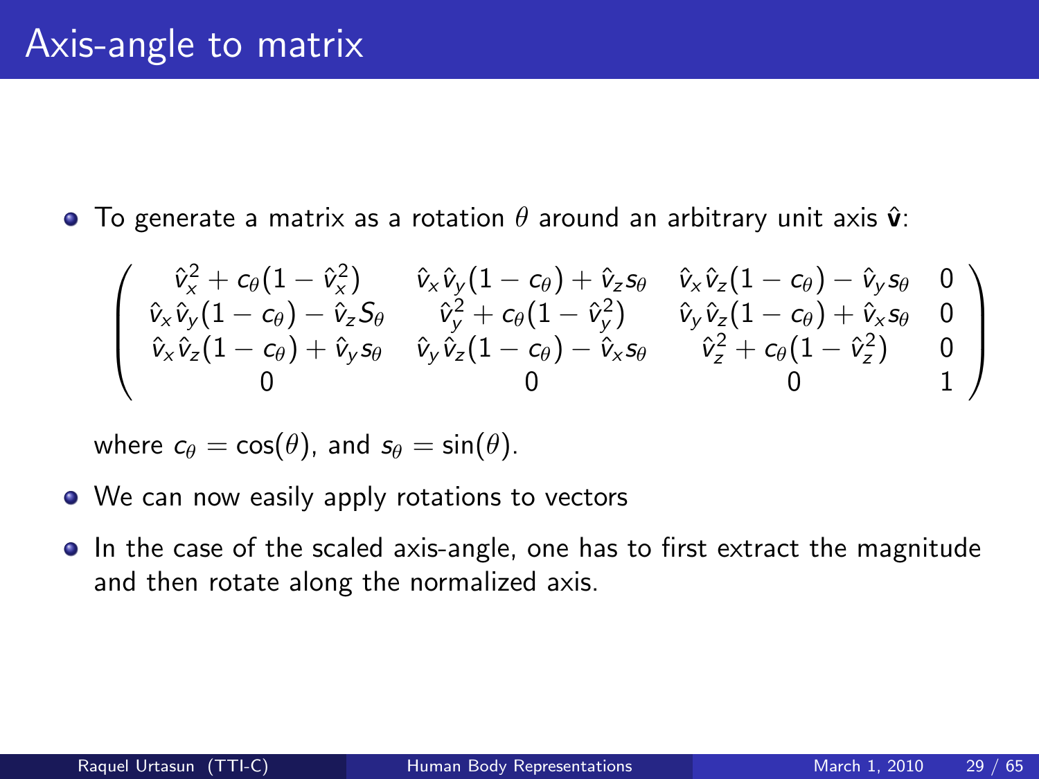# Axis-angle to matrix

- To generate a matrix as a rotation $\theta$ around an arbitrary unit axis $\hat{\mathbf{v}}$:

$$
\begin{pmatrix}
\hat{v}_x^2 + c_\theta(1 - \hat{v}_x^2) & \hat{v}_x \hat{v}_y(1 - c_\theta) + \hat{v}_z s_\theta & \hat{v}_x \hat{v}_z(1 - c_\theta) - \hat{v}_y s_\theta & 0 \\
\hat{v}_x \hat{v}_y(1 - c_\theta) - \hat{v}_z S_\theta & \hat{v}_y^2 + c_\theta(1 - \hat{v}_y^2) & \hat{v}_y \hat{v}_z(1 - c_\theta) + \hat{v}_x s_\theta & 0 \\
\hat{v}_x \hat{v}_z(1 - c_\theta) + \hat{v}_y s_\theta & \hat{v}_y \hat{v}_z(1 - c_\theta) - \hat{v}_x s_\theta & \hat{v}_z^2 + c_\theta(1 - \hat{v}_z^2) & 0 \\
0 & 0 & 0 & 1
\end{pmatrix}
$$

  where $c_\theta = \cos(\theta)$, and $s_\theta = \sin(\theta)$.

- We can now easily apply rotations to vectors
- In the case of the scaled axis-angle, one has to first extract the magnitude and then rotate along the normalized axis.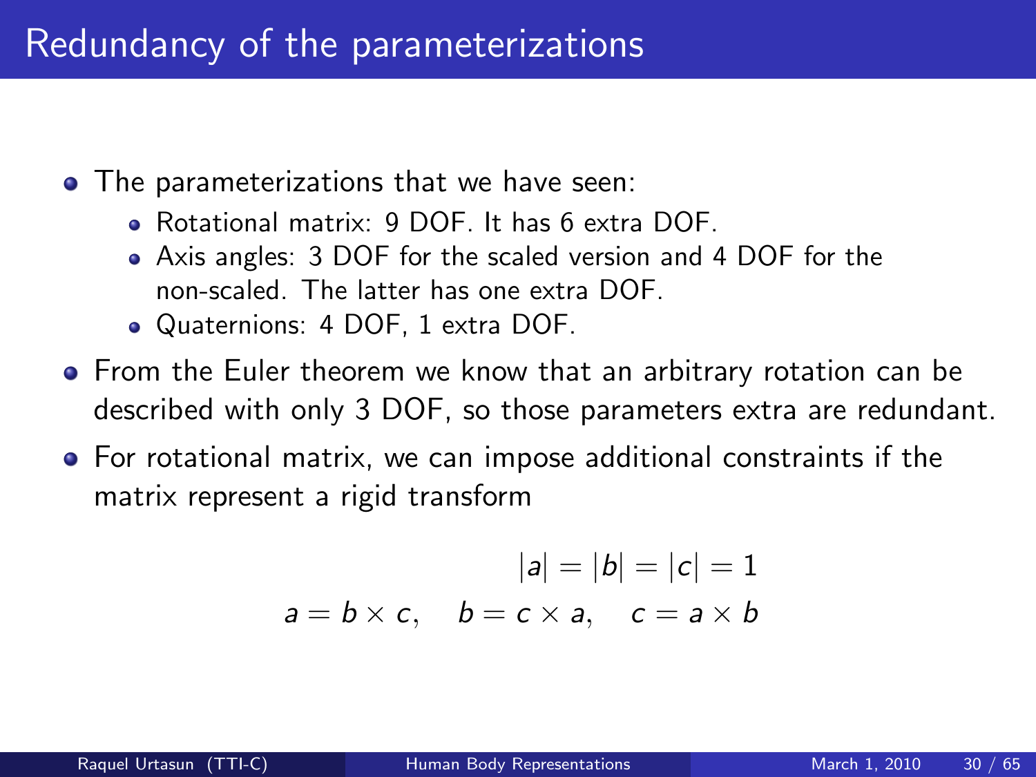# Redundancy of the parameterizations

- The parameterizations that we have seen:
  - Rotational matrix: 9 DOF. It has 6 extra DOF.
  - Axis angles: 3 DOF for the scaled version and 4 DOF for the non-scaled. The latter has one extra DOF.
  - Quaternions: 4 DOF, 1 extra DOF.
- From the Euler theorem we know that an arbitrary rotation can be described with only 3 DOF, so those parameters extra are redundant.
- For rotational matrix, we can impose additional constraints if the matrix represent a rigid transform

$$|a| = |b| = |c| = 1$$

$$a = b \times c, \quad b = c \times a, \quad c = a \times b$$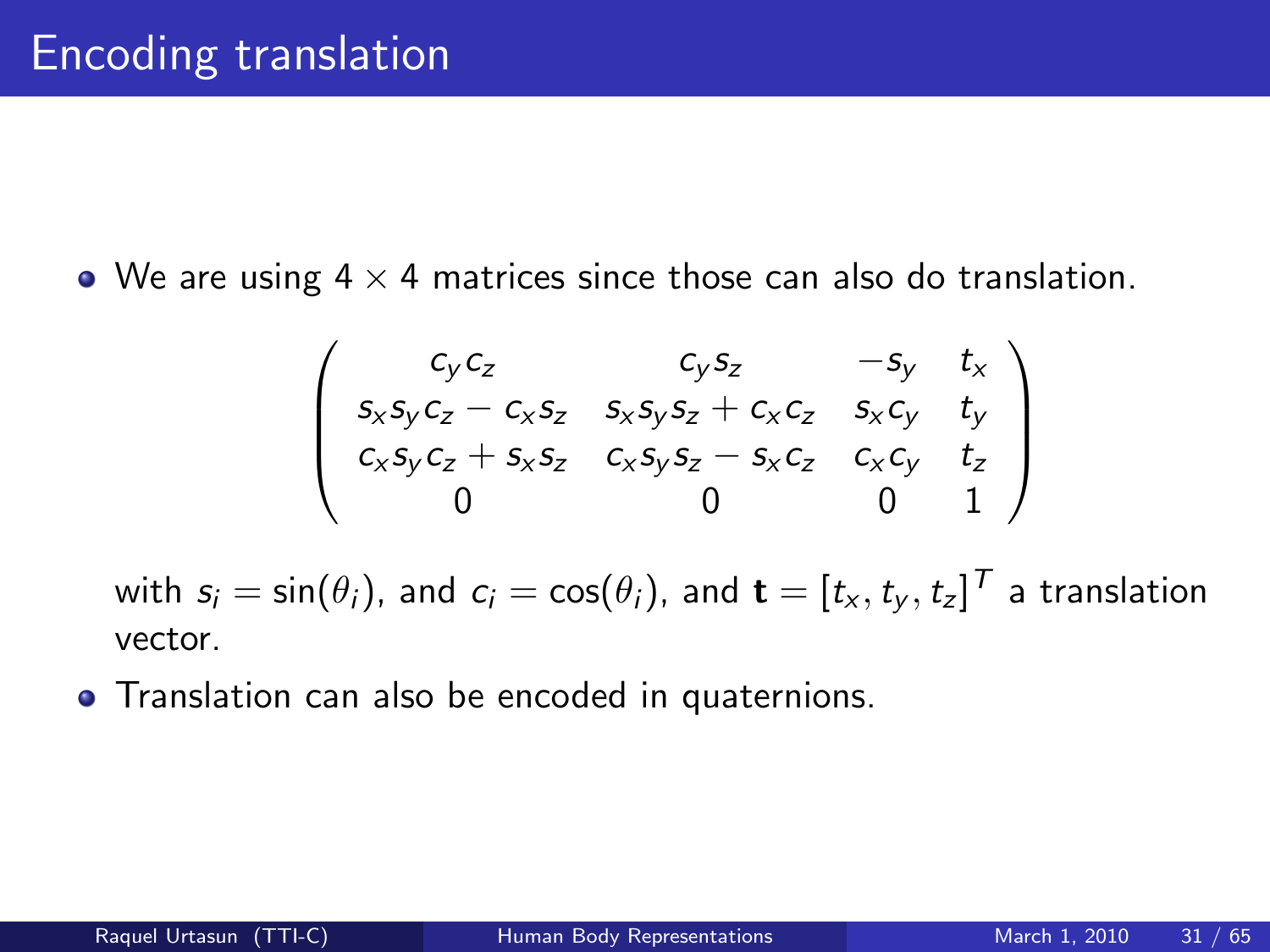# Encoding translation

- We are using $4 \times 4$ matrices since those can also do translation.

$$\begin{pmatrix} c_y c_z & c_y s_z & -s_y & t_x \\ s_x s_y c_z - c_x s_z & s_x s_y s_z + c_x c_z & s_x c_y & t_y \\ c_x s_y c_z + s_x s_z & c_x s_y s_z - s_x c_z & c_x c_y & t_z \\ 0 & 0 & 0 & 1 \end{pmatrix}$$

  with $s_i = \sin(\theta_i)$, and $c_i = \cos(\theta_i)$, and $\mathbf{t} = [t_x, t_y, t_z]^T$ a translation vector.

- Translation can also be encoded in quaternions.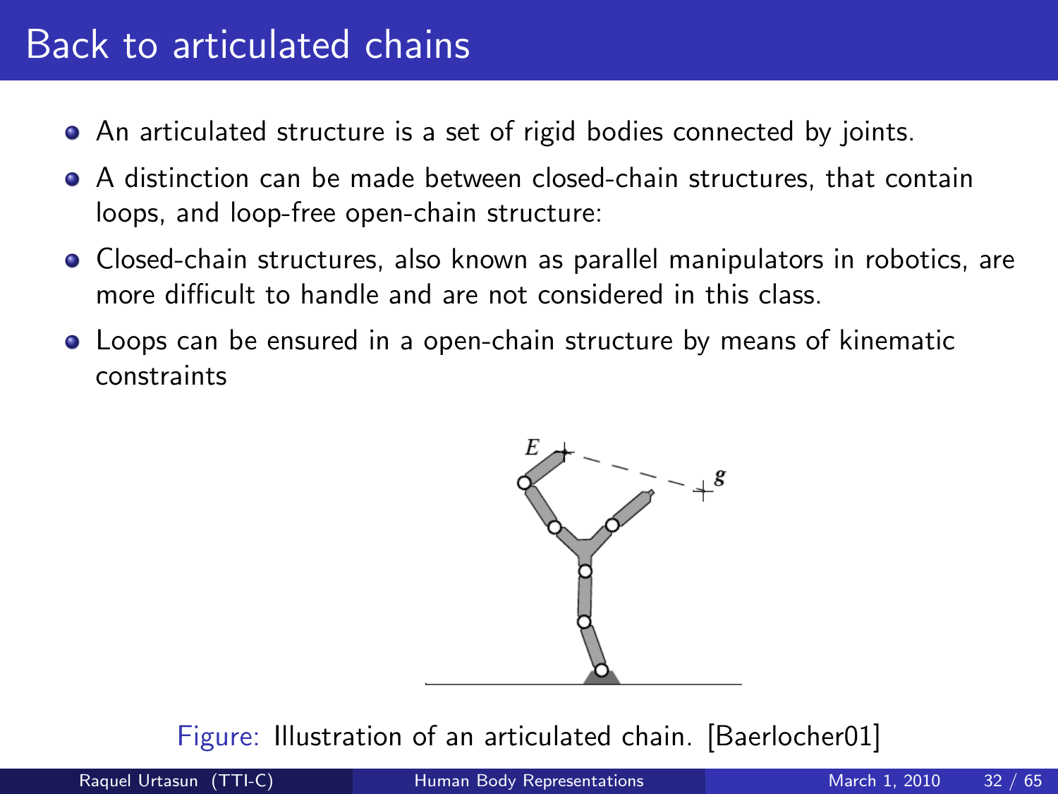# Back to articulated chains

- An articulated structure is a set of rigid bodies connected by joints.
- A distinction can be made between closed-chain structures, that contain loops, and loop-free open-chain structure:
- Closed-chain structures, also known as parallel manipulators in robotics, are more difficult to handle and are not considered in this class.
- Loops can be ensured in a open-chain structure by means of kinematic constraints

Figure: Illustration of an articulated chain. [Baerlocher01]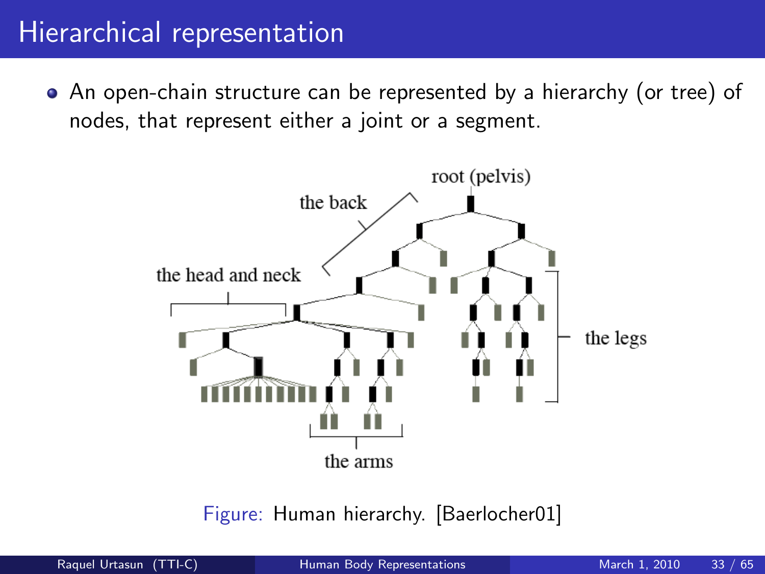# Hierarchical representation

- An open-chain structure can be represented by a hierarchy (or tree) of nodes, that represent either a joint or a segment.

Figure: Human hierarchy. [Baerlocher01]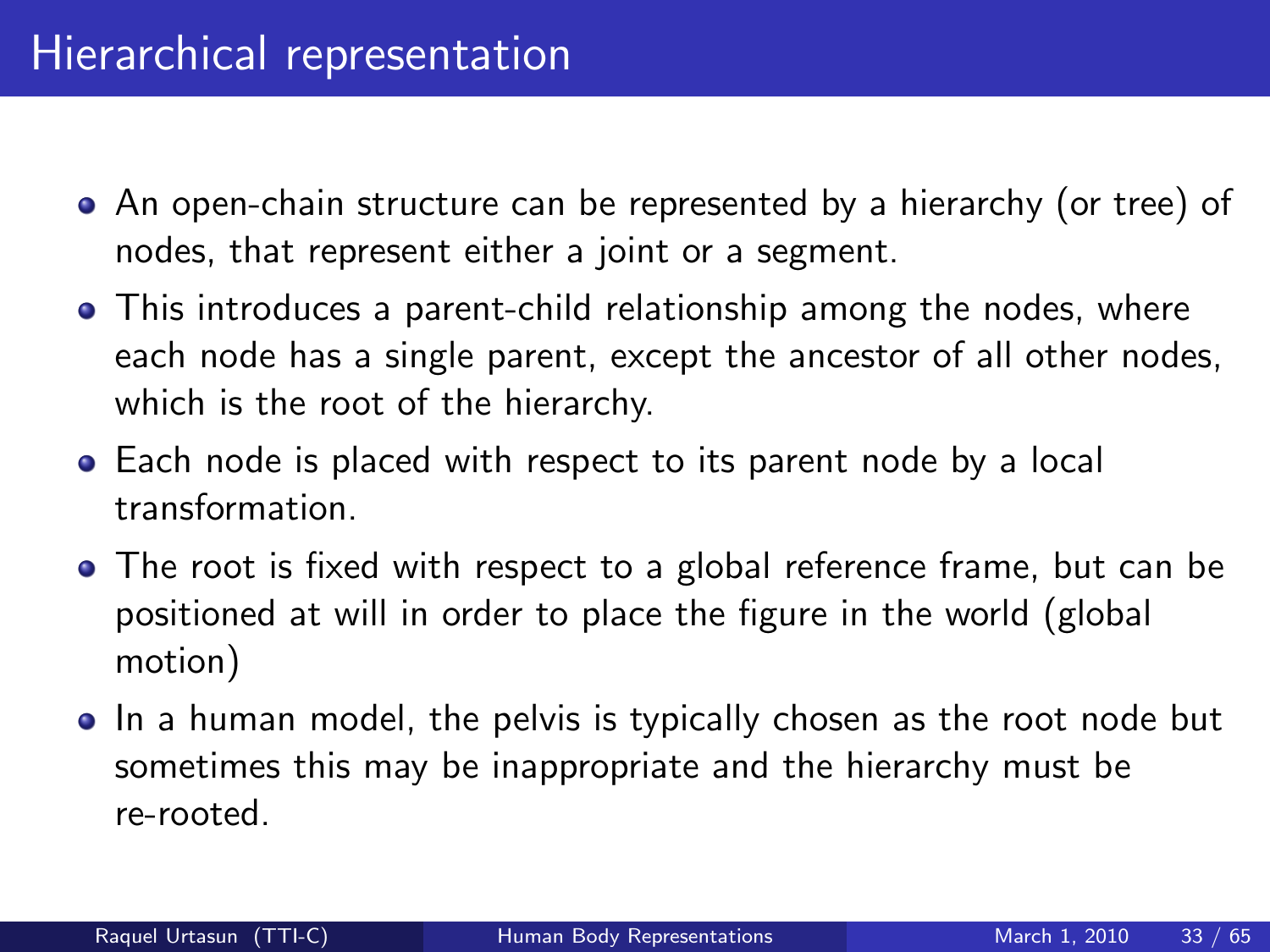# Hierarchical representation

- An open-chain structure can be represented by a hierarchy (or tree) of nodes, that represent either a joint or a segment.
- This introduces a parent-child relationship among the nodes, where each node has a single parent, except the ancestor of all other nodes, which is the root of the hierarchy.
- Each node is placed with respect to its parent node by a local transformation.
- The root is fixed with respect to a global reference frame, but can be positioned at will in order to place the figure in the world (global motion)
- In a human model, the pelvis is typically chosen as the root node but sometimes this may be inappropriate and the hierarchy must be re-rooted.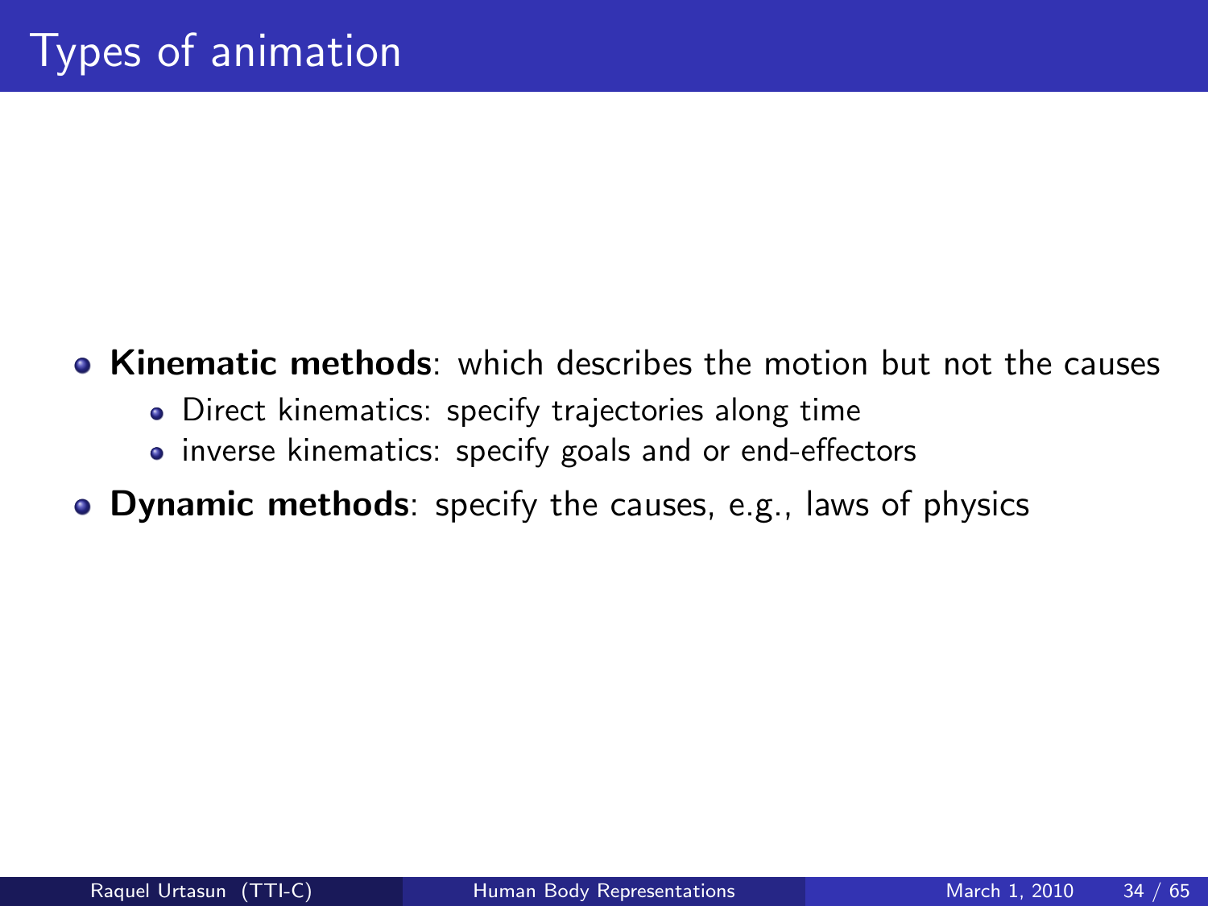# Types of animation

- **Kinematic methods**: which describes the motion but not the causes
  - Direct kinematics: specify trajectories along time
  - inverse kinematics: specify goals and or end-effectors
- **Dynamic methods**: specify the causes, e.g., laws of physics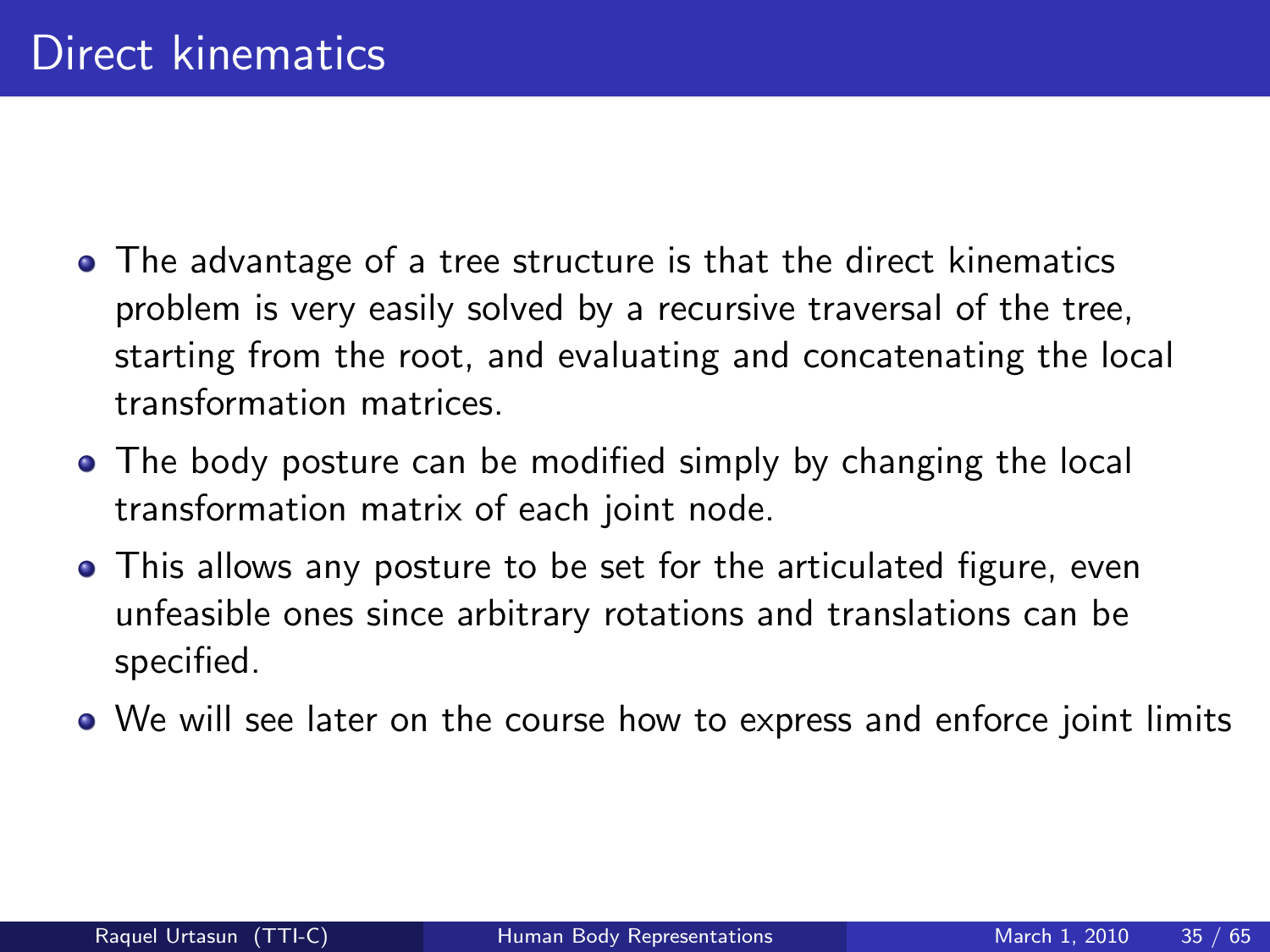# Direct kinematics

- The advantage of a tree structure is that the direct kinematics problem is very easily solved by a recursive traversal of the tree, starting from the root, and evaluating and concatenating the local transformation matrices.
- The body posture can be modified simply by changing the local transformation matrix of each joint node.
- This allows any posture to be set for the articulated figure, even unfeasible ones since arbitrary rotations and translations can be specified.
- We will see later on the course how to express and enforce joint limits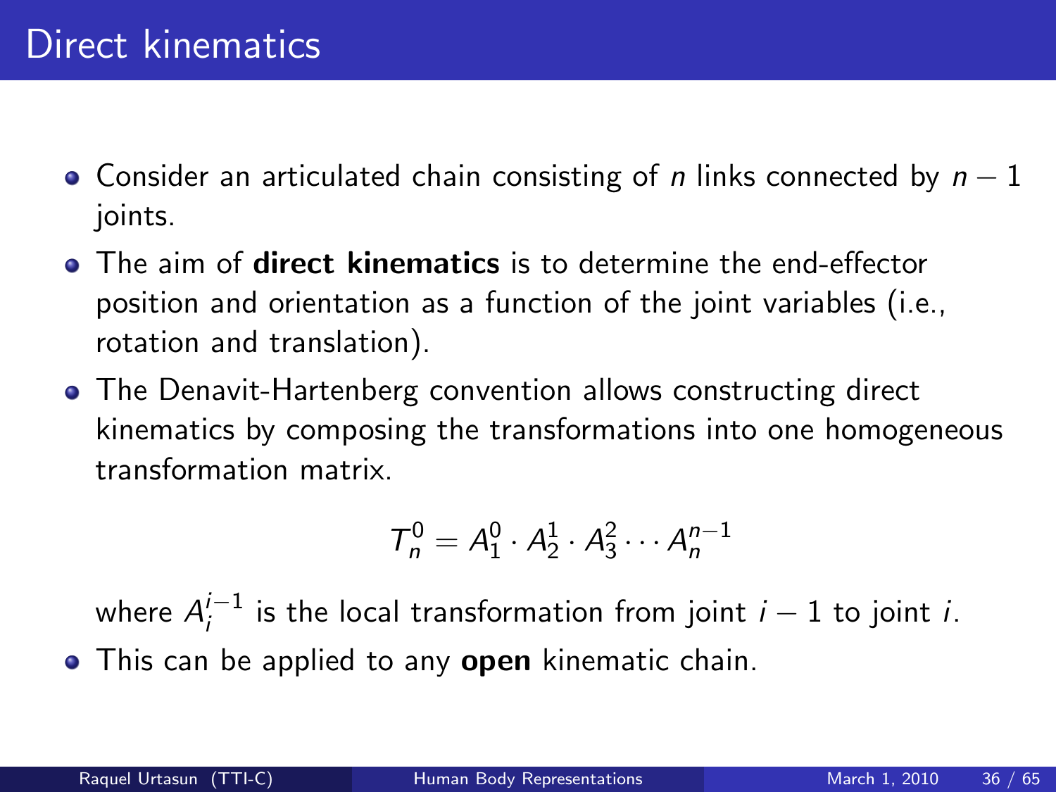# Direct kinematics

- Consider an articulated chain consisting of $n$ links connected by $n-1$ joints.
- The aim of **direct kinematics** is to determine the end-effector position and orientation as a function of the joint variables (i.e., rotation and translation).
- The Denavit-Hartenberg convention allows constructing direct kinematics by composing the transformations into one homogeneous transformation matrix.

$$T_n^0 = A_1^0 \cdot A_2^1 \cdot A_3^2 \cdots A_n^{n-1}$$

  where $A_i^{i-1}$ is the local transformation from joint $i-1$ to joint $i$.
- This can be applied to any **open** kinematic chain.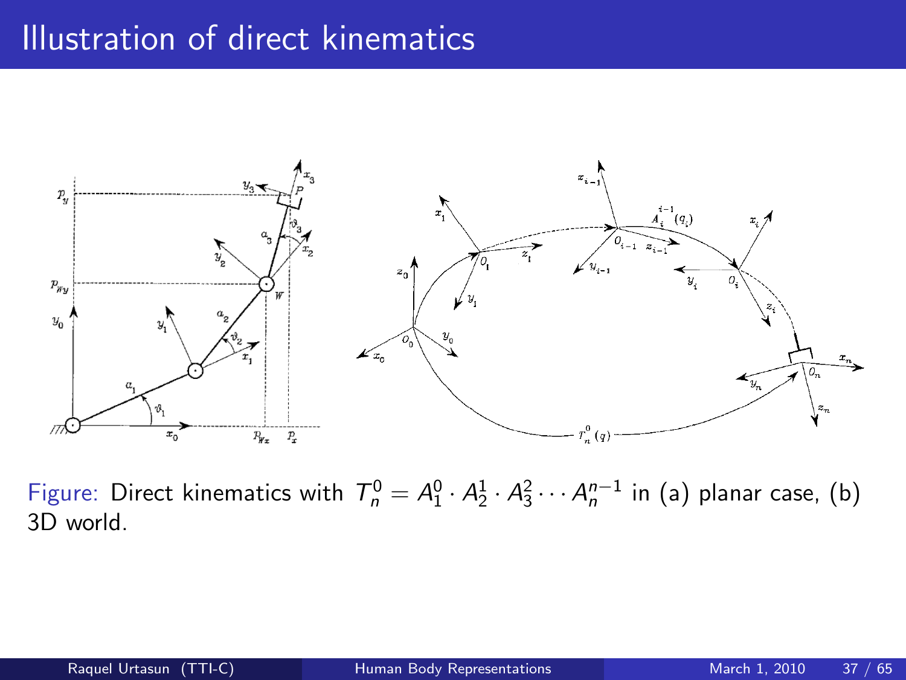# Illustration of direct kinematics

Figure: Direct kinematics with $T_n^0 = A_1^0 \cdot A_2^1 \cdot A_3^2 \cdots A_n^{n-1}$ in (a) planar case, (b) 3D world.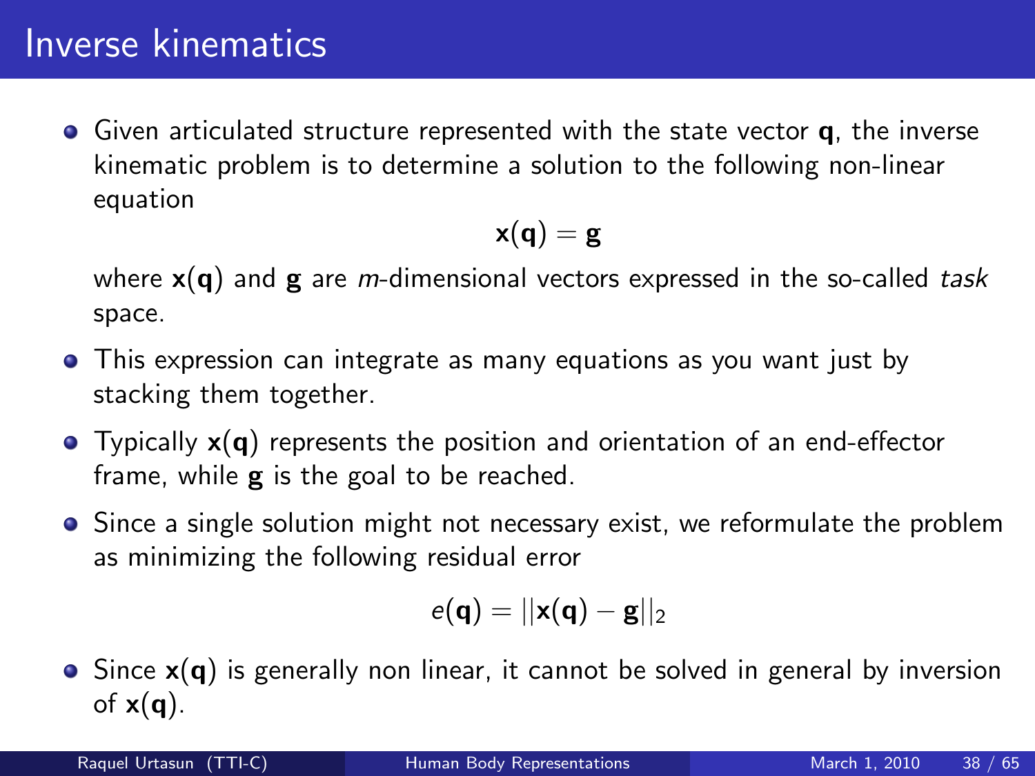# Inverse kinematics

- Given articulated structure represented with the state vector $\mathbf{q}$, the inverse kinematic problem is to determine a solution to the following non-linear equation

$$\mathbf{x}(\mathbf{q}) = \mathbf{g}$$

  where $\mathbf{x}(\mathbf{q})$ and $\mathbf{g}$ are $m$-dimensional vectors expressed in the so-called *task* space.

- This expression can integrate as many equations as you want just by stacking them together.
- Typically $\mathbf{x}(\mathbf{q})$ represents the position and orientation of an end-effector frame, while $\mathbf{g}$ is the goal to be reached.
- Since a single solution might not necessary exist, we reformulate the problem as minimizing the following residual error

$$e(\mathbf{q}) = ||\mathbf{x}(\mathbf{q}) - \mathbf{g}||_2$$

- Since $\mathbf{x}(\mathbf{q})$ is generally non linear, it cannot be solved in general by inversion of $\mathbf{x}(\mathbf{q})$.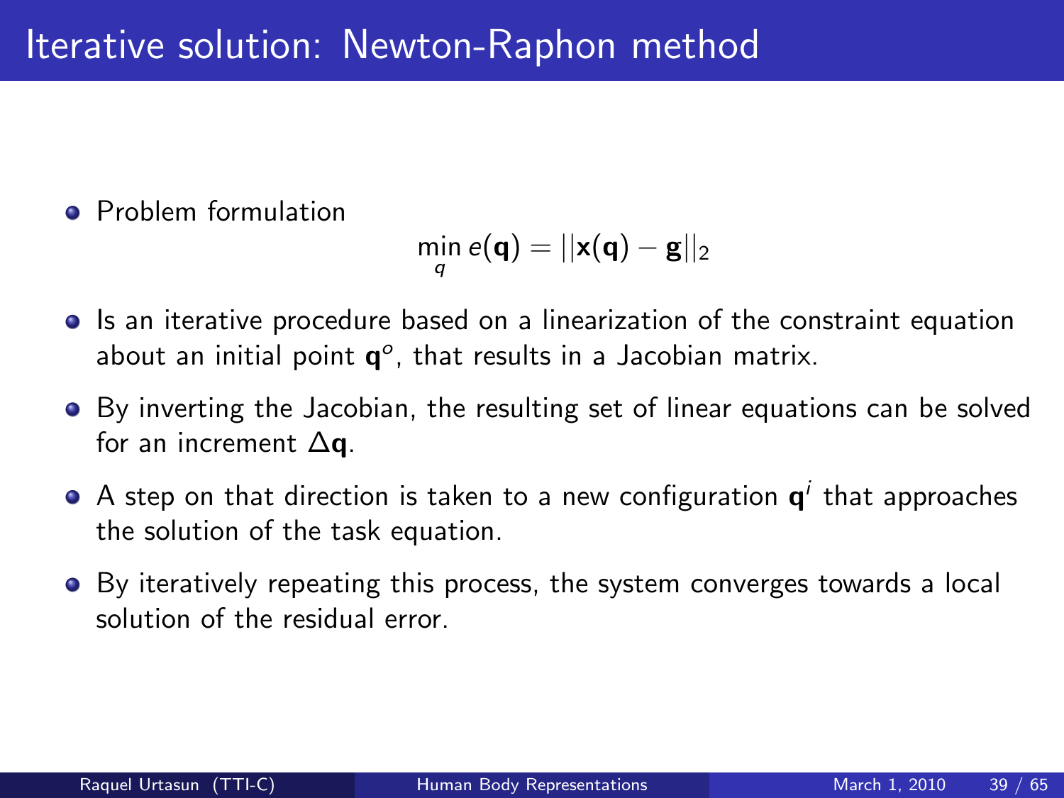# Iterative solution: Newton-Raphon method

- Problem formulation

$$\min_{q} e(\mathbf{q}) = ||\mathbf{x}(\mathbf{q}) - \mathbf{g}||_2$$

- Is an iterative procedure based on a linearization of the constraint equation about an initial point $\mathbf{q}^o$, that results in a Jacobian matrix.
- By inverting the Jacobian, the resulting set of linear equations can be solved for an increment $\Delta\mathbf{q}$.
- A step on that direction is taken to a new configuration $\mathbf{q}^i$ that approaches the solution of the task equation.
- By iteratively repeating this process, the system converges towards a local solution of the residual error.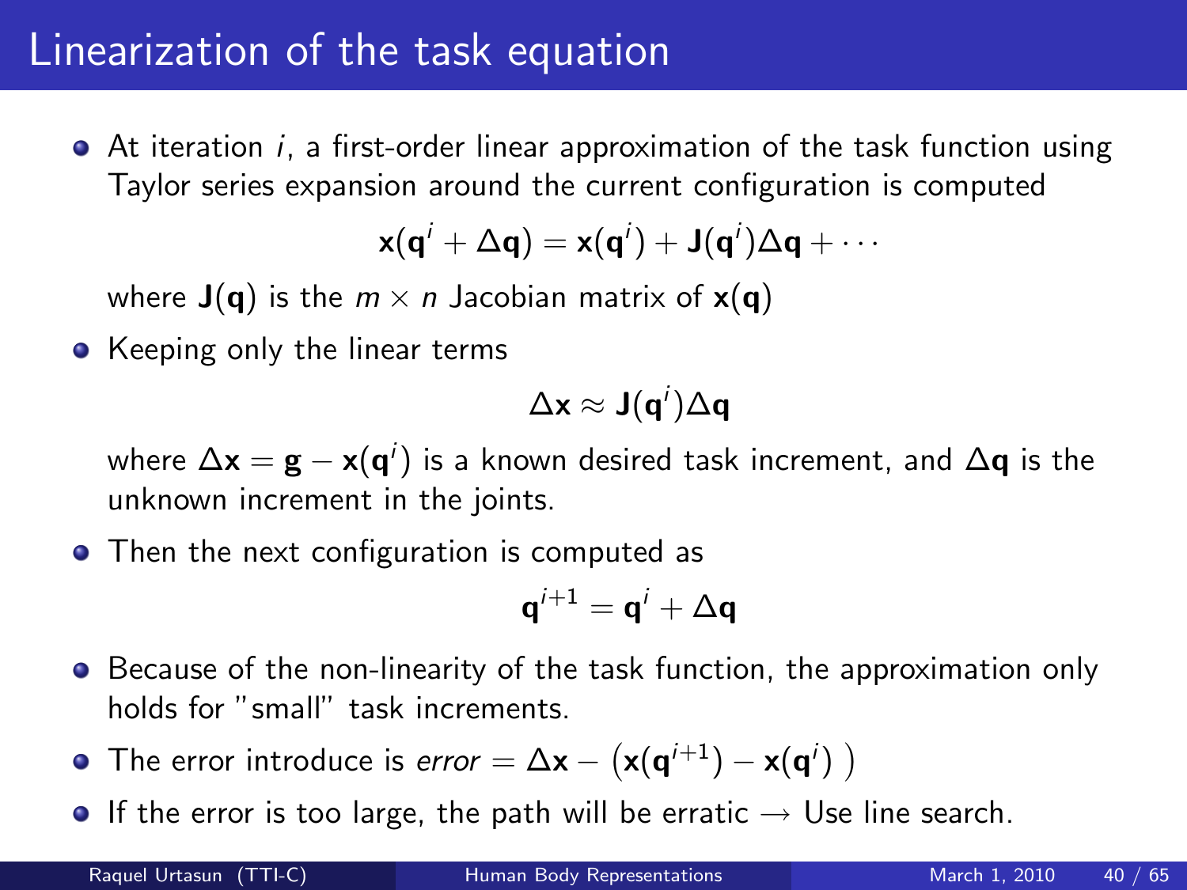# Linearization of the task equation

- At iteration $i$, a first-order linear approximation of the task function using Taylor series expansion around the current configuration is computed

$$\mathbf{x}(\mathbf{q}^i + \Delta\mathbf{q}) = \mathbf{x}(\mathbf{q}^i) + \mathbf{J}(\mathbf{q}^i)\Delta\mathbf{q} + \cdots$$

  where $\mathbf{J}(\mathbf{q})$ is the $m \times n$ Jacobian matrix of $\mathbf{x}(\mathbf{q})$

- Keeping only the linear terms

$$\Delta\mathbf{x} \approx \mathbf{J}(\mathbf{q}^i)\Delta\mathbf{q}$$

  where $\Delta\mathbf{x} = \mathbf{g} - \mathbf{x}(\mathbf{q}^i)$ is a known desired task increment, and $\Delta\mathbf{q}$ is the unknown increment in the joints.

- Then the next configuration is computed as

$$\mathbf{q}^{i+1} = \mathbf{q}^i + \Delta\mathbf{q}$$

- Because of the non-linearity of the task function, the approximation only holds for "small" task increments.
- The error introduce is $error = \Delta\mathbf{x} - \left(\mathbf{x}(\mathbf{q}^{i+1}) - \mathbf{x}(\mathbf{q}^i)\right)$
- If the error is too large, the path will be erratic $\rightarrow$ Use line search.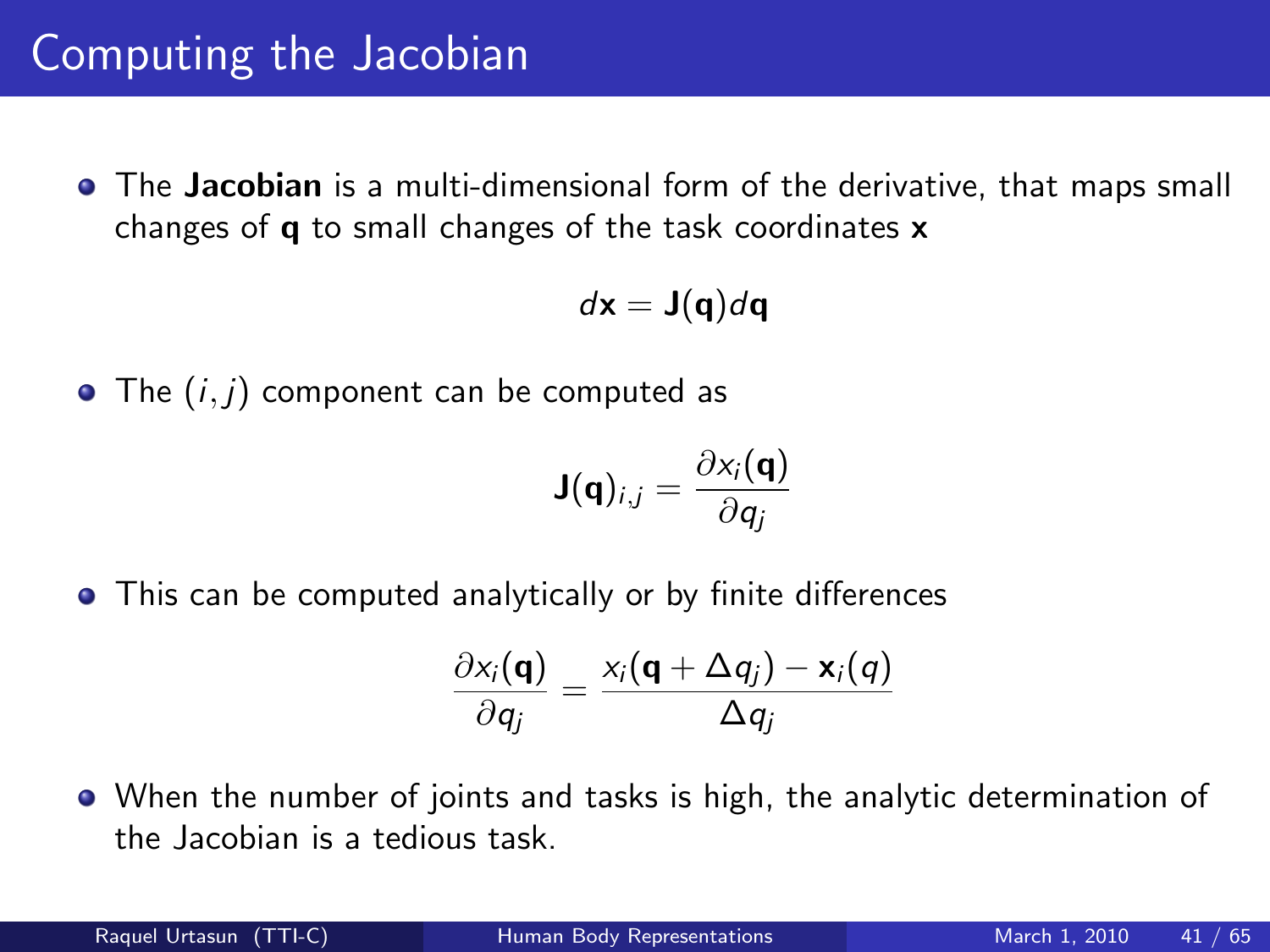# Computing the Jacobian

- The **Jacobian** is a multi-dimensional form of the derivative, that maps small changes of **q** to small changes of the task coordinates **x**

$$d\mathbf{x} = \mathbf{J}(\mathbf{q})d\mathbf{q}$$

- The $(i, j)$ component can be computed as

$$\mathbf{J}(\mathbf{q})_{i,j} = \frac{\partial x_i(\mathbf{q})}{\partial q_j}$$

- This can be computed analytically or by finite differences

$$\frac{\partial x_i(\mathbf{q})}{\partial q_j} = \frac{x_i(\mathbf{q} + \Delta q_j) - \mathbf{x}_i(q)}{\Delta q_j}$$

- When the number of joints and tasks is high, the analytic determination of the Jacobian is a tedious task.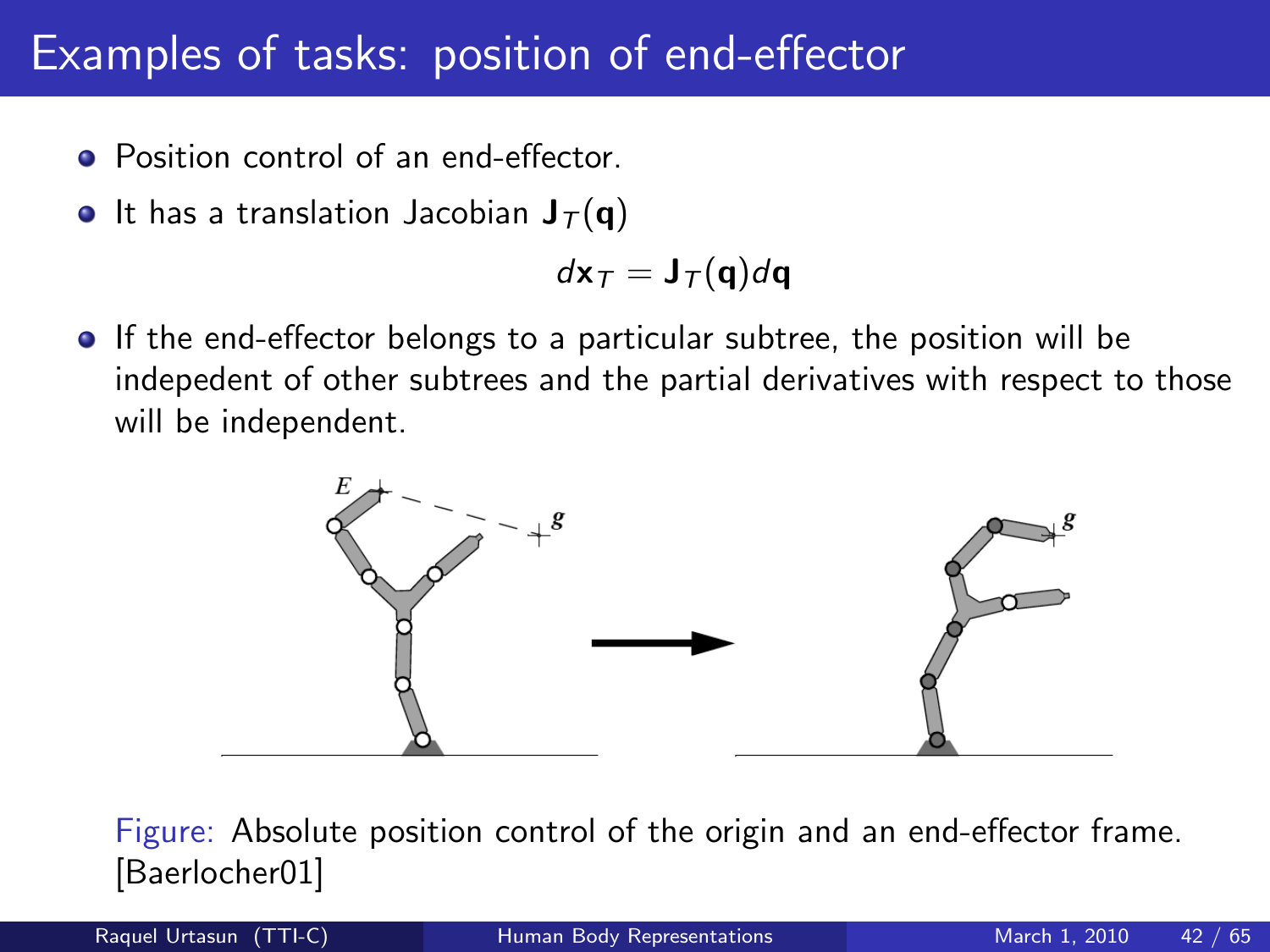# Examples of tasks: position of end-effector

- Position control of an end-effector.
- It has a translation Jacobian $\mathbf{J}_T(\mathbf{q})$

$$d\mathbf{x}_T = \mathbf{J}_T(\mathbf{q})d\mathbf{q}$$

- If the end-effector belongs to a particular subtree, the position will be indepedent of other subtrees and the partial derivatives with respect to those will be independent.

Figure: Absolute position control of the origin and an end-effector frame. [Baerlocher01]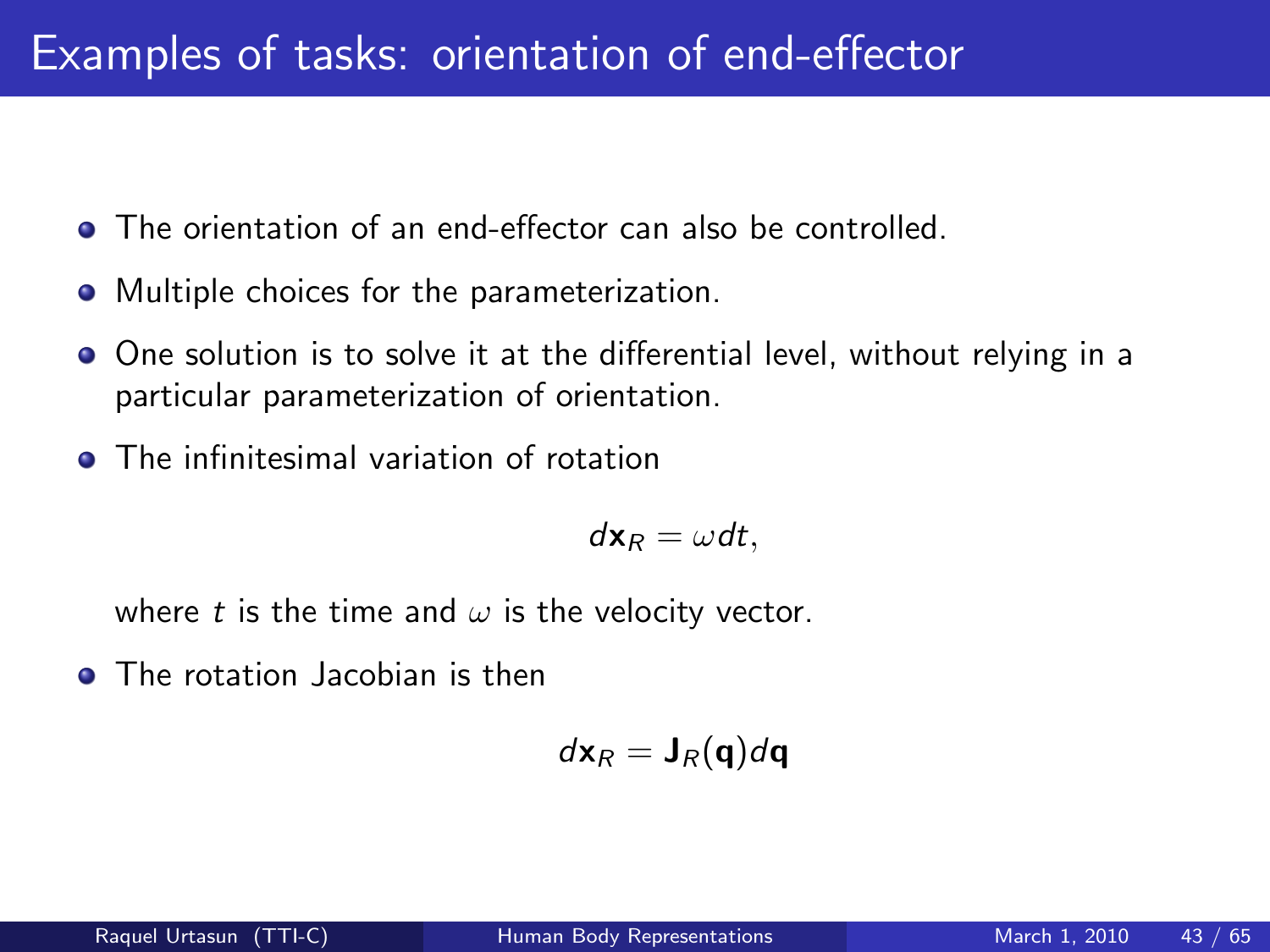# Examples of tasks: orientation of end-effector

- The orientation of an end-effector can also be controlled.
- Multiple choices for the parameterization.
- One solution is to solve it at the differential level, without relying in a particular parameterization of orientation.
- The infinitesimal variation of rotation

$$d\mathbf{x}_R = \omega dt,$$

where $t$ is the time and $\omega$ is the velocity vector.

- The rotation Jacobian is then

$$d\mathbf{x}_R = \mathbf{J}_R(\mathbf{q})d\mathbf{q}$$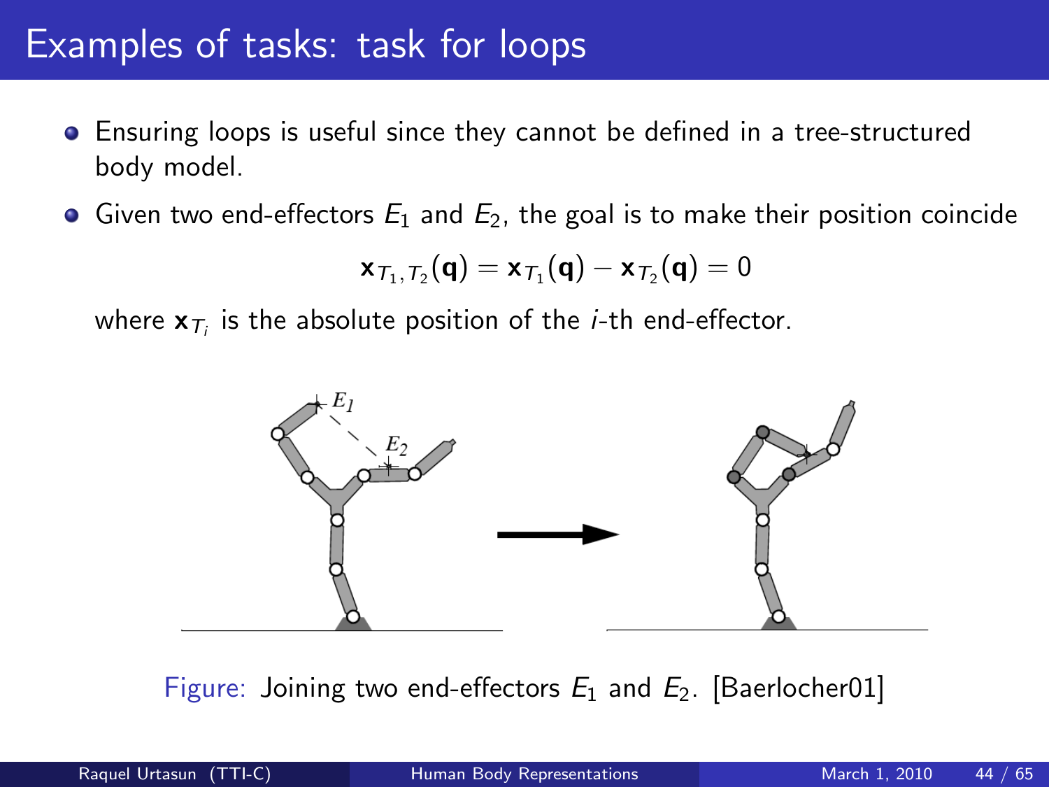# Examples of tasks: task for loops

- Ensuring loops is useful since they cannot be defined in a tree-structured body model.
- Given two end-effectors $E_1$ and $E_2$, the goal is to make their position coincide

$$\mathbf{x}_{T_1,T_2}(\mathbf{q}) = \mathbf{x}_{T_1}(\mathbf{q}) - \mathbf{x}_{T_2}(\mathbf{q}) = 0$$

where $\mathbf{x}_{T_i}$ is the absolute position of the $i$-th end-effector.

Figure: Joining two end-effectors $E_1$ and $E_2$. [Baerlocher01]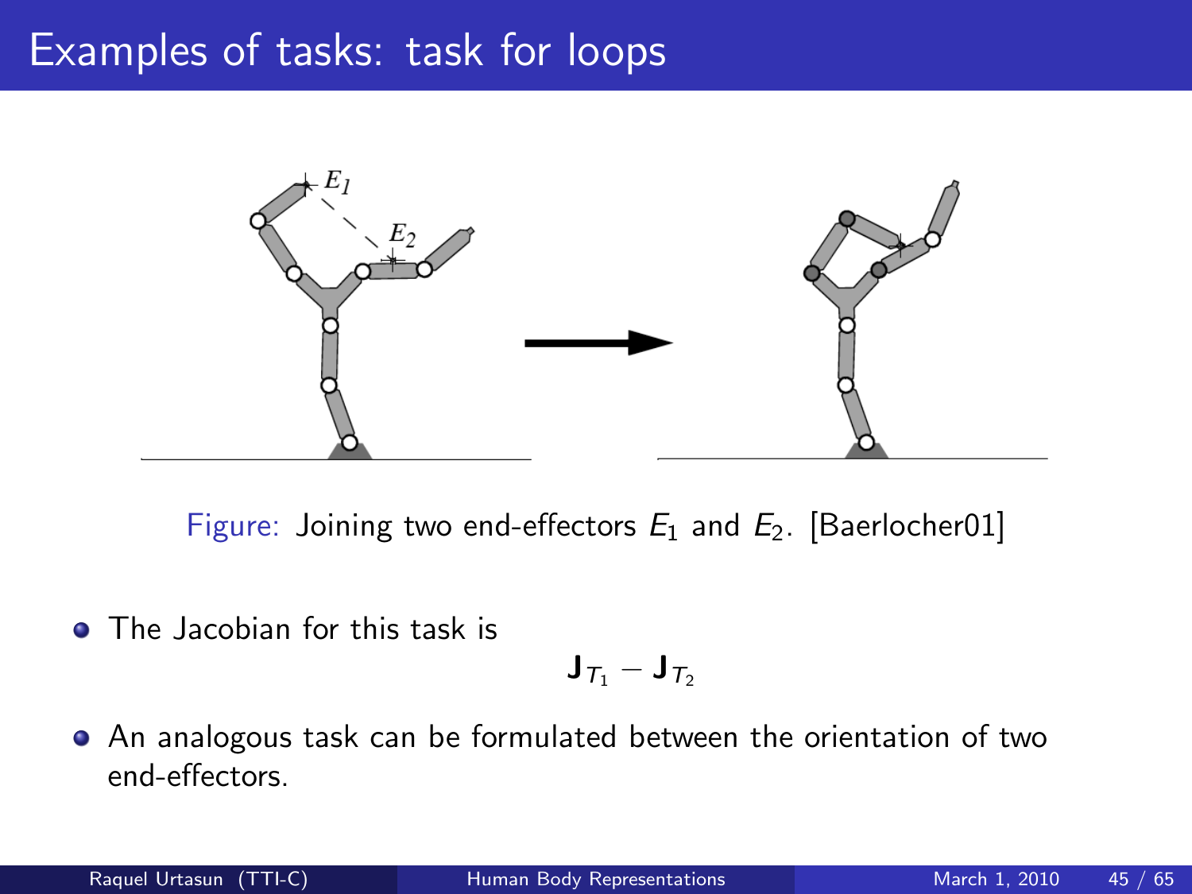# Examples of tasks: task for loops

Figure: Joining two end-effectors $E_1$ and $E_2$. [Baerlocher01]

- The Jacobian for this task is

$$\mathbf{J}_{T_1} - \mathbf{J}_{T_2}$$

- An analogous task can be formulated between the orientation of two end-effectors.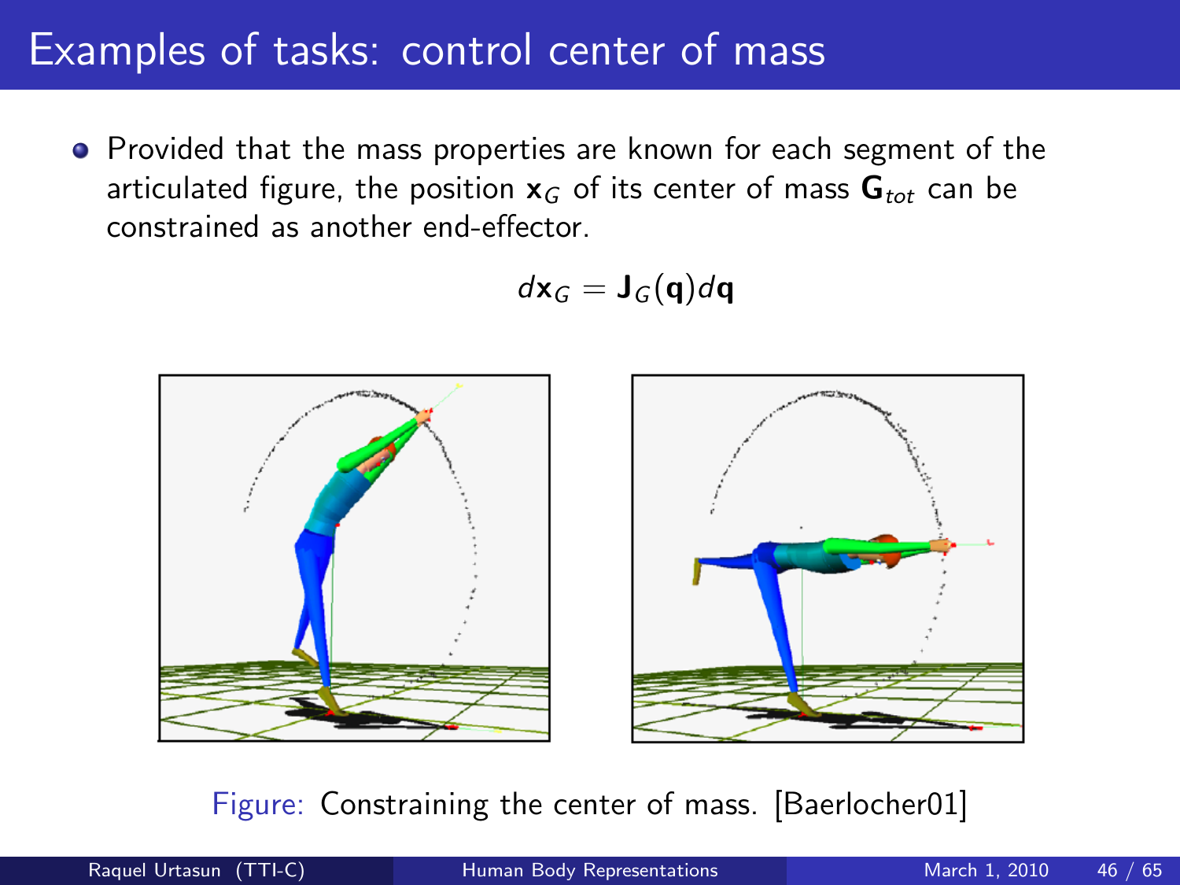# Examples of tasks: control center of mass

- Provided that the mass properties are known for each segment of the articulated figure, the position $\mathbf{x}_G$ of its center of mass $\mathbf{G}_{tot}$ can be constrained as another end-effector.

$$d\mathbf{x}_G = \mathbf{J}_G(\mathbf{q})d\mathbf{q}$$

Figure: Constraining the center of mass. [Baerlocher01]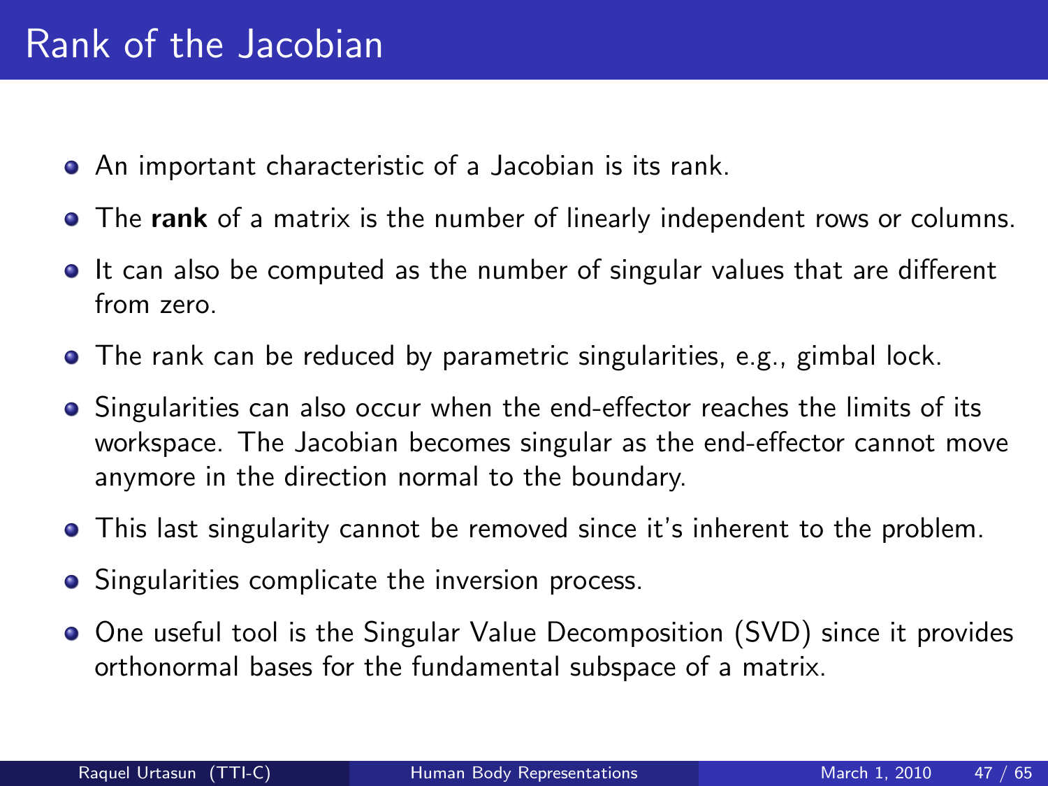# Rank of the Jacobian

- An important characteristic of a Jacobian is its rank.
- The **rank** of a matrix is the number of linearly independent rows or columns.
- It can also be computed as the number of singular values that are different from zero.
- The rank can be reduced by parametric singularities, e.g., gimbal lock.
- Singularities can also occur when the end-effector reaches the limits of its workspace. The Jacobian becomes singular as the end-effector cannot move anymore in the direction normal to the boundary.
- This last singularity cannot be removed since it's inherent to the problem.
- Singularities complicate the inversion process.
- One useful tool is the Singular Value Decomposition (SVD) since it provides orthonormal bases for the fundamental subspace of a matrix.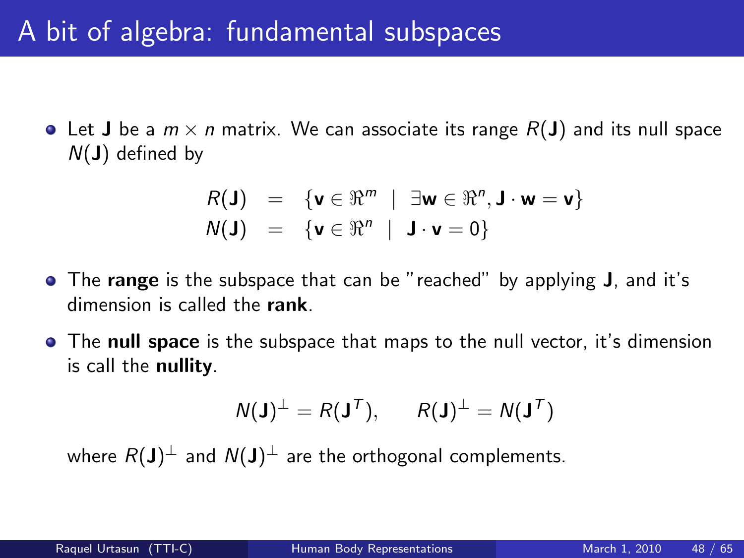# A bit of algebra: fundamental subspaces

- Let $\mathbf{J}$ be a $m \times n$ matrix. We can associate its range $R(\mathbf{J})$ and its null space $N(\mathbf{J})$ defined by

$$
\begin{aligned}
R(\mathbf{J}) &= \{\mathbf{v} \in \Re^m \mid \exists \mathbf{w} \in \Re^n, \mathbf{J} \cdot \mathbf{w} = \mathbf{v}\} \\
N(\mathbf{J}) &= \{\mathbf{v} \in \Re^n \mid \mathbf{J} \cdot \mathbf{v} = 0\}
\end{aligned}
$$

- The **range** is the subspace that can be "reached" by applying $\mathbf{J}$, and it's dimension is called the **rank**.
- The **null space** is the subspace that maps to the null vector, it's dimension is call the **nullity**.

$$
N(\mathbf{J})^\perp = R(\mathbf{J}^T), \qquad R(\mathbf{J})^\perp = N(\mathbf{J}^T)
$$

  where $R(\mathbf{J})^\perp$ and $N(\mathbf{J})^\perp$ are the orthogonal complements.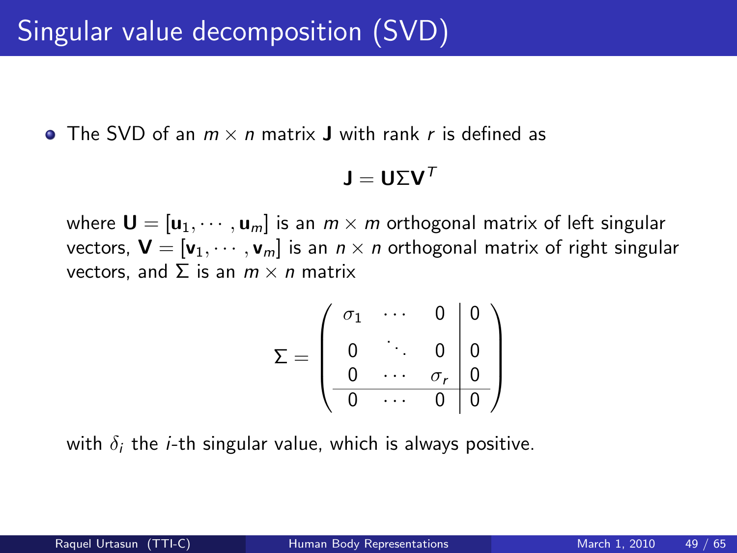# Singular value decomposition (SVD)

- The SVD of an $m \times n$ matrix $\mathbf{J}$ with rank $r$ is defined as

$$\mathbf{J} = \mathbf{U}\Sigma\mathbf{V}^T$$

where $\mathbf{U} = [\mathbf{u}_1, \cdots, \mathbf{u}_m]$ is an $m \times m$ orthogonal matrix of left singular vectors, $\mathbf{V} = [\mathbf{v}_1, \cdots, \mathbf{v}_m]$ is an $n \times n$ orthogonal matrix of right singular vectors, and $\Sigma$ is an $m \times n$ matrix

$$\Sigma = \left( \begin{array}{ccc|c} \sigma_1 & \cdots & 0 & 0 \\ 0 & \ddots & 0 & 0 \\ 0 & \cdots & \sigma_r & 0 \\ \hline 0 & \cdots & 0 & 0 \end{array} \right)$$

with $\delta_i$ the $i$-th singular value, which is always positive.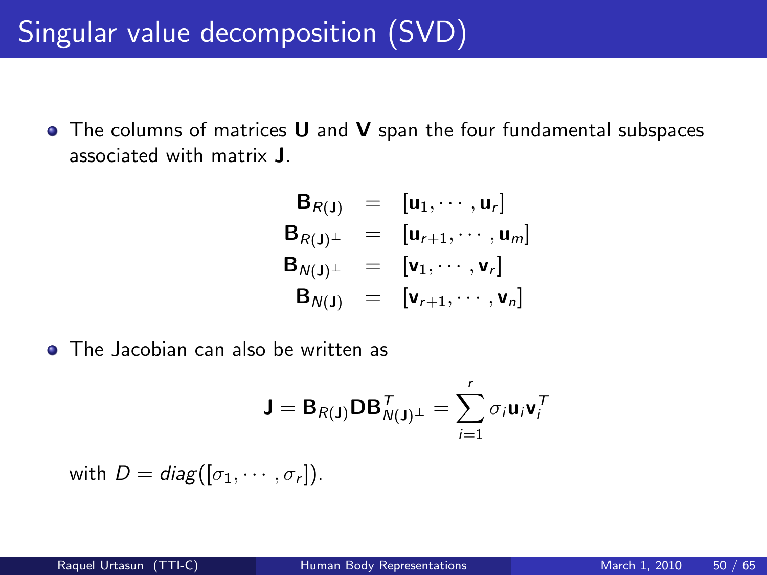# Singular value decomposition (SVD)

- The columns of matrices $\mathbf{U}$ and $\mathbf{V}$ span the four fundamental subspaces associated with matrix $\mathbf{J}$.

$$
\begin{aligned}
\mathbf{B}_{R(\mathbf{J})} &= [\mathbf{u}_1, \cdots, \mathbf{u}_r] \\
\mathbf{B}_{R(\mathbf{J})^\perp} &= [\mathbf{u}_{r+1}, \cdots, \mathbf{u}_m] \\
\mathbf{B}_{N(\mathbf{J})^\perp} &= [\mathbf{v}_1, \cdots, \mathbf{v}_r] \\
\mathbf{B}_{N(\mathbf{J})} &= [\mathbf{v}_{r+1}, \cdots, \mathbf{v}_n]
\end{aligned}
$$

- The Jacobian can also be written as

$$
\mathbf{J} = \mathbf{B}_{R(\mathbf{J})} \mathbf{D} \mathbf{B}_{N(\mathbf{J})^\perp}^T = \sum_{i=1}^{r} \sigma_i \mathbf{u}_i \mathbf{v}_i^T
$$

with $D = diag([\sigma_1, \cdots, \sigma_r])$.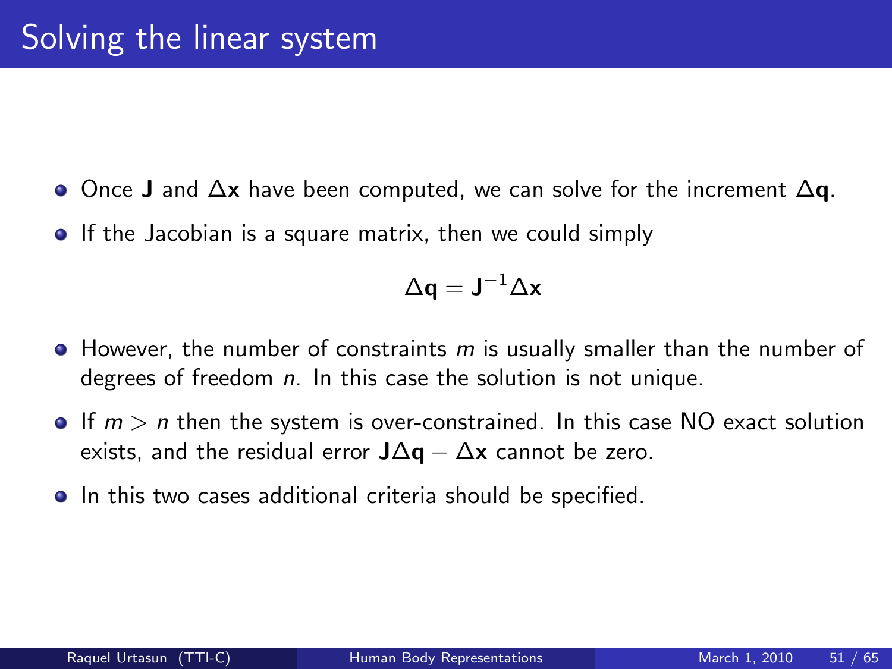# Solving the linear system

- Once $\mathbf{J}$ and $\Delta\mathbf{x}$ have been computed, we can solve for the increment $\Delta\mathbf{q}$.
- If the Jacobian is a square matrix, then we could simply

$$\Delta\mathbf{q} = \mathbf{J}^{-1}\Delta\mathbf{x}$$

- However, the number of constraints $m$ is usually smaller than the number of degrees of freedom $n$. In this case the solution is not unique.
- If $m > n$ then the system is over-constrained. In this case NO exact solution exists, and the residual error $\mathbf{J}\Delta\mathbf{q} - \Delta\mathbf{x}$ cannot be zero.
- In this two cases additional criteria should be specified.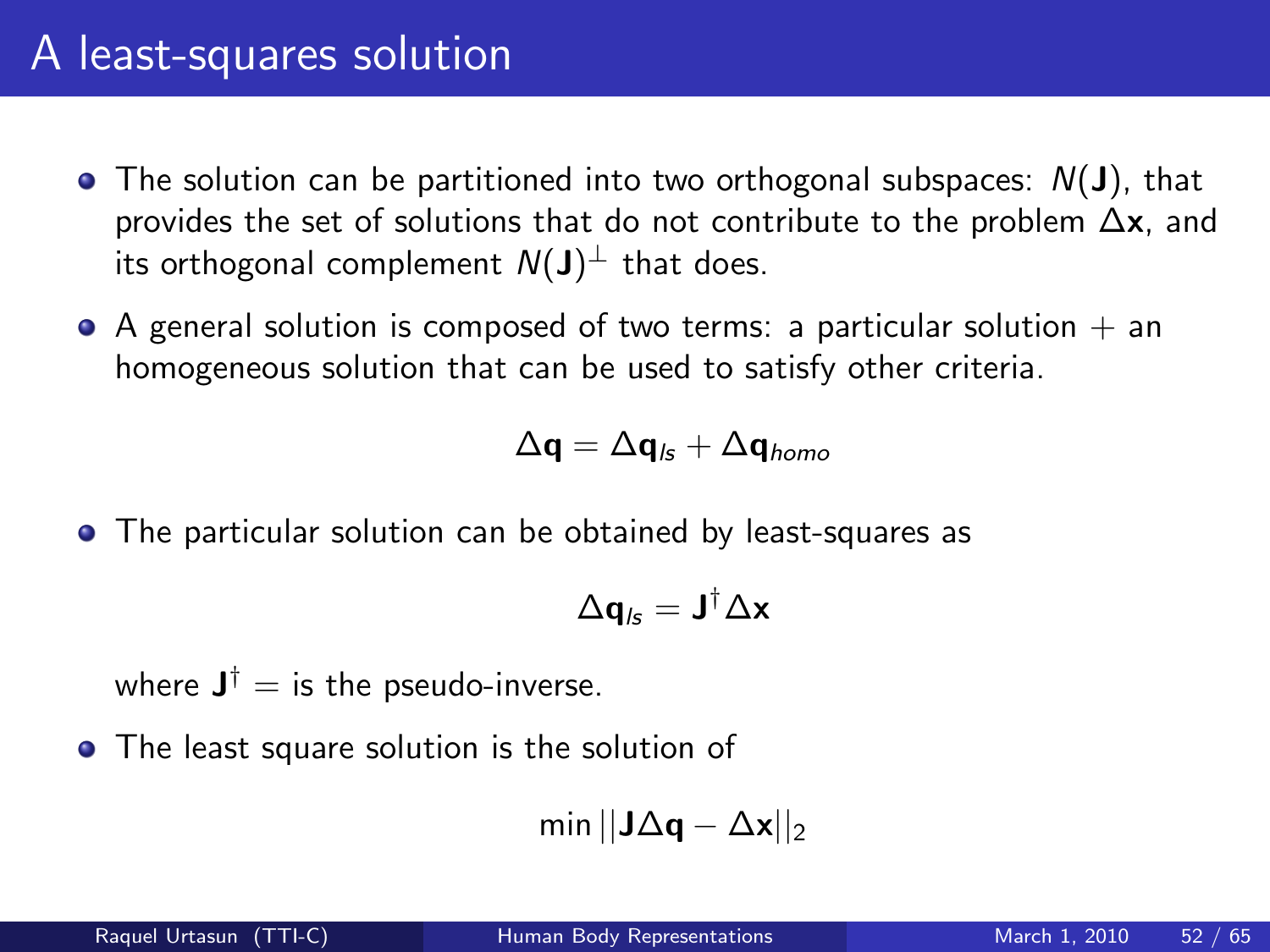# A least-squares solution

- The solution can be partitioned into two orthogonal subspaces: $N(\mathbf{J})$, that provides the set of solutions that do not contribute to the problem $\Delta\mathbf{x}$, and its orthogonal complement $N(\mathbf{J})^{\perp}$ that does.
- A general solution is composed of two terms: a particular solution + an homogeneous solution that can be used to satisfy other criteria.

$$\Delta\mathbf{q} = \Delta\mathbf{q}_{ls} + \Delta\mathbf{q}_{homo}$$

- The particular solution can be obtained by least-squares as

$$\Delta\mathbf{q}_{ls} = \mathbf{J}^{\dagger}\Delta\mathbf{x}$$

  where $\mathbf{J}^{\dagger} =$ is the pseudo-inverse.
- The least square solution is the solution of

$$\min ||\mathbf{J}\Delta\mathbf{q} - \Delta\mathbf{x}||_2$$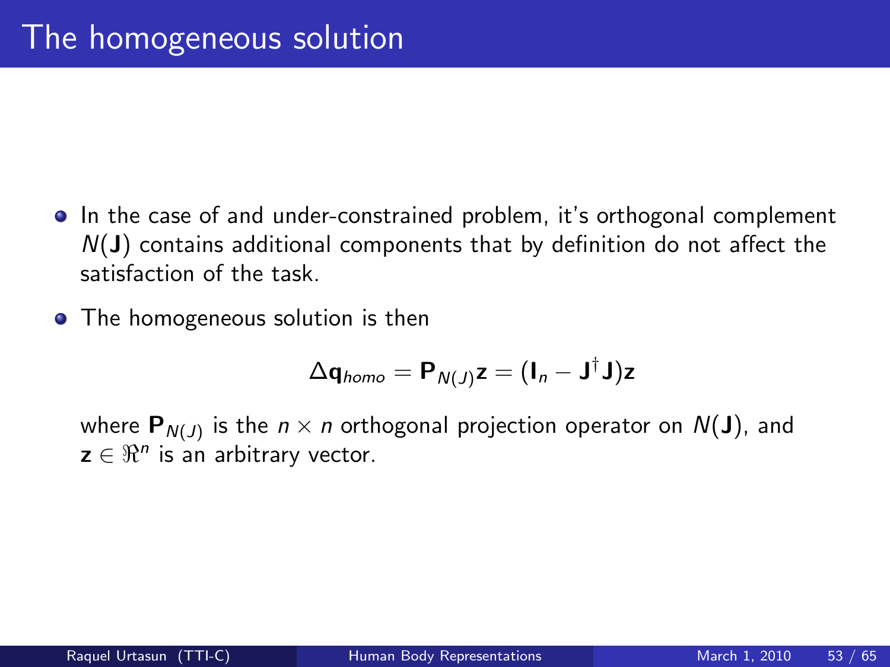# The homogeneous solution

- In the case of and under-constrained problem, it's orthogonal complement $N(\mathbf{J})$ contains additional components that by definition do not affect the satisfaction of the task.
- The homogeneous solution is then

$$\Delta \mathbf{q}_{homo} = \mathbf{P}_{N(J)}\mathbf{z} = (\mathbf{I}_n - \mathbf{J}^{\dagger}\mathbf{J})\mathbf{z}$$

  where $\mathbf{P}_{N(J)}$ is the $n \times n$ orthogonal projection operator on $N(\mathbf{J})$, and $\mathbf{z} \in \Re^n$ is an arbitrary vector.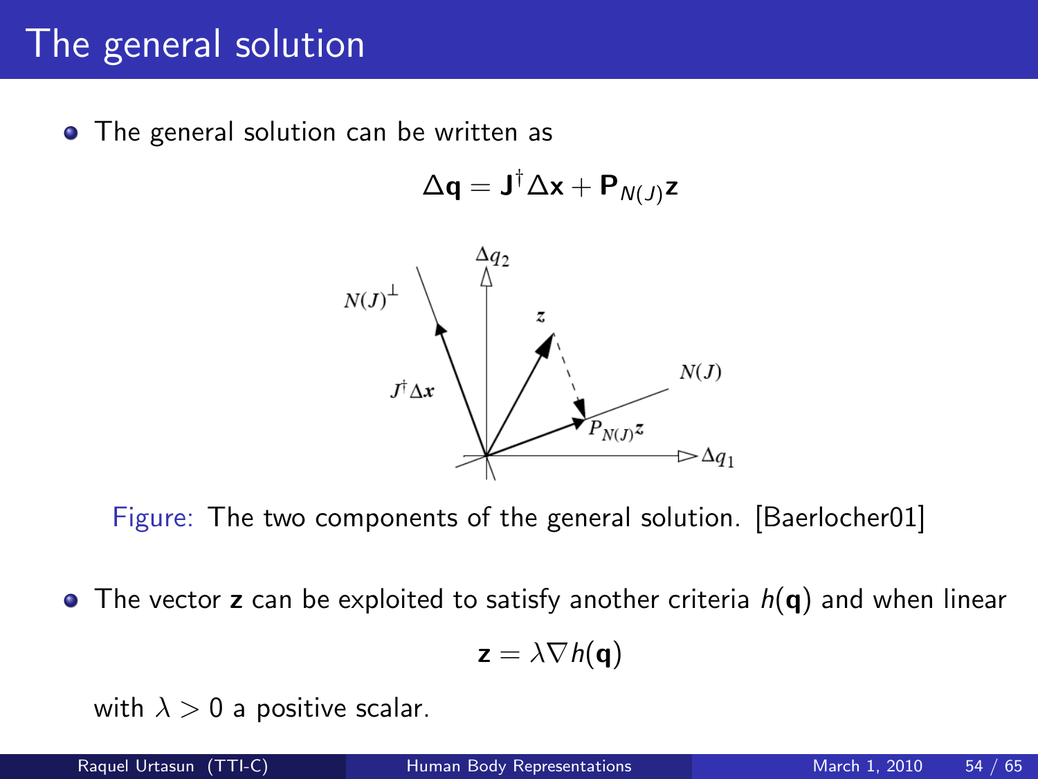# The general solution

- The general solution can be written as

$$\Delta \mathbf{q} = \mathbf{J}^{\dagger} \Delta \mathbf{x} + \mathbf{P}_{N(J)} \mathbf{z}$$

Figure: The two components of the general solution. [Baerlocher01]

- The vector $\mathbf{z}$ can be exploited to satisfy another criteria $h(\mathbf{q})$ and when linear

$$\mathbf{z} = \lambda \nabla h(\mathbf{q})$$

with $\lambda > 0$ a positive scalar.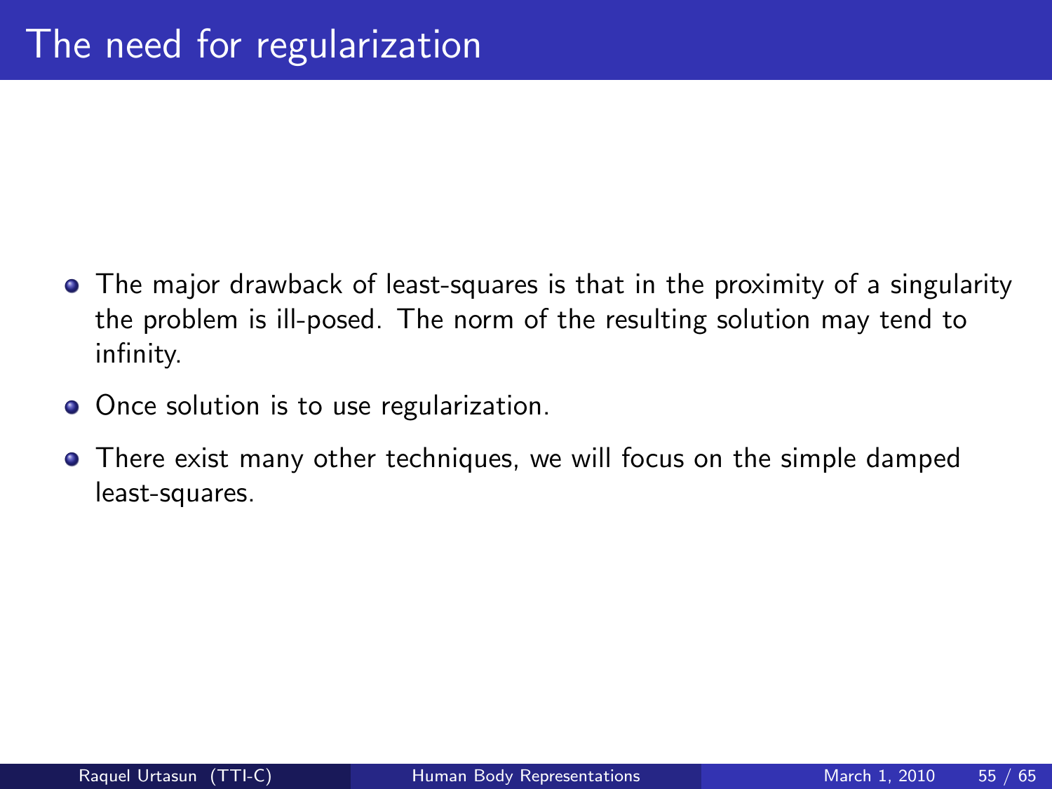# The need for regularization

- The major drawback of least-squares is that in the proximity of a singularity the problem is ill-posed. The norm of the resulting solution may tend to infinity.
- Once solution is to use regularization.
- There exist many other techniques, we will focus on the simple damped least-squares.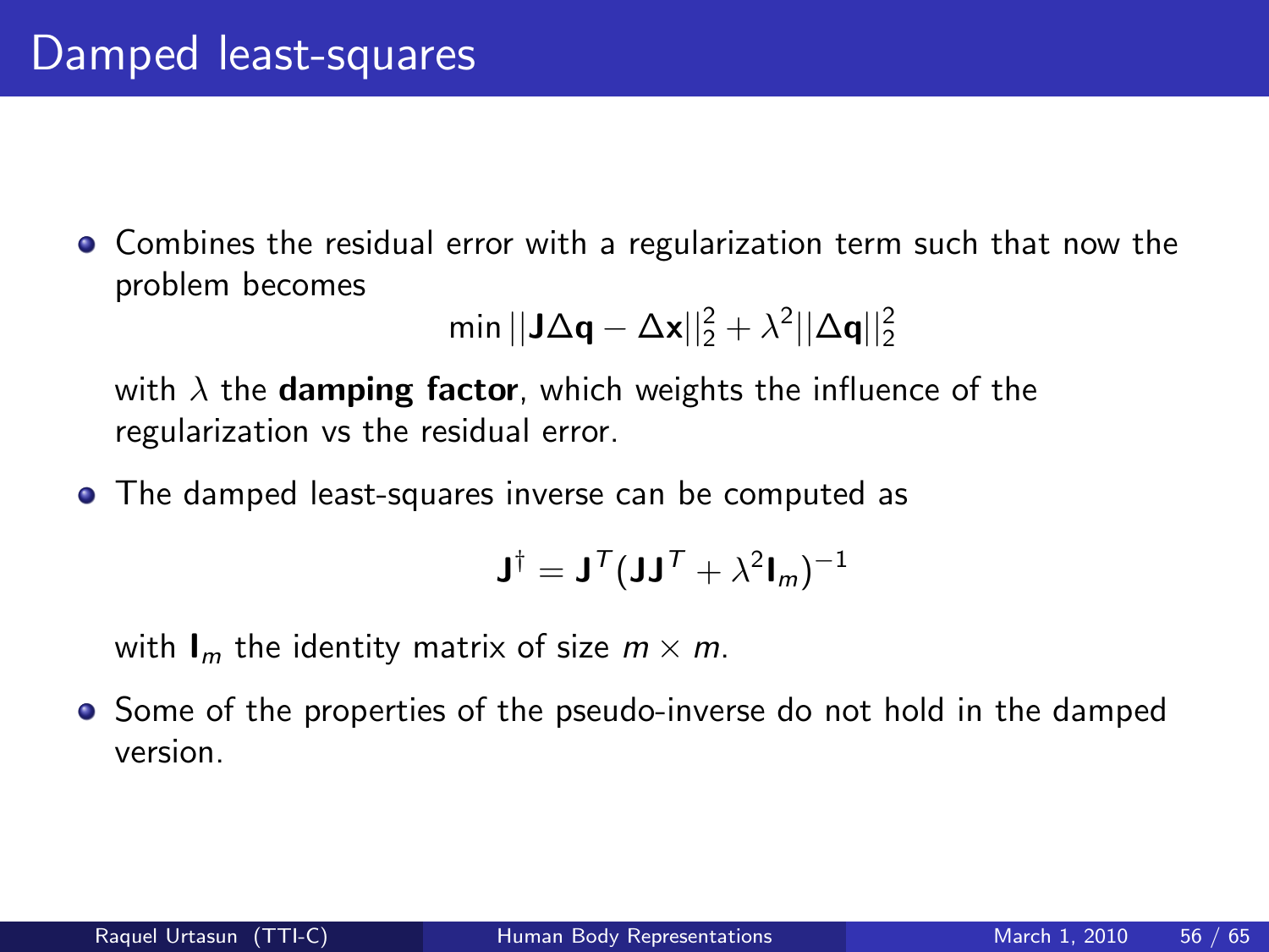# Damped least-squares

- Combines the residual error with a regularization term such that now the problem becomes

$$\min ||\mathbf{J}\Delta\mathbf{q} - \Delta\mathbf{x}||_2^2 + \lambda^2||\Delta\mathbf{q}||_2^2$$

  with $\lambda$ the **damping factor**, which weights the influence of the regularization vs the residual error.

- The damped least-squares inverse can be computed as

$$\mathbf{J}^{\dagger} = \mathbf{J}^T(\mathbf{J}\mathbf{J}^T + \lambda^2\mathbf{I}_m)^{-1}$$

  with $\mathbf{I}_m$ the identity matrix of size $m \times m$.

- Some of the properties of the pseudo-inverse do not hold in the damped version.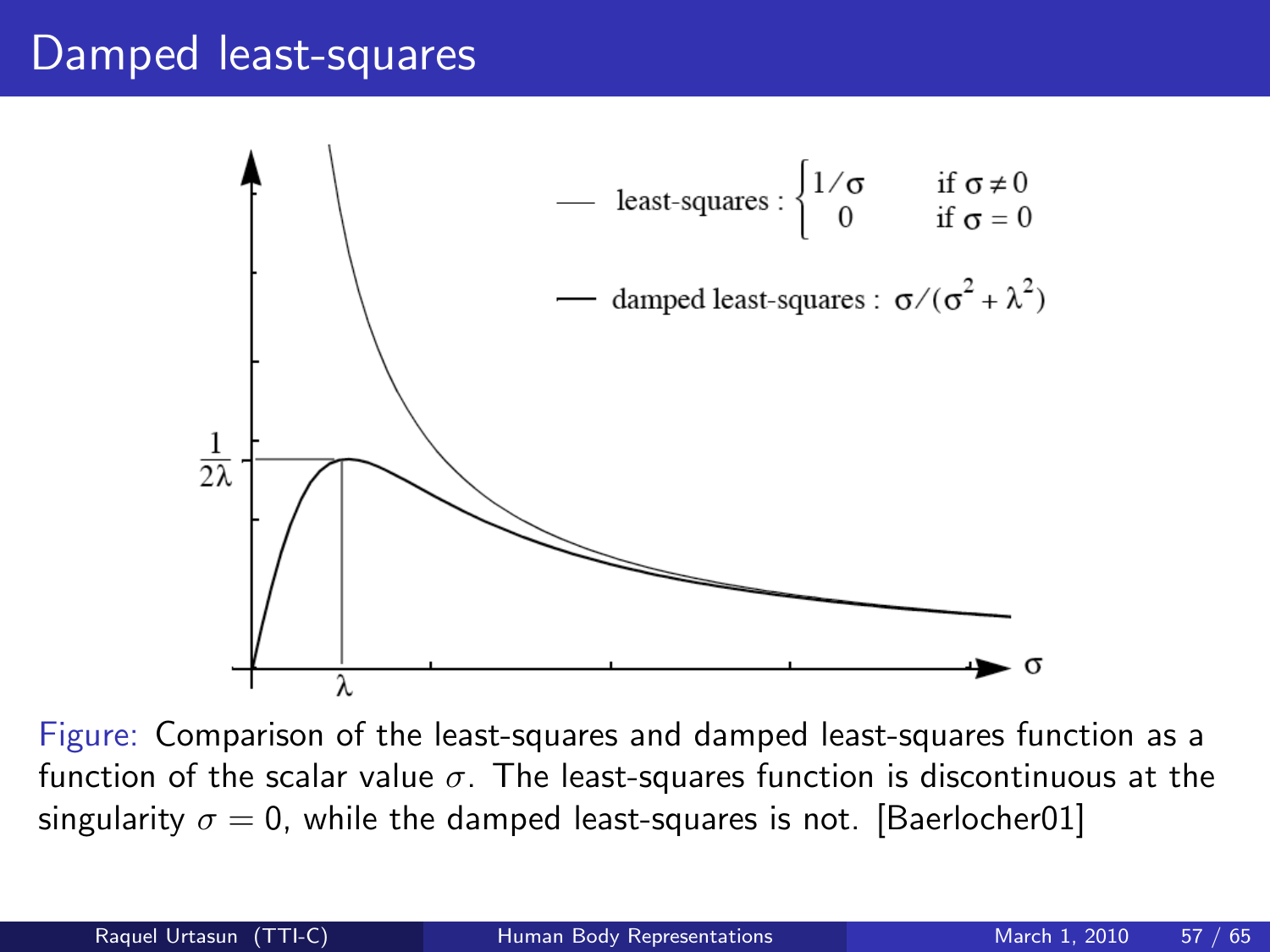# Damped least-squares

— least-squares : $\begin{cases} 1/\sigma & \text{if } \sigma \neq 0 \\ 0 & \text{if } \sigma = 0 \end{cases}$

— damped least-squares : $\sigma/(\sigma^2 + \lambda^2)$

Figure: Comparison of the least-squares and damped least-squares function as a function of the scalar value $\sigma$. The least-squares function is discontinuous at the singularity $\sigma = 0$, while the damped least-squares is not. [Baerlocher01]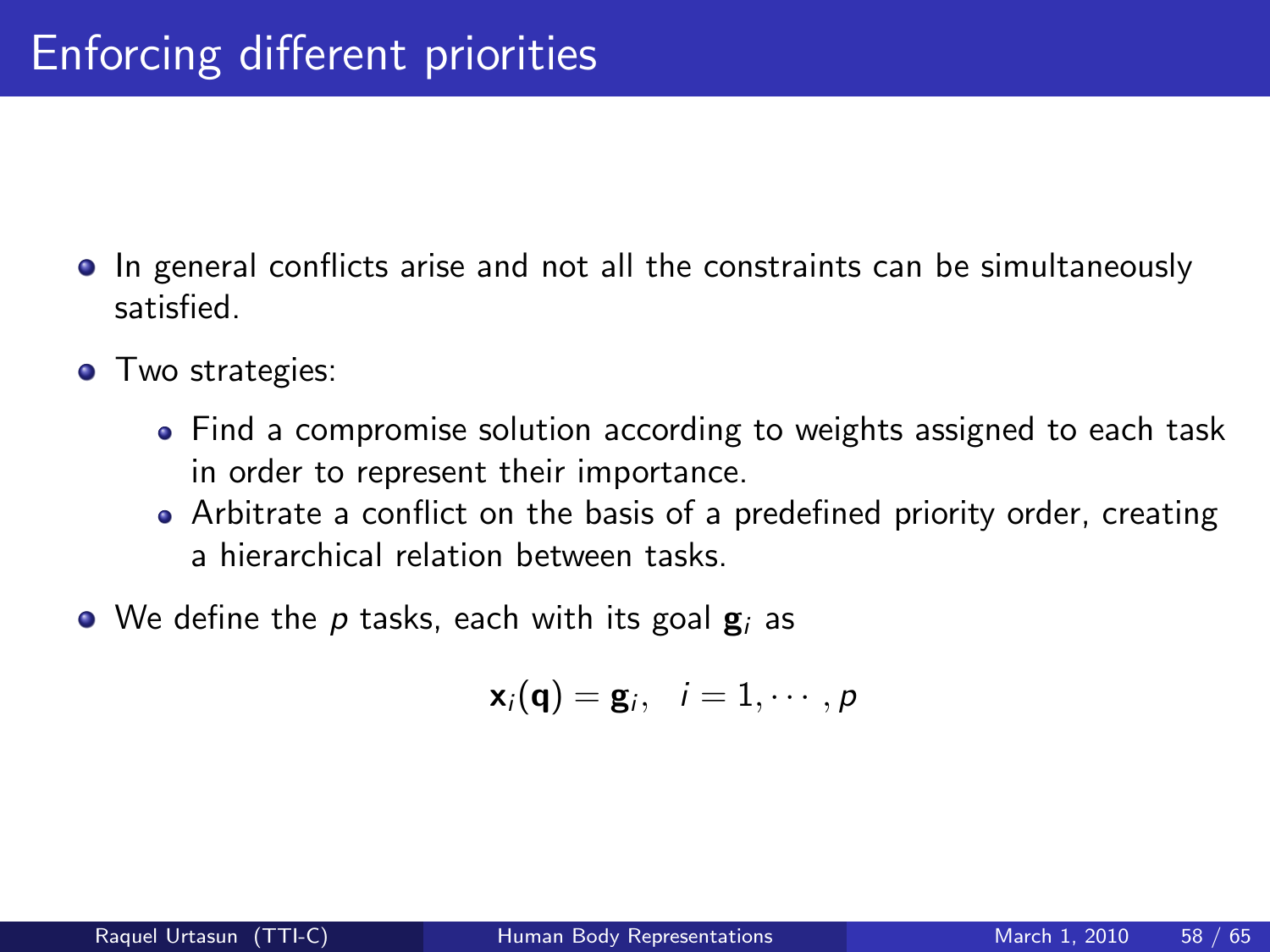# Enforcing different priorities

- In general conflicts arise and not all the constraints can be simultaneously satisfied.
- Two strategies:
  - Find a compromise solution according to weights assigned to each task in order to represent their importance.
  - Arbitrate a conflict on the basis of a predefined priority order, creating a hierarchical relation between tasks.
- We define the $p$ tasks, each with its goal $\mathbf{g}_i$ as

$$\mathbf{x}_i(\mathbf{q}) = \mathbf{g}_i, \quad i = 1, \cdots, p$$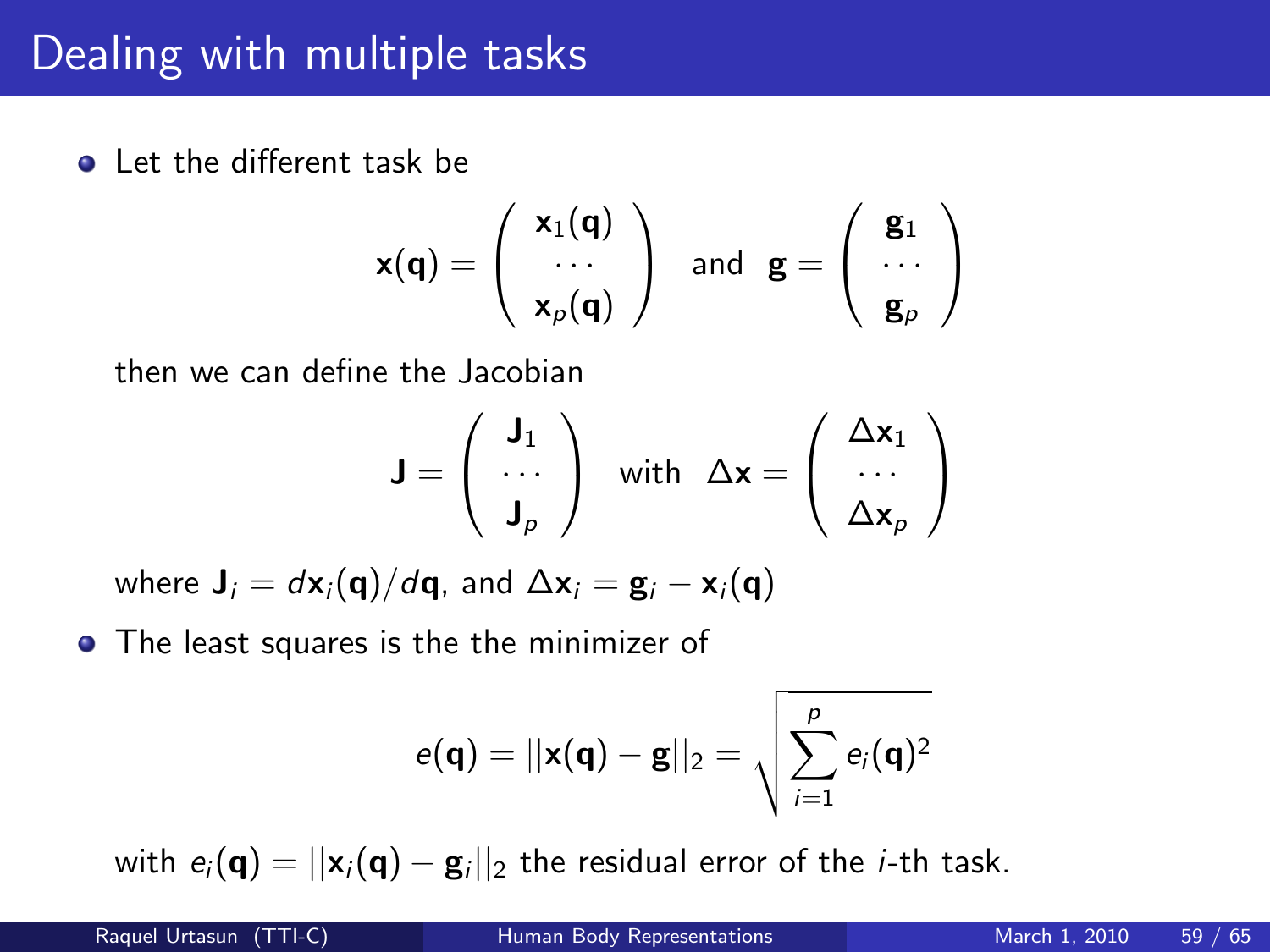# Dealing with multiple tasks

- Let the different task be

$$\mathbf{x}(\mathbf{q}) = \begin{pmatrix} \mathbf{x}_1(\mathbf{q}) \\ \cdots \\ \mathbf{x}_p(\mathbf{q}) \end{pmatrix} \quad \text{and} \quad \mathbf{g} = \begin{pmatrix} \mathbf{g}_1 \\ \cdots \\ \mathbf{g}_p \end{pmatrix}$$

then we can define the Jacobian

$$\mathbf{J} = \begin{pmatrix} \mathbf{J}_1 \\ \cdots \\ \mathbf{J}_p \end{pmatrix} \quad \text{with} \quad \Delta\mathbf{x} = \begin{pmatrix} \Delta\mathbf{x}_1 \\ \cdots \\ \Delta\mathbf{x}_p \end{pmatrix}$$

where $\mathbf{J}_i = d\mathbf{x}_i(\mathbf{q})/d\mathbf{q}$, and $\Delta\mathbf{x}_i = \mathbf{g}_i - \mathbf{x}_i(\mathbf{q})$

- The least squares is the the minimizer of

$$e(\mathbf{q}) = ||\mathbf{x}(\mathbf{q}) - \mathbf{g}||_2 = \sqrt{\sum_{i=1}^{p} e_i(\mathbf{q})^2}$$

with $e_i(\mathbf{q}) = ||\mathbf{x}_i(\mathbf{q}) - \mathbf{g}_i||_2$ the residual error of the $i$-th task.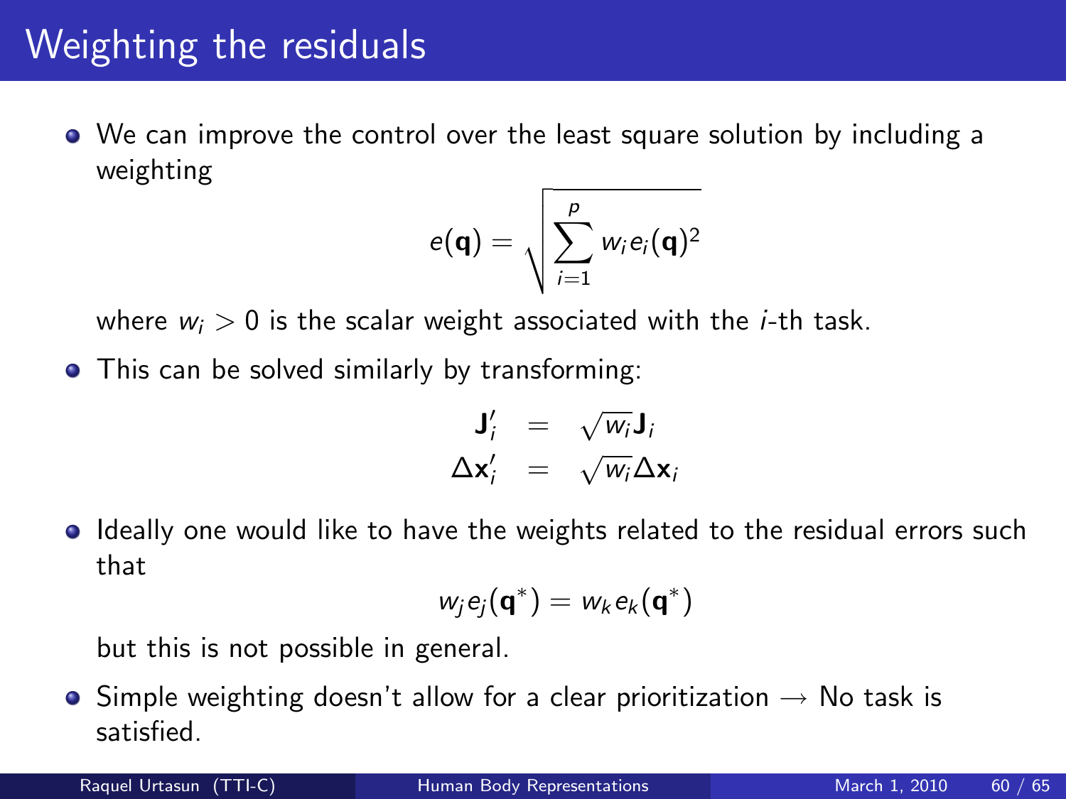# Weighting the residuals

- We can improve the control over the least square solution by including a weighting

$$e(\mathbf{q}) = \sqrt{\sum_{i=1}^{p} w_i e_i(\mathbf{q})^2}$$

  where $w_i > 0$ is the scalar weight associated with the $i$-th task.

- This can be solved similarly by transforming:

$$\begin{aligned} \mathbf{J}'_i &= \sqrt{w_i}\mathbf{J}_i \\ \Delta\mathbf{x}'_i &= \sqrt{w_i}\Delta\mathbf{x}_i \end{aligned}$$

- Ideally one would like to have the weights related to the residual errors such that

$$w_j e_j(\mathbf{q}^*) = w_k e_k(\mathbf{q}^*)$$

  but this is not possible in general.

- Simple weighting doesn't allow for a clear prioritization $\rightarrow$ No task is satisfied.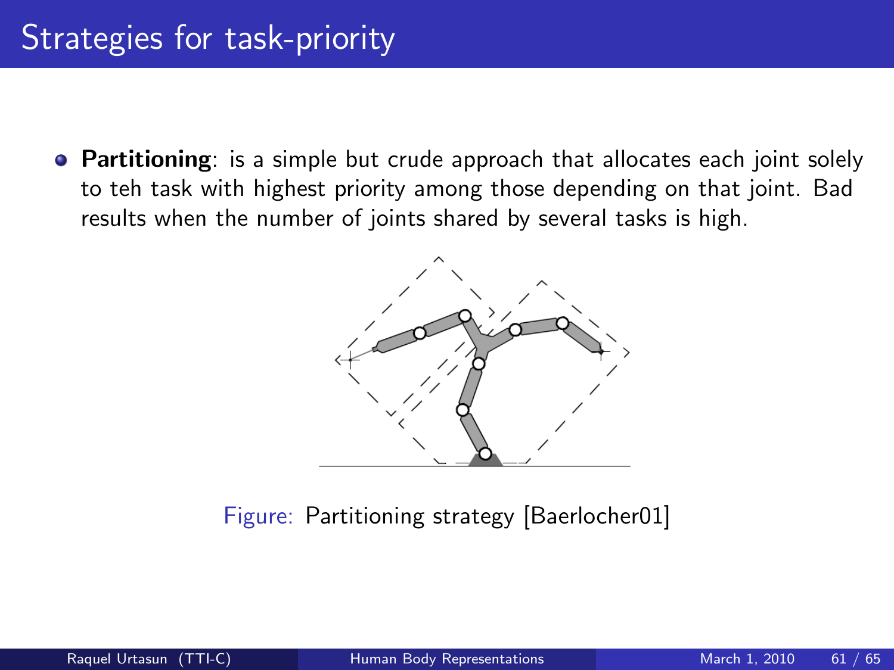# Strategies for task-priority

- **Partitioning**: is a simple but crude approach that allocates each joint solely to teh task with highest priority among those depending on that joint. Bad results when the number of joints shared by several tasks is high.

Figure: Partitioning strategy [Baerlocher01]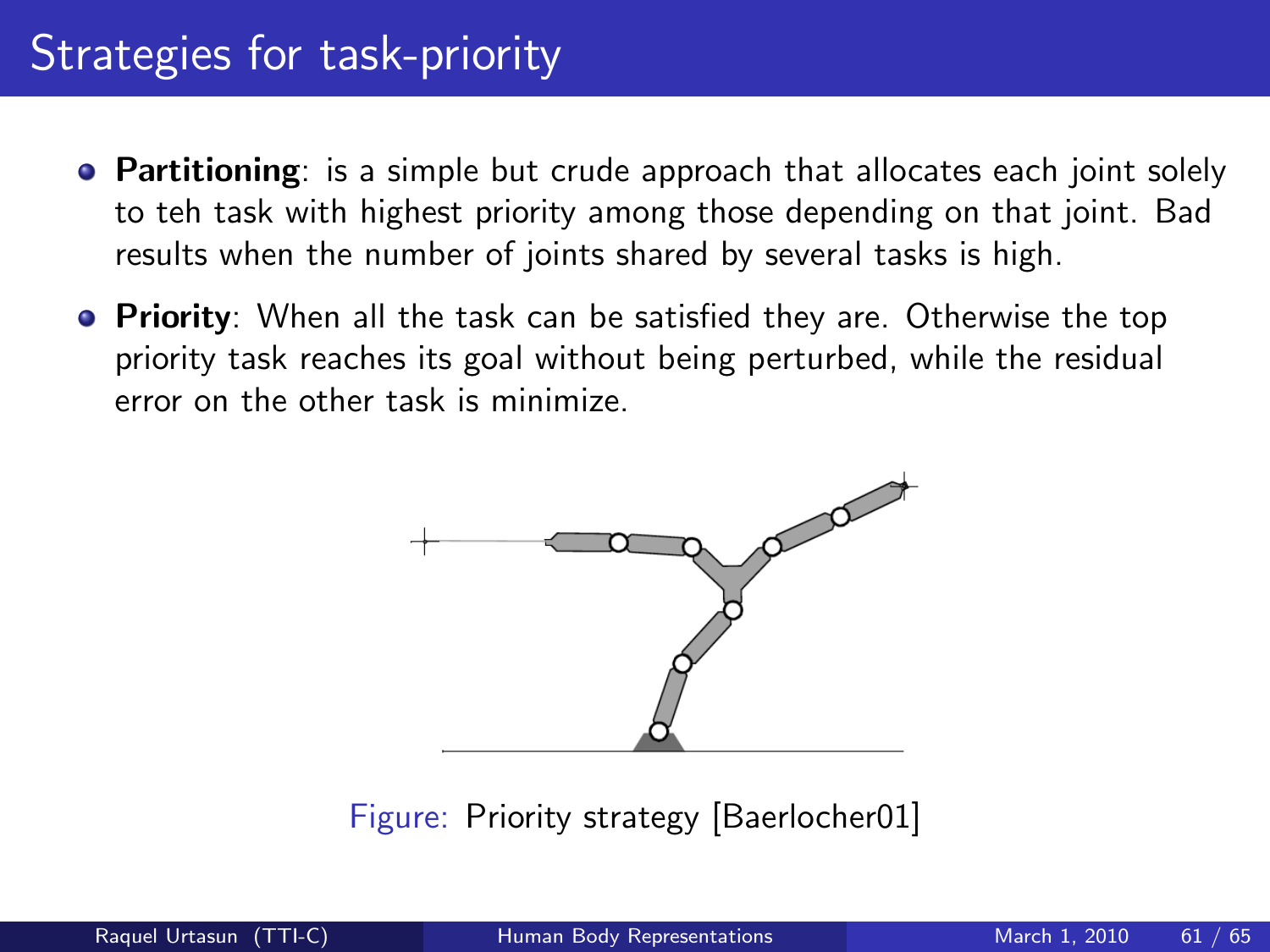# Strategies for task-priority

- **Partitioning**: is a simple but crude approach that allocates each joint solely to teh task with highest priority among those depending on that joint. Bad results when the number of joints shared by several tasks is high.
- **Priority**: When all the task can be satisfied they are. Otherwise the top priority task reaches its goal without being perturbed, while the residual error on the other task is minimize.

Figure: Priority strategy [Baerlocher01]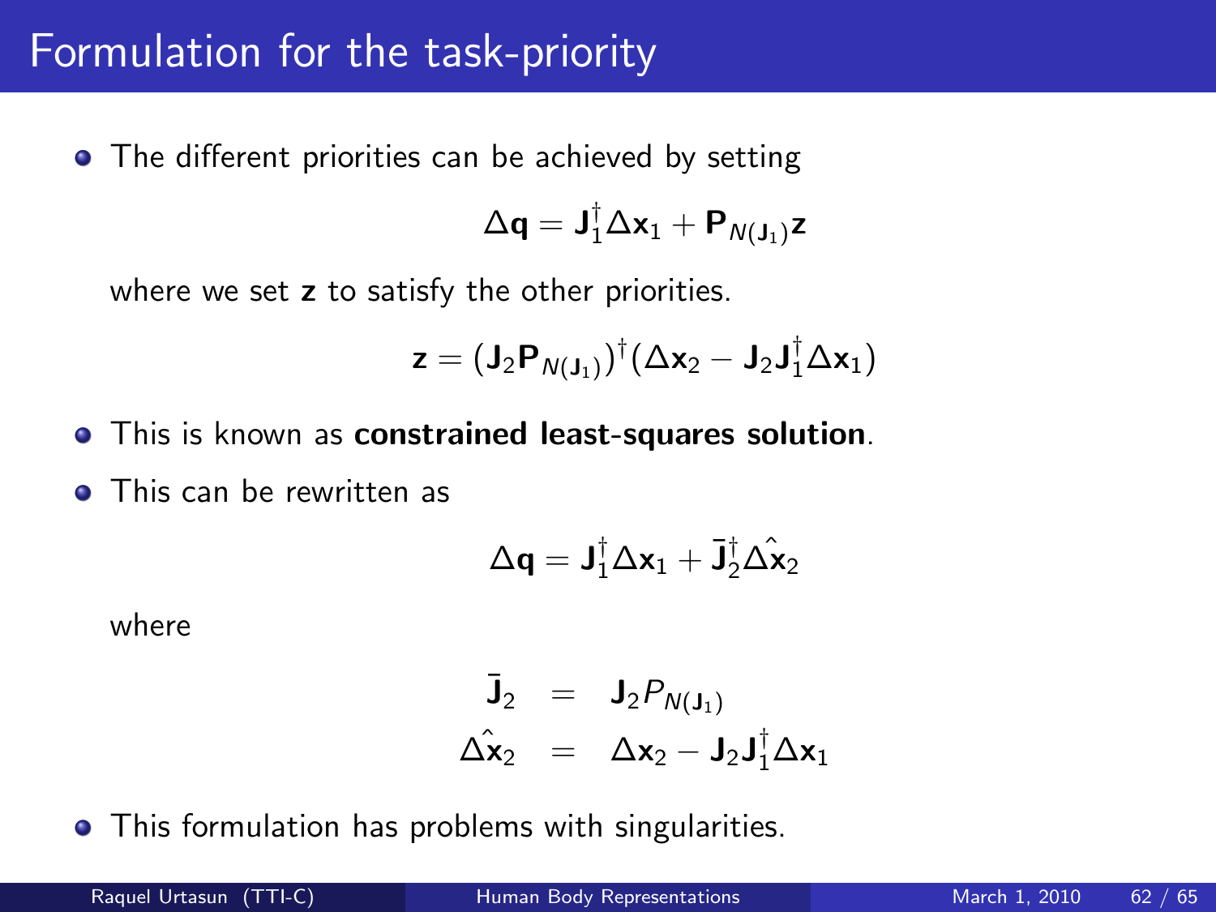# Formulation for the task-priority

- The different priorities can be achieved by setting

$$\Delta \mathbf{q} = \mathbf{J}_1^{\dagger} \Delta \mathbf{x}_1 + \mathbf{P}_{N(\mathbf{J}_1)} \mathbf{z}$$

  where we set $\mathbf{z}$ to satisfy the other priorities.

$$\mathbf{z} = (\mathbf{J}_2 \mathbf{P}_{N(\mathbf{J}_1)})^{\dagger} (\Delta \mathbf{x}_2 - \mathbf{J}_2 \mathbf{J}_1^{\dagger} \Delta \mathbf{x}_1)$$

- This is known as **constrained least-squares solution**.
- This can be rewritten as

$$\Delta \mathbf{q} = \mathbf{J}_1^{\dagger} \Delta \mathbf{x}_1 + \bar{\mathbf{J}}_2^{\dagger} \Delta \hat{\mathbf{x}}_2$$

  where

$$\begin{aligned} \bar{\mathbf{J}}_2 &= \mathbf{J}_2 P_{N(\mathbf{J}_1)} \\ \Delta \hat{\mathbf{x}}_2 &= \Delta \mathbf{x}_2 - \mathbf{J}_2 \mathbf{J}_1^{\dagger} \Delta \mathbf{x}_1 \end{aligned}$$

- This formulation has problems with singularities.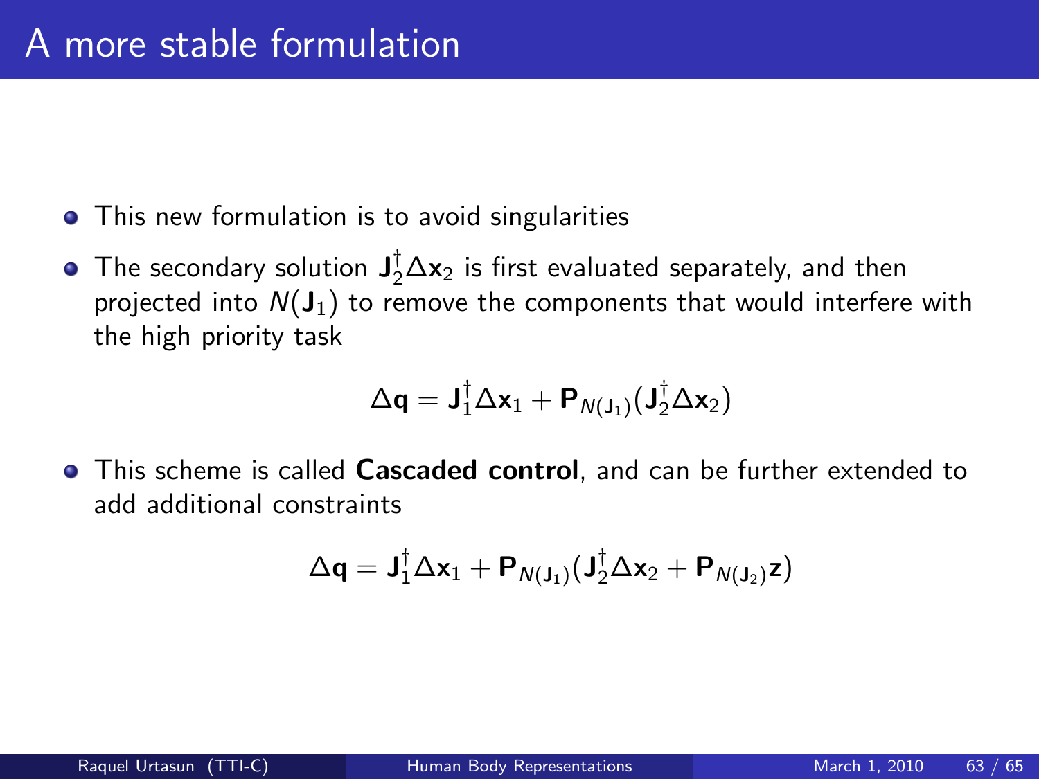# A more stable formulation

- This new formulation is to avoid singularities
- The secondary solution $\mathbf{J}_2^{\dagger}\Delta\mathbf{x}_2$ is first evaluated separately, and then projected into $N(\mathbf{J}_1)$ to remove the components that would interfere with the high priority task

$$\Delta\mathbf{q} = \mathbf{J}_1^{\dagger}\Delta\mathbf{x}_1 + \mathbf{P}_{N(\mathbf{J}_1)}(\mathbf{J}_2^{\dagger}\Delta\mathbf{x}_2)$$

- This scheme is called **Cascaded control**, and can be further extended to add additional constraints

$$\Delta\mathbf{q} = \mathbf{J}_1^{\dagger}\Delta\mathbf{x}_1 + \mathbf{P}_{N(\mathbf{J}_1)}(\mathbf{J}_2^{\dagger}\Delta\mathbf{x}_2 + \mathbf{P}_{N(\mathbf{J}_2)}\mathbf{z})$$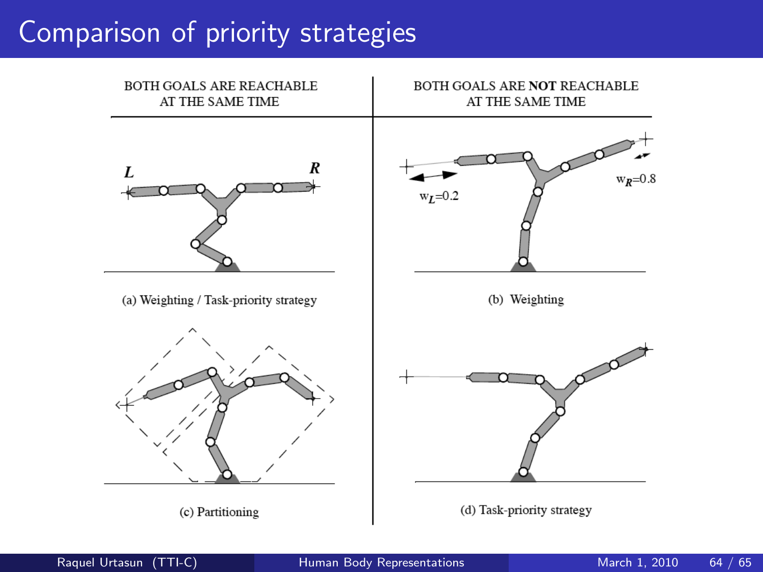# Comparison of priority strategies

| BOTH GOALS ARE REACHABLE AT THE SAME TIME | BOTH GOALS ARE **NOT** REACHABLE AT THE SAME TIME |
| --- | --- |
| (a) Weighting / Task-priority strategy | (b) Weighting |
| (c) Partitioning | (d) Task-priority strategy |

*L*, *R*

$w_L$=0.2

$w_R$=0.8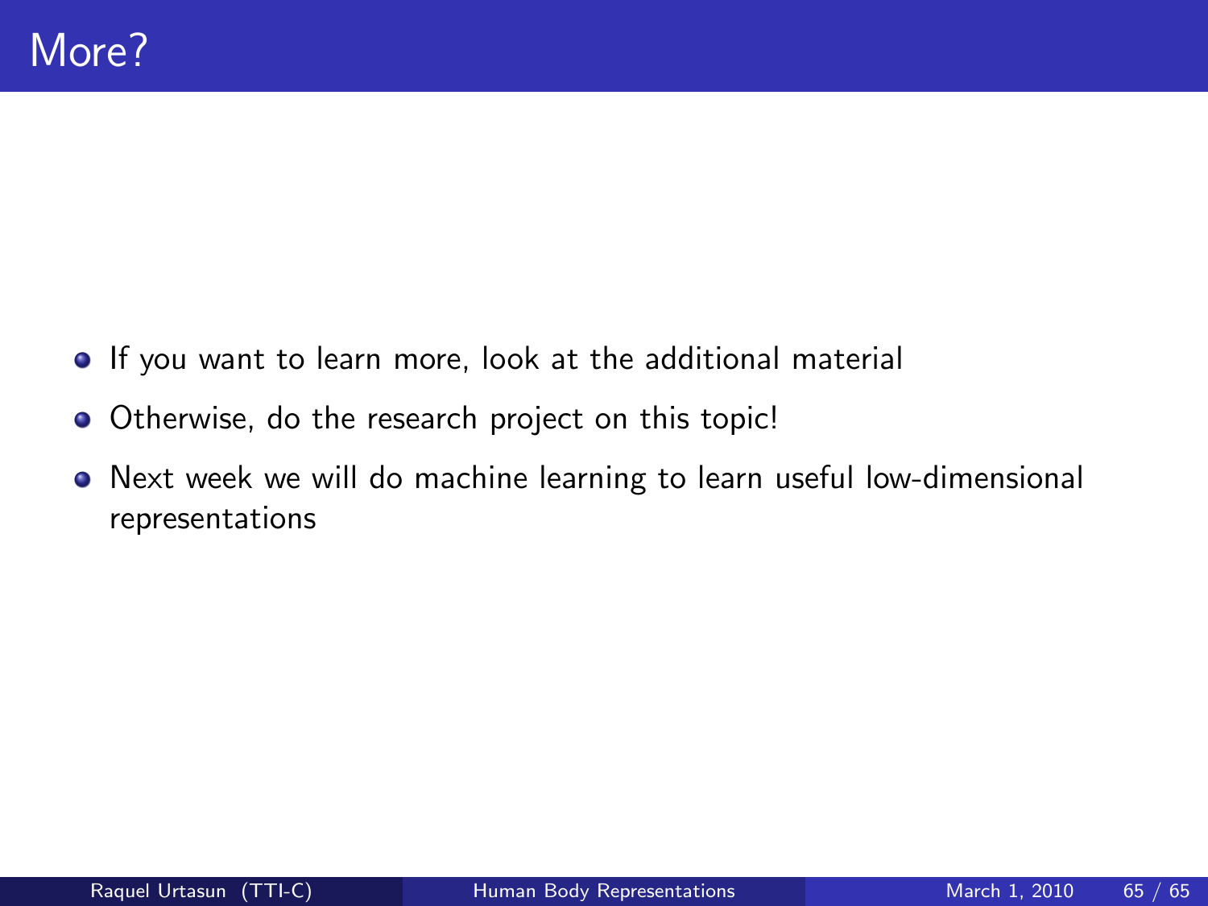# More?

- If you want to learn more, look at the additional material
- Otherwise, do the research project on this topic!
- Next week we will do machine learning to learn useful low-dimensional representations